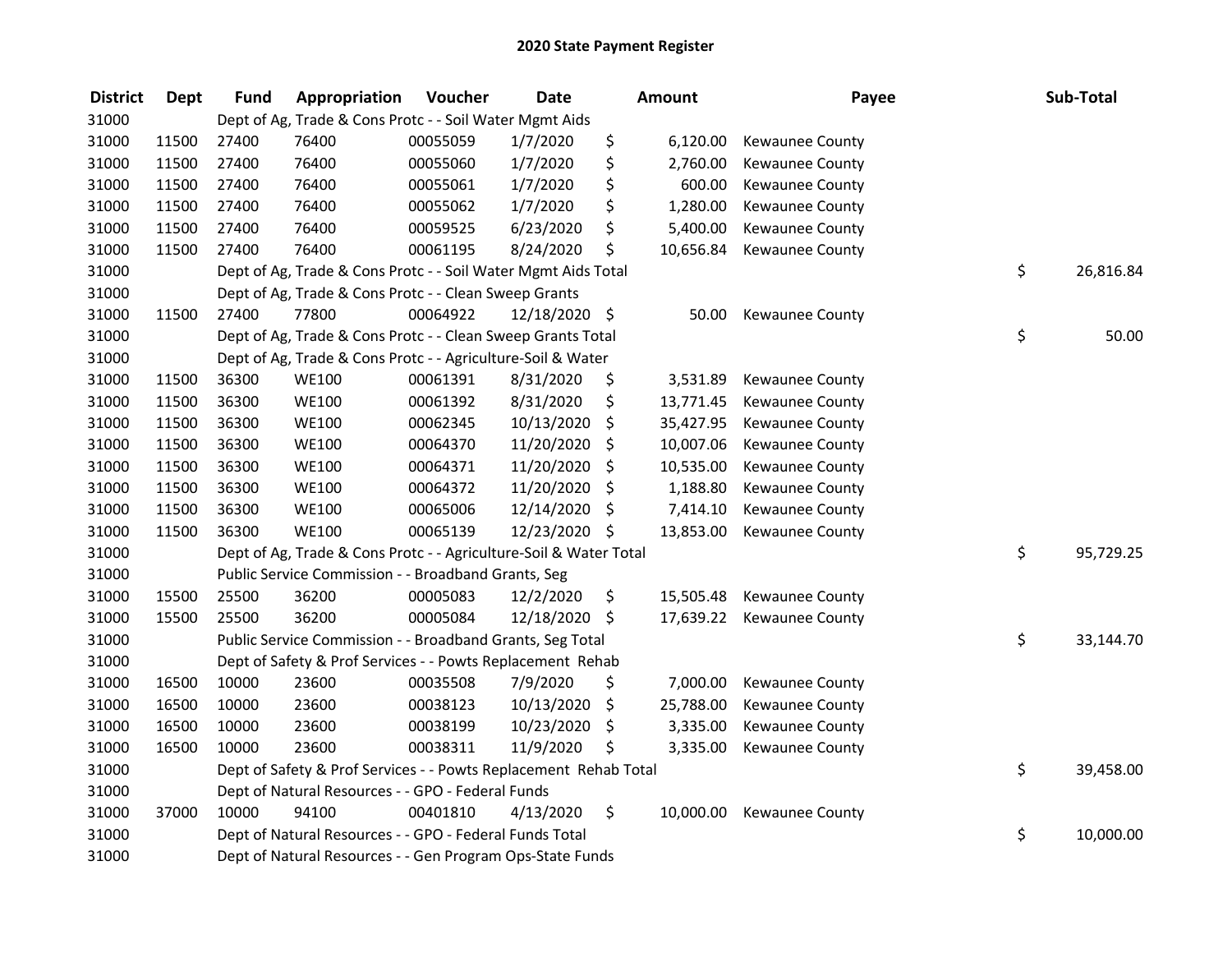# 2020 State Payment Register

| District | Dept | Fund | Appropriation | Voucher | Date | Amount | Payee | Sub-Total |
|---|---|---|---|---|---|---|---|---|
| 31000 | | Dept of Ag, Trade & Cons Protc - - Soil Water Mgmt Aids | | | | | | |
| 31000 | 11500 | 27400 | 76400 | 00055059 | 1/7/2020 | $ 6,120.00 | Kewaunee County | |
| 31000 | 11500 | 27400 | 76400 | 00055060 | 1/7/2020 | $ 2,760.00 | Kewaunee County | |
| 31000 | 11500 | 27400 | 76400 | 00055061 | 1/7/2020 | $ 600.00 | Kewaunee County | |
| 31000 | 11500 | 27400 | 76400 | 00055062 | 1/7/2020 | $ 1,280.00 | Kewaunee County | |
| 31000 | 11500 | 27400 | 76400 | 00059525 | 6/23/2020 | $ 5,400.00 | Kewaunee County | |
| 31000 | 11500 | 27400 | 76400 | 00061195 | 8/24/2020 | $ 10,656.84 | Kewaunee County | |
| 31000 | | Dept of Ag, Trade & Cons Protc - - Soil Water Mgmt Aids Total | | | | | | $ 26,816.84 |
| 31000 | | Dept of Ag, Trade & Cons Protc - - Clean Sweep Grants | | | | | | |
| 31000 | 11500 | 27400 | 77800 | 00064922 | 12/18/2020 | $ 50.00 | Kewaunee County | |
| 31000 | | Dept of Ag, Trade & Cons Protc - - Clean Sweep Grants Total | | | | | | $ 50.00 |
| 31000 | | Dept of Ag, Trade & Cons Protc - - Agriculture-Soil & Water | | | | | | |
| 31000 | 11500 | 36300 | WE100 | 00061391 | 8/31/2020 | $ 3,531.89 | Kewaunee County | |
| 31000 | 11500 | 36300 | WE100 | 00061392 | 8/31/2020 | $ 13,771.45 | Kewaunee County | |
| 31000 | 11500 | 36300 | WE100 | 00062345 | 10/13/2020 | $ 35,427.95 | Kewaunee County | |
| 31000 | 11500 | 36300 | WE100 | 00064370 | 11/20/2020 | $ 10,007.06 | Kewaunee County | |
| 31000 | 11500 | 36300 | WE100 | 00064371 | 11/20/2020 | $ 10,535.00 | Kewaunee County | |
| 31000 | 11500 | 36300 | WE100 | 00064372 | 11/20/2020 | $ 1,188.80 | Kewaunee County | |
| 31000 | 11500 | 36300 | WE100 | 00065006 | 12/14/2020 | $ 7,414.10 | Kewaunee County | |
| 31000 | 11500 | 36300 | WE100 | 00065139 | 12/23/2020 | $ 13,853.00 | Kewaunee County | |
| 31000 | | Dept of Ag, Trade & Cons Protc - - Agriculture-Soil & Water Total | | | | | | $ 95,729.25 |
| 31000 | | Public Service Commission - - Broadband Grants, Seg | | | | | | |
| 31000 | 15500 | 25500 | 36200 | 00005083 | 12/2/2020 | $ 15,505.48 | Kewaunee County | |
| 31000 | 15500 | 25500 | 36200 | 00005084 | 12/18/2020 | $ 17,639.22 | Kewaunee County | |
| 31000 | | Public Service Commission - - Broadband Grants, Seg Total | | | | | | $ 33,144.70 |
| 31000 | | Dept of Safety & Prof Services - - Powts Replacement Rehab | | | | | | |
| 31000 | 16500 | 10000 | 23600 | 00035508 | 7/9/2020 | $ 7,000.00 | Kewaunee County | |
| 31000 | 16500 | 10000 | 23600 | 00038123 | 10/13/2020 | $ 25,788.00 | Kewaunee County | |
| 31000 | 16500 | 10000 | 23600 | 00038199 | 10/23/2020 | $ 3,335.00 | Kewaunee County | |
| 31000 | 16500 | 10000 | 23600 | 00038311 | 11/9/2020 | $ 3,335.00 | Kewaunee County | |
| 31000 | | Dept of Safety & Prof Services - - Powts Replacement Rehab Total | | | | | | $ 39,458.00 |
| 31000 | | Dept of Natural Resources - - GPO - Federal Funds | | | | | | |
| 31000 | 37000 | 10000 | 94100 | 00401810 | 4/13/2020 | $ 10,000.00 | Kewaunee County | |
| 31000 | | Dept of Natural Resources - - GPO - Federal Funds Total | | | | | | $ 10,000.00 |
| 31000 | | Dept of Natural Resources - - Gen Program Ops-State Funds | | | | | | |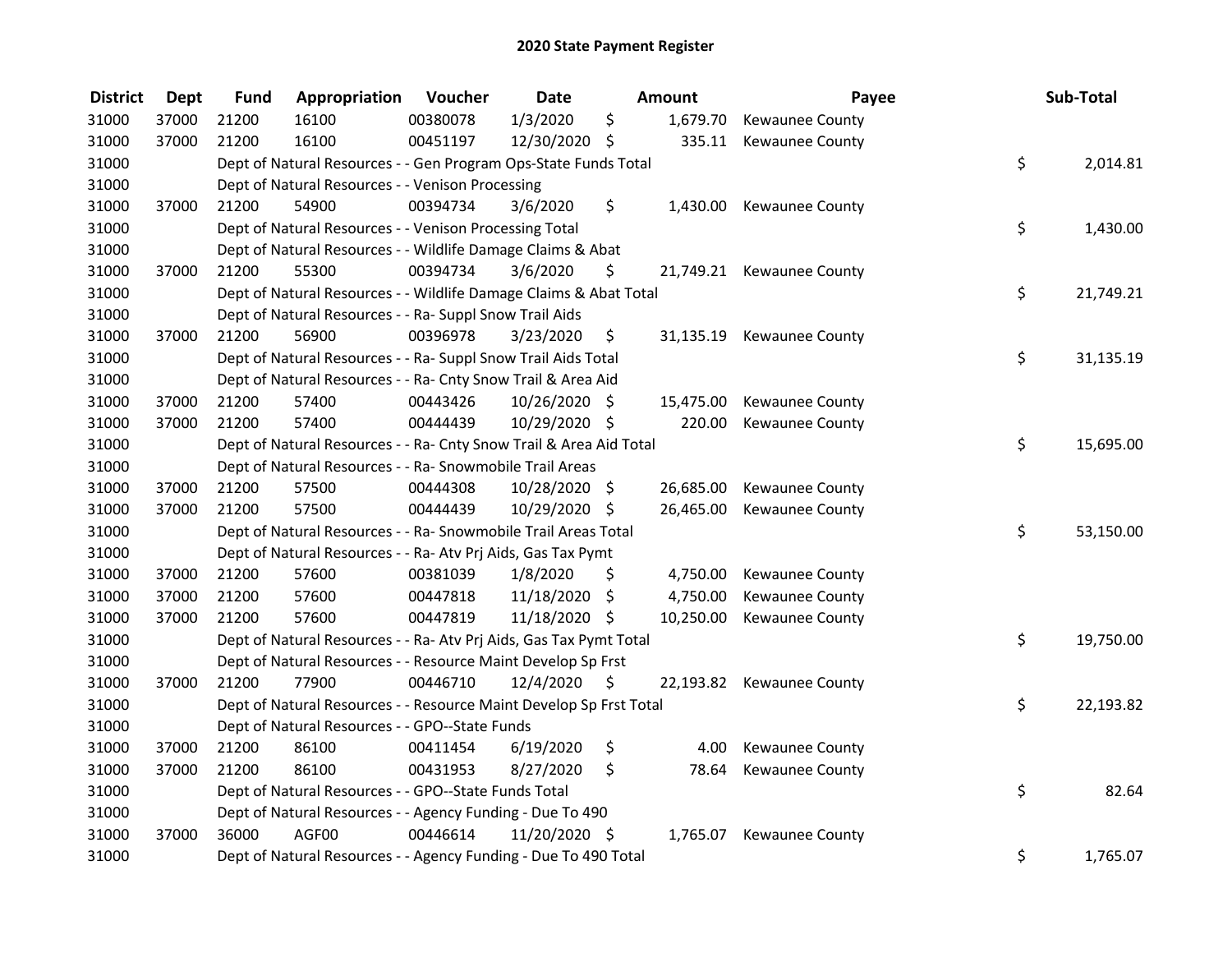## 2020 State Payment Register

| District | Dept | Fund | Appropriation | Voucher | Date | Amount | Payee | Sub-Total |
|---|---|---|---|---|---|---|---|---|
| 31000 | 37000 | 21200 | 16100 | 00380078 | 1/3/2020 | $ 1,679.70 | Kewaunee County | |
| 31000 | 37000 | 21200 | 16100 | 00451197 | 12/30/2020 | $ 335.11 | Kewaunee County | |
| 31000 | | Dept of Natural Resources - - Gen Program Ops-State Funds Total | | | | | | $ 2,014.81 |
| 31000 | | Dept of Natural Resources - - Venison Processing | | | | | | |
| 31000 | 37000 | 21200 | 54900 | 00394734 | 3/6/2020 | $ 1,430.00 | Kewaunee County | |
| 31000 | | Dept of Natural Resources - - Venison Processing Total | | | | | | $ 1,430.00 |
| 31000 | | Dept of Natural Resources - - Wildlife Damage Claims & Abat | | | | | | |
| 31000 | 37000 | 21200 | 55300 | 00394734 | 3/6/2020 | $ 21,749.21 | Kewaunee County | |
| 31000 | | Dept of Natural Resources - - Wildlife Damage Claims & Abat Total | | | | | | $ 21,749.21 |
| 31000 | | Dept of Natural Resources - - Ra- Suppl Snow Trail Aids | | | | | | |
| 31000 | 37000 | 21200 | 56900 | 00396978 | 3/23/2020 | $ 31,135.19 | Kewaunee County | |
| 31000 | | Dept of Natural Resources - - Ra- Suppl Snow Trail Aids Total | | | | | | $ 31,135.19 |
| 31000 | | Dept of Natural Resources - - Ra- Cnty Snow Trail & Area Aid | | | | | | |
| 31000 | 37000 | 21200 | 57400 | 00443426 | 10/26/2020 | $ 15,475.00 | Kewaunee County | |
| 31000 | 37000 | 21200 | 57400 | 00444439 | 10/29/2020 | $ 220.00 | Kewaunee County | |
| 31000 | | Dept of Natural Resources - - Ra- Cnty Snow Trail & Area Aid Total | | | | | | $ 15,695.00 |
| 31000 | | Dept of Natural Resources - - Ra- Snowmobile Trail Areas | | | | | | |
| 31000 | 37000 | 21200 | 57500 | 00444308 | 10/28/2020 | $ 26,685.00 | Kewaunee County | |
| 31000 | 37000 | 21200 | 57500 | 00444439 | 10/29/2020 | $ 26,465.00 | Kewaunee County | |
| 31000 | | Dept of Natural Resources - - Ra- Snowmobile Trail Areas Total | | | | | | $ 53,150.00 |
| 31000 | | Dept of Natural Resources - - Ra- Atv Prj Aids, Gas Tax Pymt | | | | | | |
| 31000 | 37000 | 21200 | 57600 | 00381039 | 1/8/2020 | $ 4,750.00 | Kewaunee County | |
| 31000 | 37000 | 21200 | 57600 | 00447818 | 11/18/2020 | $ 4,750.00 | Kewaunee County | |
| 31000 | 37000 | 21200 | 57600 | 00447819 | 11/18/2020 | $ 10,250.00 | Kewaunee County | |
| 31000 | | Dept of Natural Resources - - Ra- Atv Prj Aids, Gas Tax Pymt Total | | | | | | $ 19,750.00 |
| 31000 | | Dept of Natural Resources - - Resource Maint Develop Sp Frst | | | | | | |
| 31000 | 37000 | 21200 | 77900 | 00446710 | 12/4/2020 | $ 22,193.82 | Kewaunee County | |
| 31000 | | Dept of Natural Resources - - Resource Maint Develop Sp Frst Total | | | | | | $ 22,193.82 |
| 31000 | | Dept of Natural Resources - - GPO--State Funds | | | | | | |
| 31000 | 37000 | 21200 | 86100 | 00411454 | 6/19/2020 | $ 4.00 | Kewaunee County | |
| 31000 | 37000 | 21200 | 86100 | 00431953 | 8/27/2020 | $ 78.64 | Kewaunee County | |
| 31000 | | Dept of Natural Resources - - GPO--State Funds Total | | | | | | $ 82.64 |
| 31000 | | Dept of Natural Resources - - Agency Funding - Due To 490 | | | | | | |
| 31000 | 37000 | 36000 | AGF00 | 00446614 | 11/20/2020 | $ 1,765.07 | Kewaunee County | |
| 31000 | | Dept of Natural Resources - - Agency Funding - Due To 490 Total | | | | | | $ 1,765.07 |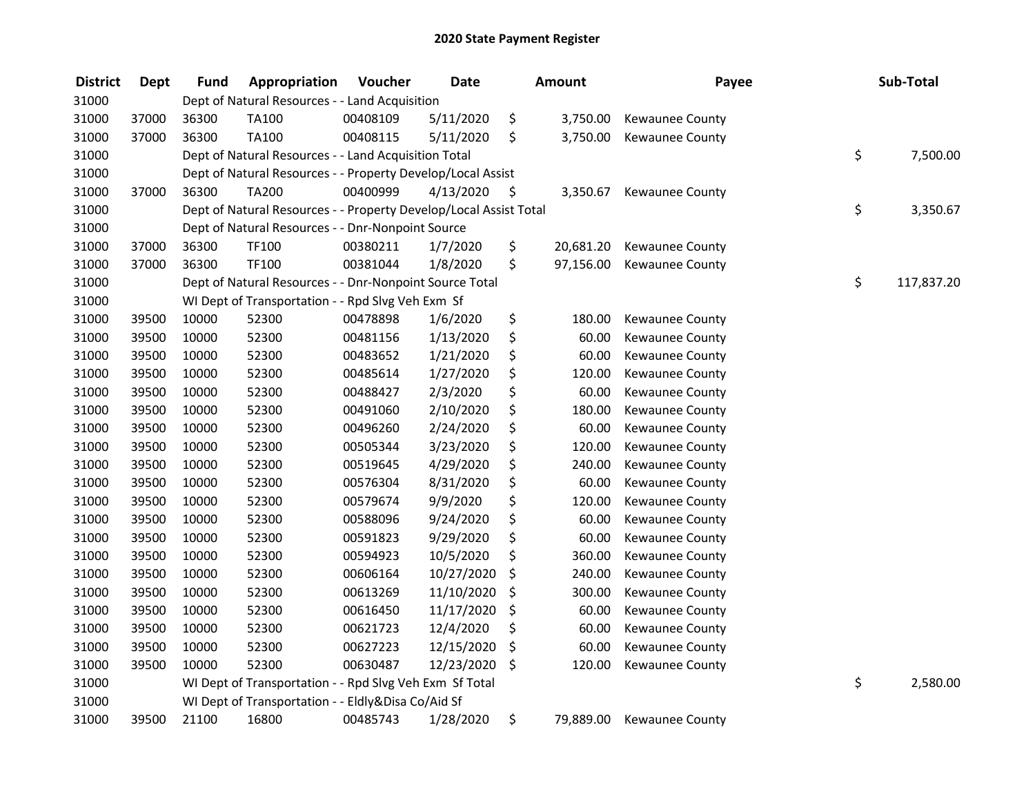# 2020 State Payment Register

| District | Dept | Fund | Appropriation | Voucher | Date | Amount | Payee | Sub-Total |
|---|---|---|---|---|---|---|---|---|
| 31000 | | Dept of Natural Resources - - Land Acquisition | | | | | | |
| 31000 | 37000 | 36300 | TA100 | 00408109 | 5/11/2020 | $ 3,750.00 | Kewaunee County | |
| 31000 | 37000 | 36300 | TA100 | 00408115 | 5/11/2020 | $ 3,750.00 | Kewaunee County | |
| 31000 | | Dept of Natural Resources - - Land Acquisition Total | | | | | | $ 7,500.00 |
| 31000 | | Dept of Natural Resources - - Property Develop/Local Assist | | | | | | |
| 31000 | 37000 | 36300 | TA200 | 00400999 | 4/13/2020 | $ 3,350.67 | Kewaunee County | |
| 31000 | | Dept of Natural Resources - - Property Develop/Local Assist Total | | | | | | $ 3,350.67 |
| 31000 | | Dept of Natural Resources - - Dnr-Nonpoint Source | | | | | | |
| 31000 | 37000 | 36300 | TF100 | 00380211 | 1/7/2020 | $ 20,681.20 | Kewaunee County | |
| 31000 | 37000 | 36300 | TF100 | 00381044 | 1/8/2020 | $ 97,156.00 | Kewaunee County | |
| 31000 | | Dept of Natural Resources - - Dnr-Nonpoint Source Total | | | | | | $ 117,837.20 |
| 31000 | | WI Dept of Transportation - - Rpd Slvg Veh Exm Sf | | | | | | |
| 31000 | 39500 | 10000 | 52300 | 00478898 | 1/6/2020 | $ 180.00 | Kewaunee County | |
| 31000 | 39500 | 10000 | 52300 | 00481156 | 1/13/2020 | $ 60.00 | Kewaunee County | |
| 31000 | 39500 | 10000 | 52300 | 00483652 | 1/21/2020 | $ 60.00 | Kewaunee County | |
| 31000 | 39500 | 10000 | 52300 | 00485614 | 1/27/2020 | $ 120.00 | Kewaunee County | |
| 31000 | 39500 | 10000 | 52300 | 00488427 | 2/3/2020 | $ 60.00 | Kewaunee County | |
| 31000 | 39500 | 10000 | 52300 | 00491060 | 2/10/2020 | $ 180.00 | Kewaunee County | |
| 31000 | 39500 | 10000 | 52300 | 00496260 | 2/24/2020 | $ 60.00 | Kewaunee County | |
| 31000 | 39500 | 10000 | 52300 | 00505344 | 3/23/2020 | $ 120.00 | Kewaunee County | |
| 31000 | 39500 | 10000 | 52300 | 00519645 | 4/29/2020 | $ 240.00 | Kewaunee County | |
| 31000 | 39500 | 10000 | 52300 | 00576304 | 8/31/2020 | $ 60.00 | Kewaunee County | |
| 31000 | 39500 | 10000 | 52300 | 00579674 | 9/9/2020 | $ 120.00 | Kewaunee County | |
| 31000 | 39500 | 10000 | 52300 | 00588096 | 9/24/2020 | $ 60.00 | Kewaunee County | |
| 31000 | 39500 | 10000 | 52300 | 00591823 | 9/29/2020 | $ 60.00 | Kewaunee County | |
| 31000 | 39500 | 10000 | 52300 | 00594923 | 10/5/2020 | $ 360.00 | Kewaunee County | |
| 31000 | 39500 | 10000 | 52300 | 00606164 | 10/27/2020 | $ 240.00 | Kewaunee County | |
| 31000 | 39500 | 10000 | 52300 | 00613269 | 11/10/2020 | $ 300.00 | Kewaunee County | |
| 31000 | 39500 | 10000 | 52300 | 00616450 | 11/17/2020 | $ 60.00 | Kewaunee County | |
| 31000 | 39500 | 10000 | 52300 | 00621723 | 12/4/2020 | $ 60.00 | Kewaunee County | |
| 31000 | 39500 | 10000 | 52300 | 00627223 | 12/15/2020 | $ 60.00 | Kewaunee County | |
| 31000 | 39500 | 10000 | 52300 | 00630487 | 12/23/2020 | $ 120.00 | Kewaunee County | |
| 31000 | | WI Dept of Transportation - - Rpd Slvg Veh Exm Sf Total | | | | | | $ 2,580.00 |
| 31000 | | WI Dept of Transportation - - Eldly&Disa Co/Aid Sf | | | | | | |
| 31000 | 39500 | 21100 | 16800 | 00485743 | 1/28/2020 | $ 79,889.00 | Kewaunee County | |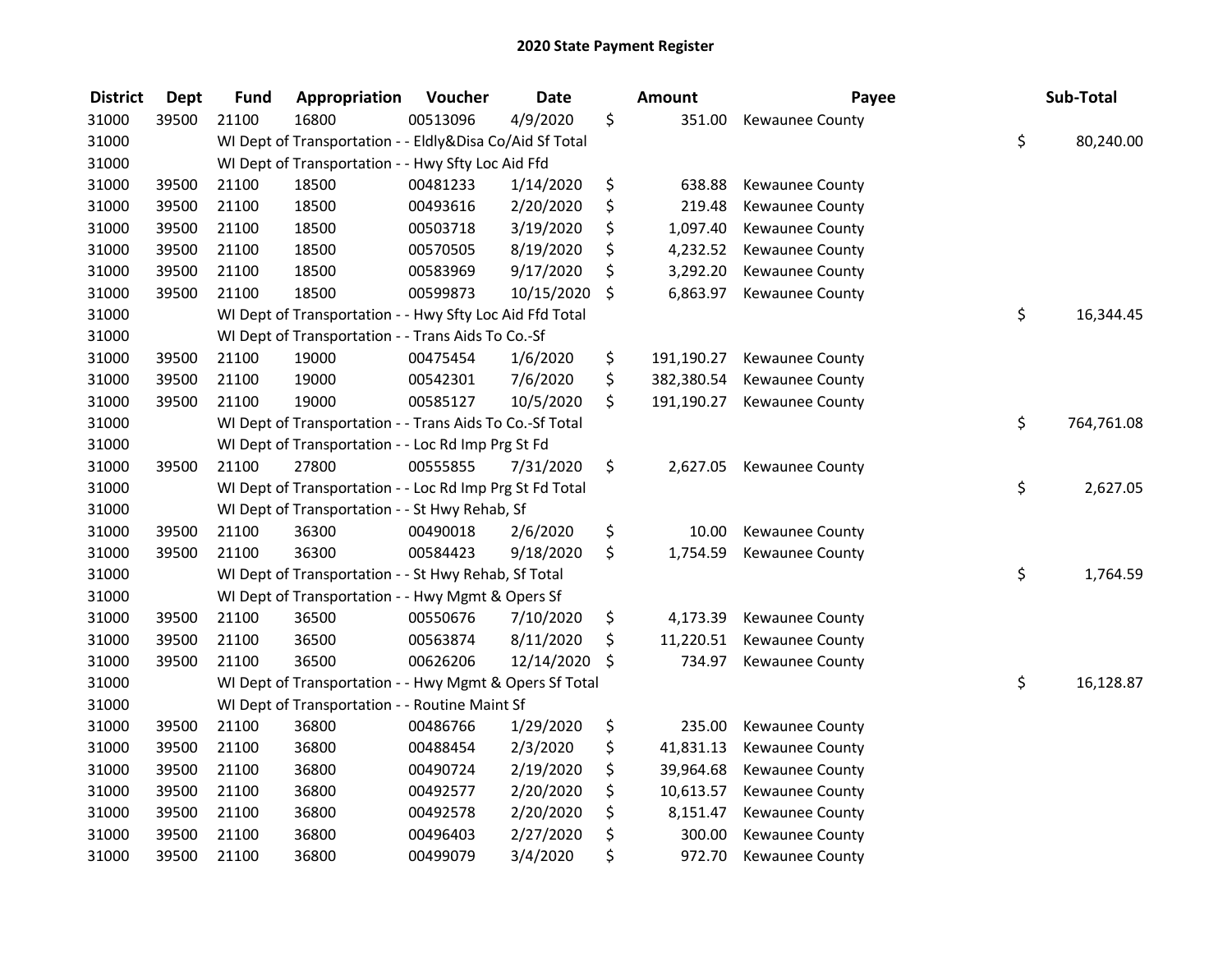# 2020 State Payment Register

| District | Dept | Fund | Appropriation | Voucher | Date | Amount | Payee | Sub-Total |
|---|---|---|---|---|---|---|---|---|
| 31000 | 39500 | 21100 | 16800 | 00513096 | 4/9/2020 | $ 351.00 | Kewaunee County | |
| 31000 | | WI Dept of Transportation - - Eldly&Disa Co/Aid Sf Total | | | | | | $ 80,240.00 |
| 31000 | | WI Dept of Transportation - - Hwy Sfty Loc Aid Ffd | | | | | | |
| 31000 | 39500 | 21100 | 18500 | 00481233 | 1/14/2020 | $ 638.88 | Kewaunee County | |
| 31000 | 39500 | 21100 | 18500 | 00493616 | 2/20/2020 | $ 219.48 | Kewaunee County | |
| 31000 | 39500 | 21100 | 18500 | 00503718 | 3/19/2020 | $ 1,097.40 | Kewaunee County | |
| 31000 | 39500 | 21100 | 18500 | 00570505 | 8/19/2020 | $ 4,232.52 | Kewaunee County | |
| 31000 | 39500 | 21100 | 18500 | 00583969 | 9/17/2020 | $ 3,292.20 | Kewaunee County | |
| 31000 | 39500 | 21100 | 18500 | 00599873 | 10/15/2020 | $ 6,863.97 | Kewaunee County | |
| 31000 | | WI Dept of Transportation - - Hwy Sfty Loc Aid Ffd Total | | | | | | $ 16,344.45 |
| 31000 | | WI Dept of Transportation - - Trans Aids To Co.-Sf | | | | | | |
| 31000 | 39500 | 21100 | 19000 | 00475454 | 1/6/2020 | $ 191,190.27 | Kewaunee County | |
| 31000 | 39500 | 21100 | 19000 | 00542301 | 7/6/2020 | $ 382,380.54 | Kewaunee County | |
| 31000 | 39500 | 21100 | 19000 | 00585127 | 10/5/2020 | $ 191,190.27 | Kewaunee County | |
| 31000 | | WI Dept of Transportation - - Trans Aids To Co.-Sf Total | | | | | | $ 764,761.08 |
| 31000 | | WI Dept of Transportation - - Loc Rd Imp Prg St Fd | | | | | | |
| 31000 | 39500 | 21100 | 27800 | 00555855 | 7/31/2020 | $ 2,627.05 | Kewaunee County | |
| 31000 | | WI Dept of Transportation - - Loc Rd Imp Prg St Fd Total | | | | | | $ 2,627.05 |
| 31000 | | WI Dept of Transportation - - St Hwy Rehab, Sf | | | | | | |
| 31000 | 39500 | 21100 | 36300 | 00490018 | 2/6/2020 | $ 10.00 | Kewaunee County | |
| 31000 | 39500 | 21100 | 36300 | 00584423 | 9/18/2020 | $ 1,754.59 | Kewaunee County | |
| 31000 | | WI Dept of Transportation - - St Hwy Rehab, Sf Total | | | | | | $ 1,764.59 |
| 31000 | | WI Dept of Transportation - - Hwy Mgmt & Opers Sf | | | | | | |
| 31000 | 39500 | 21100 | 36500 | 00550676 | 7/10/2020 | $ 4,173.39 | Kewaunee County | |
| 31000 | 39500 | 21100 | 36500 | 00563874 | 8/11/2020 | $ 11,220.51 | Kewaunee County | |
| 31000 | 39500 | 21100 | 36500 | 00626206 | 12/14/2020 | $ 734.97 | Kewaunee County | |
| 31000 | | WI Dept of Transportation - - Hwy Mgmt & Opers Sf Total | | | | | | $ 16,128.87 |
| 31000 | | WI Dept of Transportation - - Routine Maint Sf | | | | | | |
| 31000 | 39500 | 21100 | 36800 | 00486766 | 1/29/2020 | $ 235.00 | Kewaunee County | |
| 31000 | 39500 | 21100 | 36800 | 00488454 | 2/3/2020 | $ 41,831.13 | Kewaunee County | |
| 31000 | 39500 | 21100 | 36800 | 00490724 | 2/19/2020 | $ 39,964.68 | Kewaunee County | |
| 31000 | 39500 | 21100 | 36800 | 00492577 | 2/20/2020 | $ 10,613.57 | Kewaunee County | |
| 31000 | 39500 | 21100 | 36800 | 00492578 | 2/20/2020 | $ 8,151.47 | Kewaunee County | |
| 31000 | 39500 | 21100 | 36800 | 00496403 | 2/27/2020 | $ 300.00 | Kewaunee County | |
| 31000 | 39500 | 21100 | 36800 | 00499079 | 3/4/2020 | $ 972.70 | Kewaunee County | |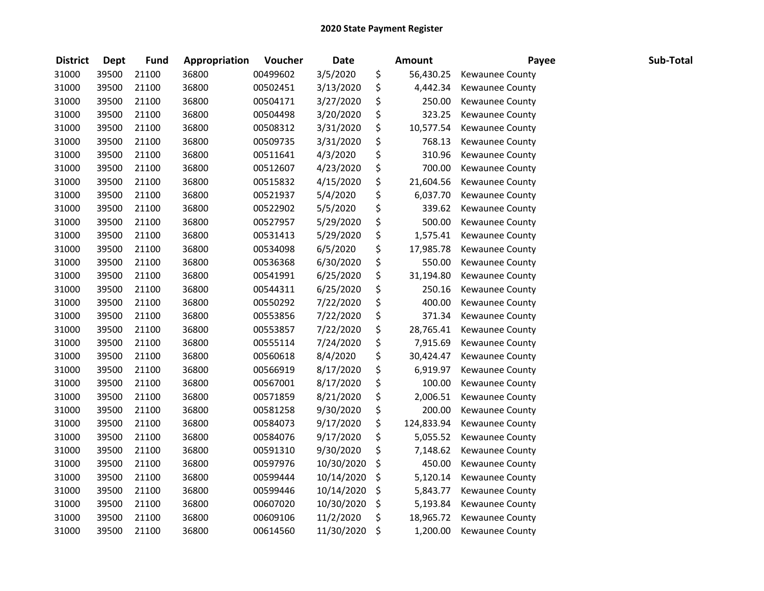# 2020 State Payment Register

| District | Dept | Fund | Appropriation | Voucher | Date | Amount | Payee | Sub-Total |
|---|---|---|---|---|---|---|---|---|
| 31000 | 39500 | 21100 | 36800 | 00499602 | 3/5/2020 | $ 56,430.25 | Kewaunee County | |
| 31000 | 39500 | 21100 | 36800 | 00502451 | 3/13/2020 | $ 4,442.34 | Kewaunee County | |
| 31000 | 39500 | 21100 | 36800 | 00504171 | 3/27/2020 | $ 250.00 | Kewaunee County | |
| 31000 | 39500 | 21100 | 36800 | 00504498 | 3/20/2020 | $ 323.25 | Kewaunee County | |
| 31000 | 39500 | 21100 | 36800 | 00508312 | 3/31/2020 | $ 10,577.54 | Kewaunee County | |
| 31000 | 39500 | 21100 | 36800 | 00509735 | 3/31/2020 | $ 768.13 | Kewaunee County | |
| 31000 | 39500 | 21100 | 36800 | 00511641 | 4/3/2020 | $ 310.96 | Kewaunee County | |
| 31000 | 39500 | 21100 | 36800 | 00512607 | 4/23/2020 | $ 700.00 | Kewaunee County | |
| 31000 | 39500 | 21100 | 36800 | 00515832 | 4/15/2020 | $ 21,604.56 | Kewaunee County | |
| 31000 | 39500 | 21100 | 36800 | 00521937 | 5/4/2020 | $ 6,037.70 | Kewaunee County | |
| 31000 | 39500 | 21100 | 36800 | 00522902 | 5/5/2020 | $ 339.62 | Kewaunee County | |
| 31000 | 39500 | 21100 | 36800 | 00527957 | 5/29/2020 | $ 500.00 | Kewaunee County | |
| 31000 | 39500 | 21100 | 36800 | 00531413 | 5/29/2020 | $ 1,575.41 | Kewaunee County | |
| 31000 | 39500 | 21100 | 36800 | 00534098 | 6/5/2020 | $ 17,985.78 | Kewaunee County | |
| 31000 | 39500 | 21100 | 36800 | 00536368 | 6/30/2020 | $ 550.00 | Kewaunee County | |
| 31000 | 39500 | 21100 | 36800 | 00541991 | 6/25/2020 | $ 31,194.80 | Kewaunee County | |
| 31000 | 39500 | 21100 | 36800 | 00544311 | 6/25/2020 | $ 250.16 | Kewaunee County | |
| 31000 | 39500 | 21100 | 36800 | 00550292 | 7/22/2020 | $ 400.00 | Kewaunee County | |
| 31000 | 39500 | 21100 | 36800 | 00553856 | 7/22/2020 | $ 371.34 | Kewaunee County | |
| 31000 | 39500 | 21100 | 36800 | 00553857 | 7/22/2020 | $ 28,765.41 | Kewaunee County | |
| 31000 | 39500 | 21100 | 36800 | 00555114 | 7/24/2020 | $ 7,915.69 | Kewaunee County | |
| 31000 | 39500 | 21100 | 36800 | 00560618 | 8/4/2020 | $ 30,424.47 | Kewaunee County | |
| 31000 | 39500 | 21100 | 36800 | 00566919 | 8/17/2020 | $ 6,919.97 | Kewaunee County | |
| 31000 | 39500 | 21100 | 36800 | 00567001 | 8/17/2020 | $ 100.00 | Kewaunee County | |
| 31000 | 39500 | 21100 | 36800 | 00571859 | 8/21/2020 | $ 2,006.51 | Kewaunee County | |
| 31000 | 39500 | 21100 | 36800 | 00581258 | 9/30/2020 | $ 200.00 | Kewaunee County | |
| 31000 | 39500 | 21100 | 36800 | 00584073 | 9/17/2020 | $ 124,833.94 | Kewaunee County | |
| 31000 | 39500 | 21100 | 36800 | 00584076 | 9/17/2020 | $ 5,055.52 | Kewaunee County | |
| 31000 | 39500 | 21100 | 36800 | 00591310 | 9/30/2020 | $ 7,148.62 | Kewaunee County | |
| 31000 | 39500 | 21100 | 36800 | 00597976 | 10/30/2020 | $ 450.00 | Kewaunee County | |
| 31000 | 39500 | 21100 | 36800 | 00599444 | 10/14/2020 | $ 5,120.14 | Kewaunee County | |
| 31000 | 39500 | 21100 | 36800 | 00599446 | 10/14/2020 | $ 5,843.77 | Kewaunee County | |
| 31000 | 39500 | 21100 | 36800 | 00607020 | 10/30/2020 | $ 5,193.84 | Kewaunee County | |
| 31000 | 39500 | 21100 | 36800 | 00609106 | 11/2/2020 | $ 18,965.72 | Kewaunee County | |
| 31000 | 39500 | 21100 | 36800 | 00614560 | 11/30/2020 | $ 1,200.00 | Kewaunee County | |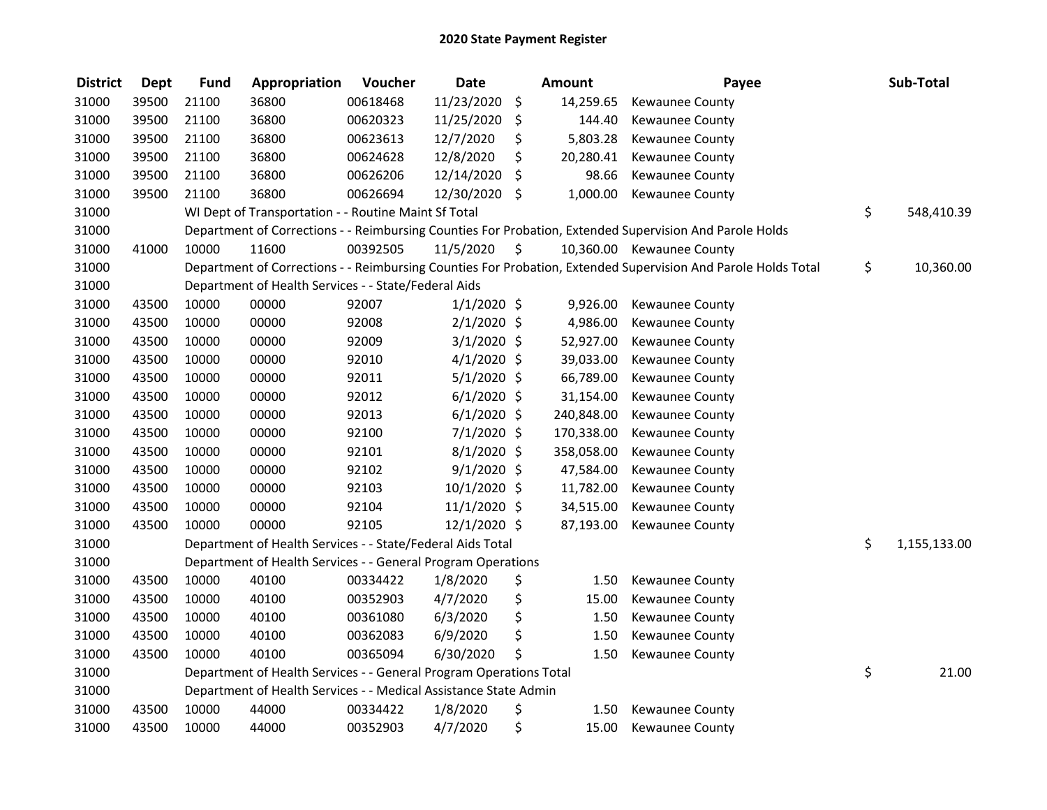# 2020 State Payment Register

| District | Dept | Fund | Appropriation | Voucher | Date | Amount | Payee | Sub-Total |
|---|---|---|---|---|---|---|---|---|
| 31000 | 39500 | 21100 | 36800 | 00618468 | 11/23/2020 | $ 14,259.65 | Kewaunee County | |
| 31000 | 39500 | 21100 | 36800 | 00620323 | 11/25/2020 | $ 144.40 | Kewaunee County | |
| 31000 | 39500 | 21100 | 36800 | 00623613 | 12/7/2020 | $ 5,803.28 | Kewaunee County | |
| 31000 | 39500 | 21100 | 36800 | 00624628 | 12/8/2020 | $ 20,280.41 | Kewaunee County | |
| 31000 | 39500 | 21100 | 36800 | 00626206 | 12/14/2020 | $ 98.66 | Kewaunee County | |
| 31000 | 39500 | 21100 | 36800 | 00626694 | 12/30/2020 | $ 1,000.00 | Kewaunee County | |
| 31000 | | WI Dept of Transportation - - Routine Maint Sf Total | | | | | | $ 548,410.39 |
| 31000 | | Department of Corrections - - Reimbursing Counties For Probation, Extended Supervision And Parole Holds | | | | | | |
| 31000 | 41000 | 10000 | 11600 | 00392505 | 11/5/2020 | $ 10,360.00 | Kewaunee County | |
| 31000 | | Department of Corrections - - Reimbursing Counties For Probation, Extended Supervision And Parole Holds Total | | | | | | $ 10,360.00 |
| 31000 | | Department of Health Services - - State/Federal Aids | | | | | | |
| 31000 | 43500 | 10000 | 00000 | 92007 | 1/1/2020 | $ 9,926.00 | Kewaunee County | |
| 31000 | 43500 | 10000 | 00000 | 92008 | 2/1/2020 | $ 4,986.00 | Kewaunee County | |
| 31000 | 43500 | 10000 | 00000 | 92009 | 3/1/2020 | $ 52,927.00 | Kewaunee County | |
| 31000 | 43500 | 10000 | 00000 | 92010 | 4/1/2020 | $ 39,033.00 | Kewaunee County | |
| 31000 | 43500 | 10000 | 00000 | 92011 | 5/1/2020 | $ 66,789.00 | Kewaunee County | |
| 31000 | 43500 | 10000 | 00000 | 92012 | 6/1/2020 | $ 31,154.00 | Kewaunee County | |
| 31000 | 43500 | 10000 | 00000 | 92013 | 6/1/2020 | $ 240,848.00 | Kewaunee County | |
| 31000 | 43500 | 10000 | 00000 | 92100 | 7/1/2020 | $ 170,338.00 | Kewaunee County | |
| 31000 | 43500 | 10000 | 00000 | 92101 | 8/1/2020 | $ 358,058.00 | Kewaunee County | |
| 31000 | 43500 | 10000 | 00000 | 92102 | 9/1/2020 | $ 47,584.00 | Kewaunee County | |
| 31000 | 43500 | 10000 | 00000 | 92103 | 10/1/2020 | $ 11,782.00 | Kewaunee County | |
| 31000 | 43500 | 10000 | 00000 | 92104 | 11/1/2020 | $ 34,515.00 | Kewaunee County | |
| 31000 | 43500 | 10000 | 00000 | 92105 | 12/1/2020 | $ 87,193.00 | Kewaunee County | |
| 31000 | | Department of Health Services - - State/Federal Aids Total | | | | | | $ 1,155,133.00 |
| 31000 | | Department of Health Services - - General Program Operations | | | | | | |
| 31000 | 43500 | 10000 | 40100 | 00334422 | 1/8/2020 | $ 1.50 | Kewaunee County | |
| 31000 | 43500 | 10000 | 40100 | 00352903 | 4/7/2020 | $ 15.00 | Kewaunee County | |
| 31000 | 43500 | 10000 | 40100 | 00361080 | 6/3/2020 | $ 1.50 | Kewaunee County | |
| 31000 | 43500 | 10000 | 40100 | 00362083 | 6/9/2020 | $ 1.50 | Kewaunee County | |
| 31000 | 43500 | 10000 | 40100 | 00365094 | 6/30/2020 | $ 1.50 | Kewaunee County | |
| 31000 | | Department of Health Services - - General Program Operations Total | | | | | | $ 21.00 |
| 31000 | | Department of Health Services - - Medical Assistance State Admin | | | | | | |
| 31000 | 43500 | 10000 | 44000 | 00334422 | 1/8/2020 | $ 1.50 | Kewaunee County | |
| 31000 | 43500 | 10000 | 44000 | 00352903 | 4/7/2020 | $ 15.00 | Kewaunee County | |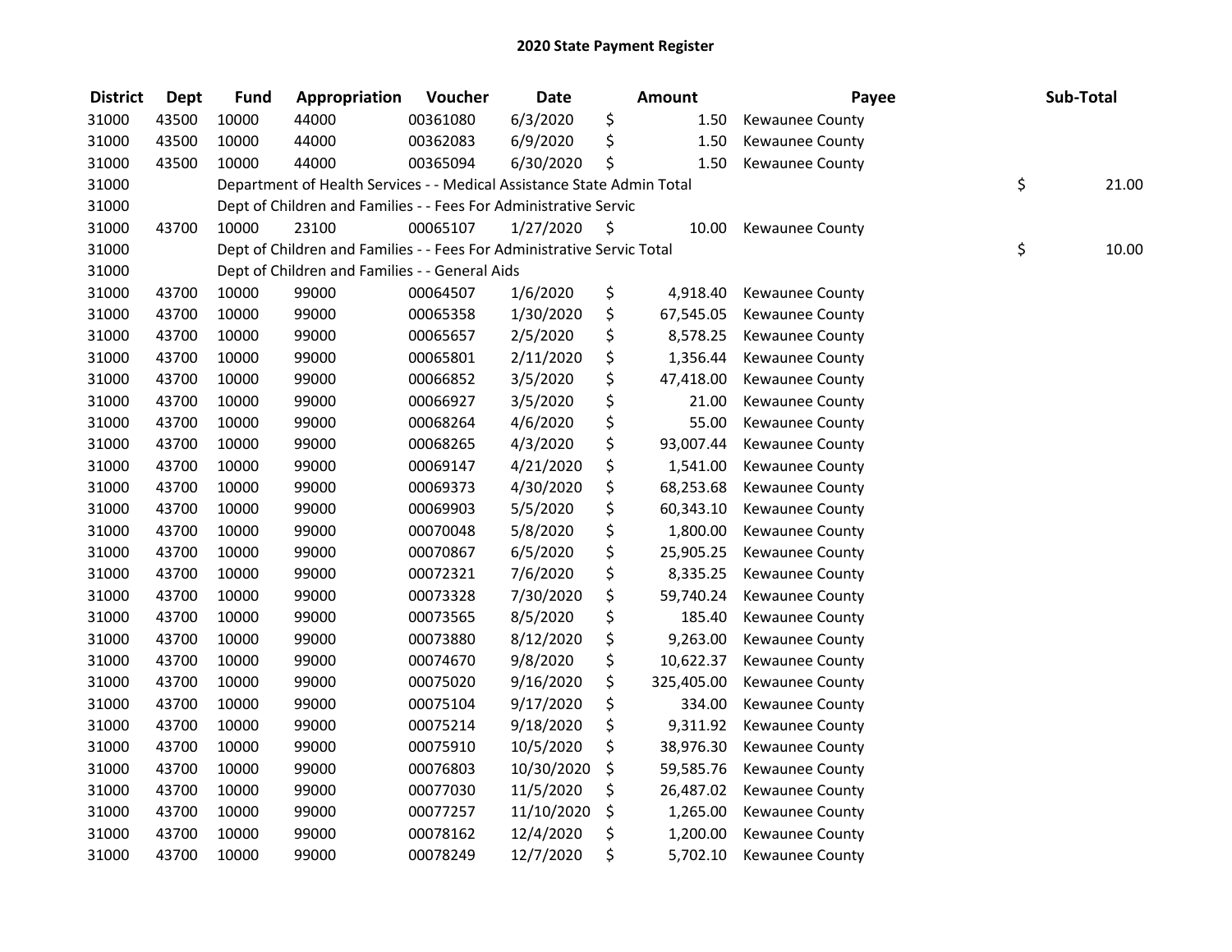# 2020 State Payment Register

| District | Dept | Fund | Appropriation | Voucher | Date | Amount | Payee | Sub-Total |
|---|---|---|---|---|---|---|---|---|
| 31000 | 43500 | 10000 | 44000 | 00361080 | 6/3/2020 | $ 1.50 | Kewaunee County | |
| 31000 | 43500 | 10000 | 44000 | 00362083 | 6/9/2020 | $ 1.50 | Kewaunee County | |
| 31000 | 43500 | 10000 | 44000 | 00365094 | 6/30/2020 | $ 1.50 | Kewaunee County | |
| 31000 | | Department of Health Services - - Medical Assistance State Admin Total | | | | | | $ 21.00 |
| 31000 | | Dept of Children and Families - - Fees For Administrative Servic | | | | | | |
| 31000 | 43700 | 10000 | 23100 | 00065107 | 1/27/2020 | $ 10.00 | Kewaunee County | |
| 31000 | | Dept of Children and Families - - Fees For Administrative Servic Total | | | | | | $ 10.00 |
| 31000 | | Dept of Children and Families - - General Aids | | | | | | |
| 31000 | 43700 | 10000 | 99000 | 00064507 | 1/6/2020 | $ 4,918.40 | Kewaunee County | |
| 31000 | 43700 | 10000 | 99000 | 00065358 | 1/30/2020 | $ 67,545.05 | Kewaunee County | |
| 31000 | 43700 | 10000 | 99000 | 00065657 | 2/5/2020 | $ 8,578.25 | Kewaunee County | |
| 31000 | 43700 | 10000 | 99000 | 00065801 | 2/11/2020 | $ 1,356.44 | Kewaunee County | |
| 31000 | 43700 | 10000 | 99000 | 00066852 | 3/5/2020 | $ 47,418.00 | Kewaunee County | |
| 31000 | 43700 | 10000 | 99000 | 00066927 | 3/5/2020 | $ 21.00 | Kewaunee County | |
| 31000 | 43700 | 10000 | 99000 | 00068264 | 4/6/2020 | $ 55.00 | Kewaunee County | |
| 31000 | 43700 | 10000 | 99000 | 00068265 | 4/3/2020 | $ 93,007.44 | Kewaunee County | |
| 31000 | 43700 | 10000 | 99000 | 00069147 | 4/21/2020 | $ 1,541.00 | Kewaunee County | |
| 31000 | 43700 | 10000 | 99000 | 00069373 | 4/30/2020 | $ 68,253.68 | Kewaunee County | |
| 31000 | 43700 | 10000 | 99000 | 00069903 | 5/5/2020 | $ 60,343.10 | Kewaunee County | |
| 31000 | 43700 | 10000 | 99000 | 00070048 | 5/8/2020 | $ 1,800.00 | Kewaunee County | |
| 31000 | 43700 | 10000 | 99000 | 00070867 | 6/5/2020 | $ 25,905.25 | Kewaunee County | |
| 31000 | 43700 | 10000 | 99000 | 00072321 | 7/6/2020 | $ 8,335.25 | Kewaunee County | |
| 31000 | 43700 | 10000 | 99000 | 00073328 | 7/30/2020 | $ 59,740.24 | Kewaunee County | |
| 31000 | 43700 | 10000 | 99000 | 00073565 | 8/5/2020 | $ 185.40 | Kewaunee County | |
| 31000 | 43700 | 10000 | 99000 | 00073880 | 8/12/2020 | $ 9,263.00 | Kewaunee County | |
| 31000 | 43700 | 10000 | 99000 | 00074670 | 9/8/2020 | $ 10,622.37 | Kewaunee County | |
| 31000 | 43700 | 10000 | 99000 | 00075020 | 9/16/2020 | $ 325,405.00 | Kewaunee County | |
| 31000 | 43700 | 10000 | 99000 | 00075104 | 9/17/2020 | $ 334.00 | Kewaunee County | |
| 31000 | 43700 | 10000 | 99000 | 00075214 | 9/18/2020 | $ 9,311.92 | Kewaunee County | |
| 31000 | 43700 | 10000 | 99000 | 00075910 | 10/5/2020 | $ 38,976.30 | Kewaunee County | |
| 31000 | 43700 | 10000 | 99000 | 00076803 | 10/30/2020 | $ 59,585.76 | Kewaunee County | |
| 31000 | 43700 | 10000 | 99000 | 00077030 | 11/5/2020 | $ 26,487.02 | Kewaunee County | |
| 31000 | 43700 | 10000 | 99000 | 00077257 | 11/10/2020 | $ 1,265.00 | Kewaunee County | |
| 31000 | 43700 | 10000 | 99000 | 00078162 | 12/4/2020 | $ 1,200.00 | Kewaunee County | |
| 31000 | 43700 | 10000 | 99000 | 00078249 | 12/7/2020 | $ 5,702.10 | Kewaunee County | |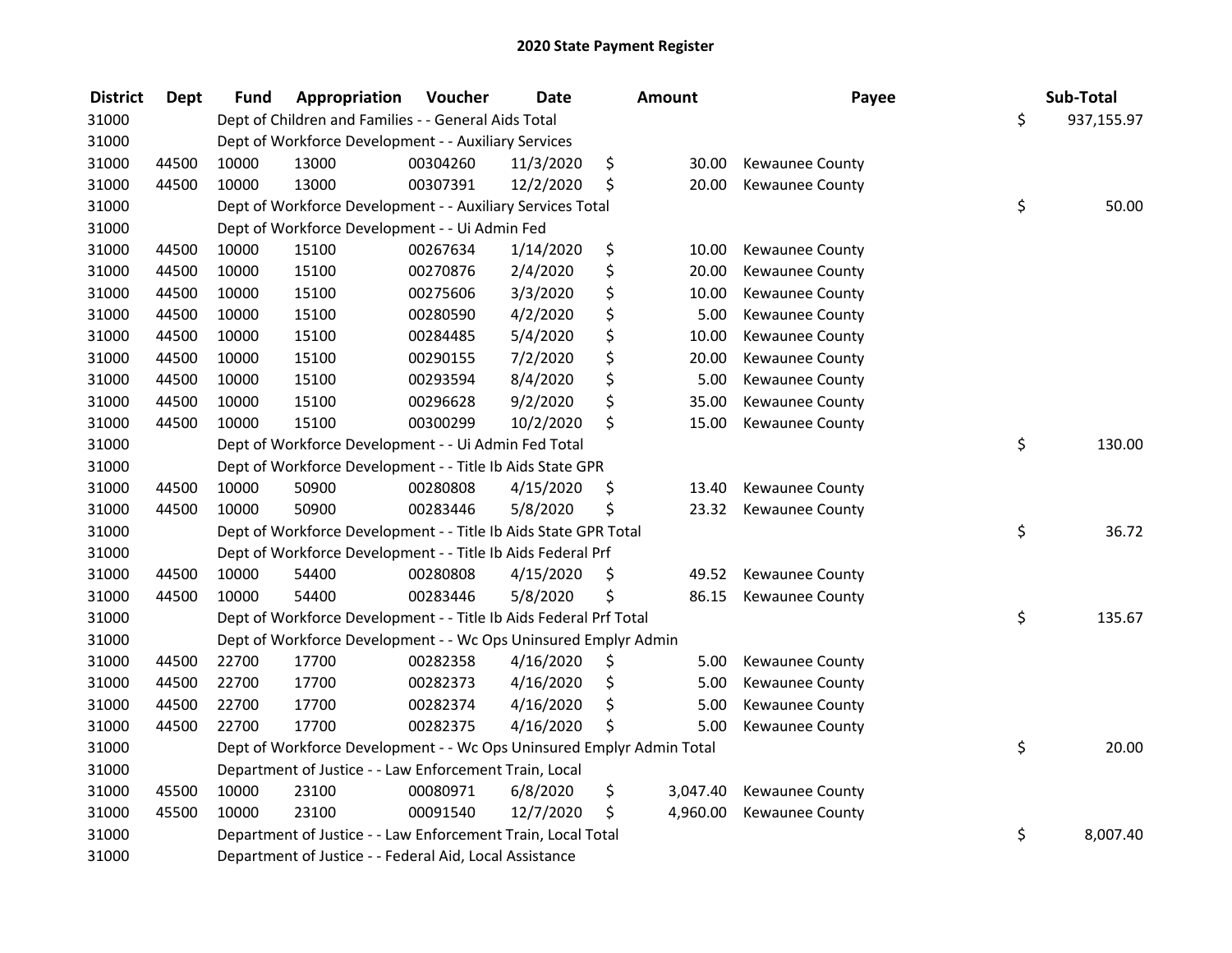# 2020 State Payment Register

| District | Dept | Fund | Appropriation | Voucher | Date | Amount | Payee | Sub-Total |
|---|---|---|---|---|---|---|---|---|
| 31000 | | | Dept of Children and Families - - General Aids Total | | | | | $ 937,155.97 |
| 31000 | | | Dept of Workforce Development - - Auxiliary Services | | | | | |
| 31000 | 44500 | 10000 | 13000 | 00304260 | 11/3/2020 | $ 30.00 | Kewaunee County | |
| 31000 | 44500 | 10000 | 13000 | 00307391 | 12/2/2020 | $ 20.00 | Kewaunee County | |
| 31000 | | | Dept of Workforce Development - - Auxiliary Services Total | | | | | $ 50.00 |
| 31000 | | | Dept of Workforce Development - - Ui Admin Fed | | | | | |
| 31000 | 44500 | 10000 | 15100 | 00267634 | 1/14/2020 | $ 10.00 | Kewaunee County | |
| 31000 | 44500 | 10000 | 15100 | 00270876 | 2/4/2020 | $ 20.00 | Kewaunee County | |
| 31000 | 44500 | 10000 | 15100 | 00275606 | 3/3/2020 | $ 10.00 | Kewaunee County | |
| 31000 | 44500 | 10000 | 15100 | 00280590 | 4/2/2020 | $ 5.00 | Kewaunee County | |
| 31000 | 44500 | 10000 | 15100 | 00284485 | 5/4/2020 | $ 10.00 | Kewaunee County | |
| 31000 | 44500 | 10000 | 15100 | 00290155 | 7/2/2020 | $ 20.00 | Kewaunee County | |
| 31000 | 44500 | 10000 | 15100 | 00293594 | 8/4/2020 | $ 5.00 | Kewaunee County | |
| 31000 | 44500 | 10000 | 15100 | 00296628 | 9/2/2020 | $ 35.00 | Kewaunee County | |
| 31000 | 44500 | 10000 | 15100 | 00300299 | 10/2/2020 | $ 15.00 | Kewaunee County | |
| 31000 | | | Dept of Workforce Development - - Ui Admin Fed Total | | | | | $ 130.00 |
| 31000 | | | Dept of Workforce Development - - Title Ib Aids State GPR | | | | | |
| 31000 | 44500 | 10000 | 50900 | 00280808 | 4/15/2020 | $ 13.40 | Kewaunee County | |
| 31000 | 44500 | 10000 | 50900 | 00283446 | 5/8/2020 | $ 23.32 | Kewaunee County | |
| 31000 | | | Dept of Workforce Development - - Title Ib Aids State GPR Total | | | | | $ 36.72 |
| 31000 | | | Dept of Workforce Development - - Title Ib Aids Federal Prf | | | | | |
| 31000 | 44500 | 10000 | 54400 | 00280808 | 4/15/2020 | $ 49.52 | Kewaunee County | |
| 31000 | 44500 | 10000 | 54400 | 00283446 | 5/8/2020 | $ 86.15 | Kewaunee County | |
| 31000 | | | Dept of Workforce Development - - Title Ib Aids Federal Prf Total | | | | | $ 135.67 |
| 31000 | | | Dept of Workforce Development - - Wc Ops Uninsured Emplyr Admin | | | | | |
| 31000 | 44500 | 22700 | 17700 | 00282358 | 4/16/2020 | $ 5.00 | Kewaunee County | |
| 31000 | 44500 | 22700 | 17700 | 00282373 | 4/16/2020 | $ 5.00 | Kewaunee County | |
| 31000 | 44500 | 22700 | 17700 | 00282374 | 4/16/2020 | $ 5.00 | Kewaunee County | |
| 31000 | 44500 | 22700 | 17700 | 00282375 | 4/16/2020 | $ 5.00 | Kewaunee County | |
| 31000 | | | Dept of Workforce Development - - Wc Ops Uninsured Emplyr Admin Total | | | | | $ 20.00 |
| 31000 | | | Department of Justice - - Law Enforcement Train, Local | | | | | |
| 31000 | 45500 | 10000 | 23100 | 00080971 | 6/8/2020 | $ 3,047.40 | Kewaunee County | |
| 31000 | 45500 | 10000 | 23100 | 00091540 | 12/7/2020 | $ 4,960.00 | Kewaunee County | |
| 31000 | | | Department of Justice - - Law Enforcement Train, Local Total | | | | | $ 8,007.40 |
| 31000 | | | Department of Justice - - Federal Aid, Local Assistance | | | | | |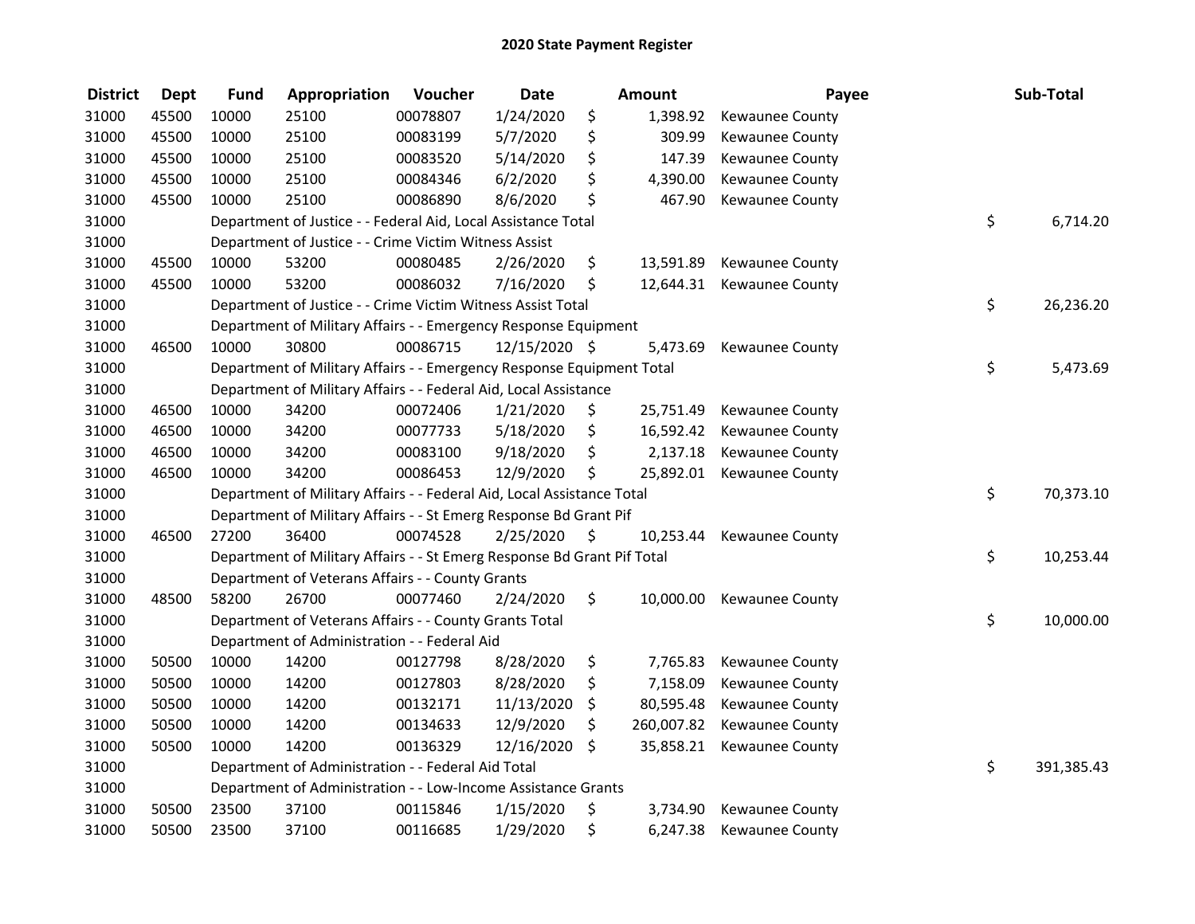# 2020 State Payment Register

| District | Dept | Fund | Appropriation | Voucher | Date | Amount | Payee | Sub-Total |
|---|---|---|---|---|---|---|---|---|
| 31000 | 45500 | 10000 | 25100 | 00078807 | 1/24/2020 | $ 1,398.92 | Kewaunee County | |
| 31000 | 45500 | 10000 | 25100 | 00083199 | 5/7/2020 | $ 309.99 | Kewaunee County | |
| 31000 | 45500 | 10000 | 25100 | 00083520 | 5/14/2020 | $ 147.39 | Kewaunee County | |
| 31000 | 45500 | 10000 | 25100 | 00084346 | 6/2/2020 | $ 4,390.00 | Kewaunee County | |
| 31000 | 45500 | 10000 | 25100 | 00086890 | 8/6/2020 | $ 467.90 | Kewaunee County | |
| 31000 | | Department of Justice - - Federal Aid, Local Assistance Total | | | | | | $ 6,714.20 |
| 31000 | | Department of Justice - - Crime Victim Witness Assist | | | | | | |
| 31000 | 45500 | 10000 | 53200 | 00080485 | 2/26/2020 | $ 13,591.89 | Kewaunee County | |
| 31000 | 45500 | 10000 | 53200 | 00086032 | 7/16/2020 | $ 12,644.31 | Kewaunee County | |
| 31000 | | Department of Justice - - Crime Victim Witness Assist Total | | | | | | $ 26,236.20 |
| 31000 | | Department of Military Affairs - - Emergency Response Equipment | | | | | | |
| 31000 | 46500 | 10000 | 30800 | 00086715 | 12/15/2020 | $ 5,473.69 | Kewaunee County | |
| 31000 | | Department of Military Affairs - - Emergency Response Equipment Total | | | | | | $ 5,473.69 |
| 31000 | | Department of Military Affairs - - Federal Aid, Local Assistance | | | | | | |
| 31000 | 46500 | 10000 | 34200 | 00072406 | 1/21/2020 | $ 25,751.49 | Kewaunee County | |
| 31000 | 46500 | 10000 | 34200 | 00077733 | 5/18/2020 | $ 16,592.42 | Kewaunee County | |
| 31000 | 46500 | 10000 | 34200 | 00083100 | 9/18/2020 | $ 2,137.18 | Kewaunee County | |
| 31000 | 46500 | 10000 | 34200 | 00086453 | 12/9/2020 | $ 25,892.01 | Kewaunee County | |
| 31000 | | Department of Military Affairs - - Federal Aid, Local Assistance Total | | | | | | $ 70,373.10 |
| 31000 | | Department of Military Affairs - - St Emerg Response Bd Grant Pif | | | | | | |
| 31000 | 46500 | 27200 | 36400 | 00074528 | 2/25/2020 | $ 10,253.44 | Kewaunee County | |
| 31000 | | Department of Military Affairs - - St Emerg Response Bd Grant Pif Total | | | | | | $ 10,253.44 |
| 31000 | | Department of Veterans Affairs - - County Grants | | | | | | |
| 31000 | 48500 | 58200 | 26700 | 00077460 | 2/24/2020 | $ 10,000.00 | Kewaunee County | |
| 31000 | | Department of Veterans Affairs - - County Grants Total | | | | | | $ 10,000.00 |
| 31000 | | Department of Administration - - Federal Aid | | | | | | |
| 31000 | 50500 | 10000 | 14200 | 00127798 | 8/28/2020 | $ 7,765.83 | Kewaunee County | |
| 31000 | 50500 | 10000 | 14200 | 00127803 | 8/28/2020 | $ 7,158.09 | Kewaunee County | |
| 31000 | 50500 | 10000 | 14200 | 00132171 | 11/13/2020 | $ 80,595.48 | Kewaunee County | |
| 31000 | 50500 | 10000 | 14200 | 00134633 | 12/9/2020 | $ 260,007.82 | Kewaunee County | |
| 31000 | 50500 | 10000 | 14200 | 00136329 | 12/16/2020 | $ 35,858.21 | Kewaunee County | |
| 31000 | | Department of Administration - - Federal Aid Total | | | | | | $ 391,385.43 |
| 31000 | | Department of Administration - - Low-Income Assistance Grants | | | | | | |
| 31000 | 50500 | 23500 | 37100 | 00115846 | 1/15/2020 | $ 3,734.90 | Kewaunee County | |
| 31000 | 50500 | 23500 | 37100 | 00116685 | 1/29/2020 | $ 6,247.38 | Kewaunee County | |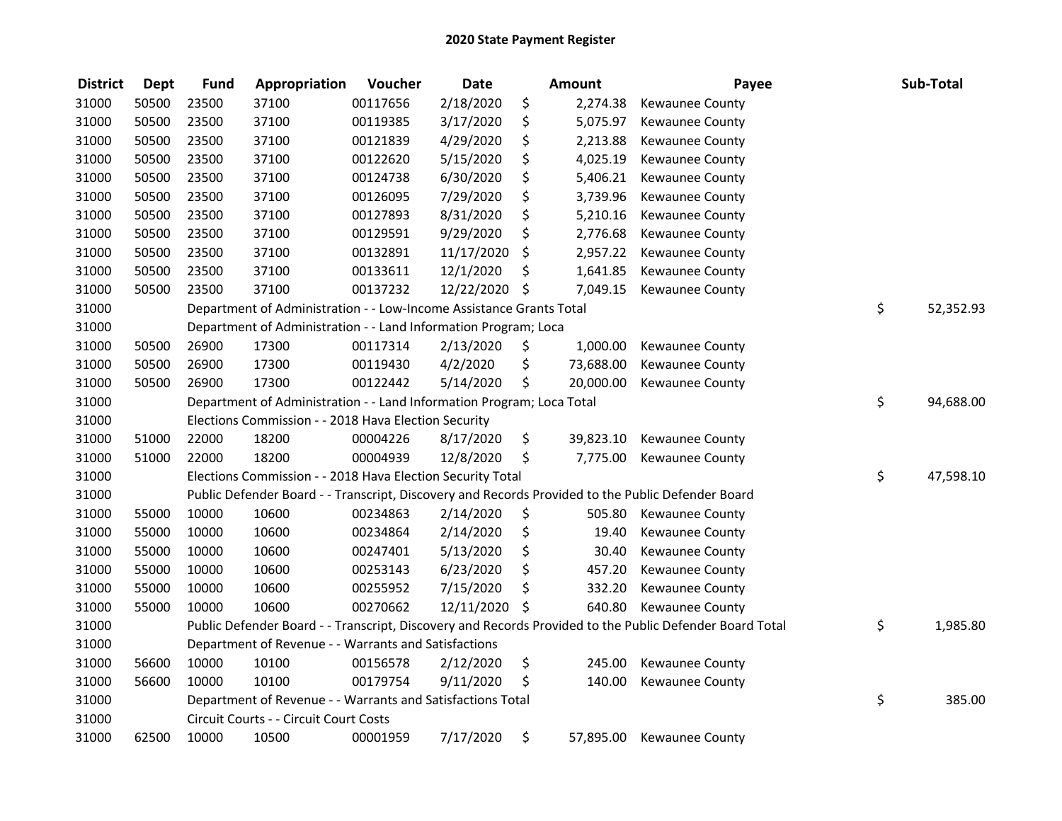# 2020 State Payment Register

| District | Dept | Fund | Appropriation | Voucher | Date | Amount | Payee | Sub-Total |
|---|---|---|---|---|---|---|---|---|
| 31000 | 50500 | 23500 | 37100 | 00117656 | 2/18/2020 | $ 2,274.38 | Kewaunee County | |
| 31000 | 50500 | 23500 | 37100 | 00119385 | 3/17/2020 | $ 5,075.97 | Kewaunee County | |
| 31000 | 50500 | 23500 | 37100 | 00121839 | 4/29/2020 | $ 2,213.88 | Kewaunee County | |
| 31000 | 50500 | 23500 | 37100 | 00122620 | 5/15/2020 | $ 4,025.19 | Kewaunee County | |
| 31000 | 50500 | 23500 | 37100 | 00124738 | 6/30/2020 | $ 5,406.21 | Kewaunee County | |
| 31000 | 50500 | 23500 | 37100 | 00126095 | 7/29/2020 | $ 3,739.96 | Kewaunee County | |
| 31000 | 50500 | 23500 | 37100 | 00127893 | 8/31/2020 | $ 5,210.16 | Kewaunee County | |
| 31000 | 50500 | 23500 | 37100 | 00129591 | 9/29/2020 | $ 2,776.68 | Kewaunee County | |
| 31000 | 50500 | 23500 | 37100 | 00132891 | 11/17/2020 | $ 2,957.22 | Kewaunee County | |
| 31000 | 50500 | 23500 | 37100 | 00133611 | 12/1/2020 | $ 1,641.85 | Kewaunee County | |
| 31000 | 50500 | 23500 | 37100 | 00137232 | 12/22/2020 | $ 7,049.15 | Kewaunee County | |
| 31000 | | Department of Administration - - Low-Income Assistance Grants Total | | | | | | $ 52,352.93 |
| 31000 | | Department of Administration - - Land Information Program; Loca | | | | | | |
| 31000 | 50500 | 26900 | 17300 | 00117314 | 2/13/2020 | $ 1,000.00 | Kewaunee County | |
| 31000 | 50500 | 26900 | 17300 | 00119430 | 4/2/2020 | $ 73,688.00 | Kewaunee County | |
| 31000 | 50500 | 26900 | 17300 | 00122442 | 5/14/2020 | $ 20,000.00 | Kewaunee County | |
| 31000 | | Department of Administration - - Land Information Program; Loca Total | | | | | | $ 94,688.00 |
| 31000 | | Elections Commission - - 2018 Hava Election Security | | | | | | |
| 31000 | 51000 | 22000 | 18200 | 00004226 | 8/17/2020 | $ 39,823.10 | Kewaunee County | |
| 31000 | 51000 | 22000 | 18200 | 00004939 | 12/8/2020 | $ 7,775.00 | Kewaunee County | |
| 31000 | | Elections Commission - - 2018 Hava Election Security Total | | | | | | $ 47,598.10 |
| 31000 | | Public Defender Board - - Transcript, Discovery and Records Provided to the Public Defender Board | | | | | | |
| 31000 | 55000 | 10000 | 10600 | 00234863 | 2/14/2020 | $ 505.80 | Kewaunee County | |
| 31000 | 55000 | 10000 | 10600 | 00234864 | 2/14/2020 | $ 19.40 | Kewaunee County | |
| 31000 | 55000 | 10000 | 10600 | 00247401 | 5/13/2020 | $ 30.40 | Kewaunee County | |
| 31000 | 55000 | 10000 | 10600 | 00253143 | 6/23/2020 | $ 457.20 | Kewaunee County | |
| 31000 | 55000 | 10000 | 10600 | 00255952 | 7/15/2020 | $ 332.20 | Kewaunee County | |
| 31000 | 55000 | 10000 | 10600 | 00270662 | 12/11/2020 | $ 640.80 | Kewaunee County | |
| 31000 | | Public Defender Board - - Transcript, Discovery and Records Provided to the Public Defender Board Total | | | | | | $ 1,985.80 |
| 31000 | | Department of Revenue - - Warrants and Satisfactions | | | | | | |
| 31000 | 56600 | 10000 | 10100 | 00156578 | 2/12/2020 | $ 245.00 | Kewaunee County | |
| 31000 | 56600 | 10000 | 10100 | 00179754 | 9/11/2020 | $ 140.00 | Kewaunee County | |
| 31000 | | Department of Revenue - - Warrants and Satisfactions Total | | | | | | $ 385.00 |
| 31000 | | Circuit Courts - - Circuit Court Costs | | | | | | |
| 31000 | 62500 | 10000 | 10500 | 00001959 | 7/17/2020 | $ 57,895.00 | Kewaunee County | |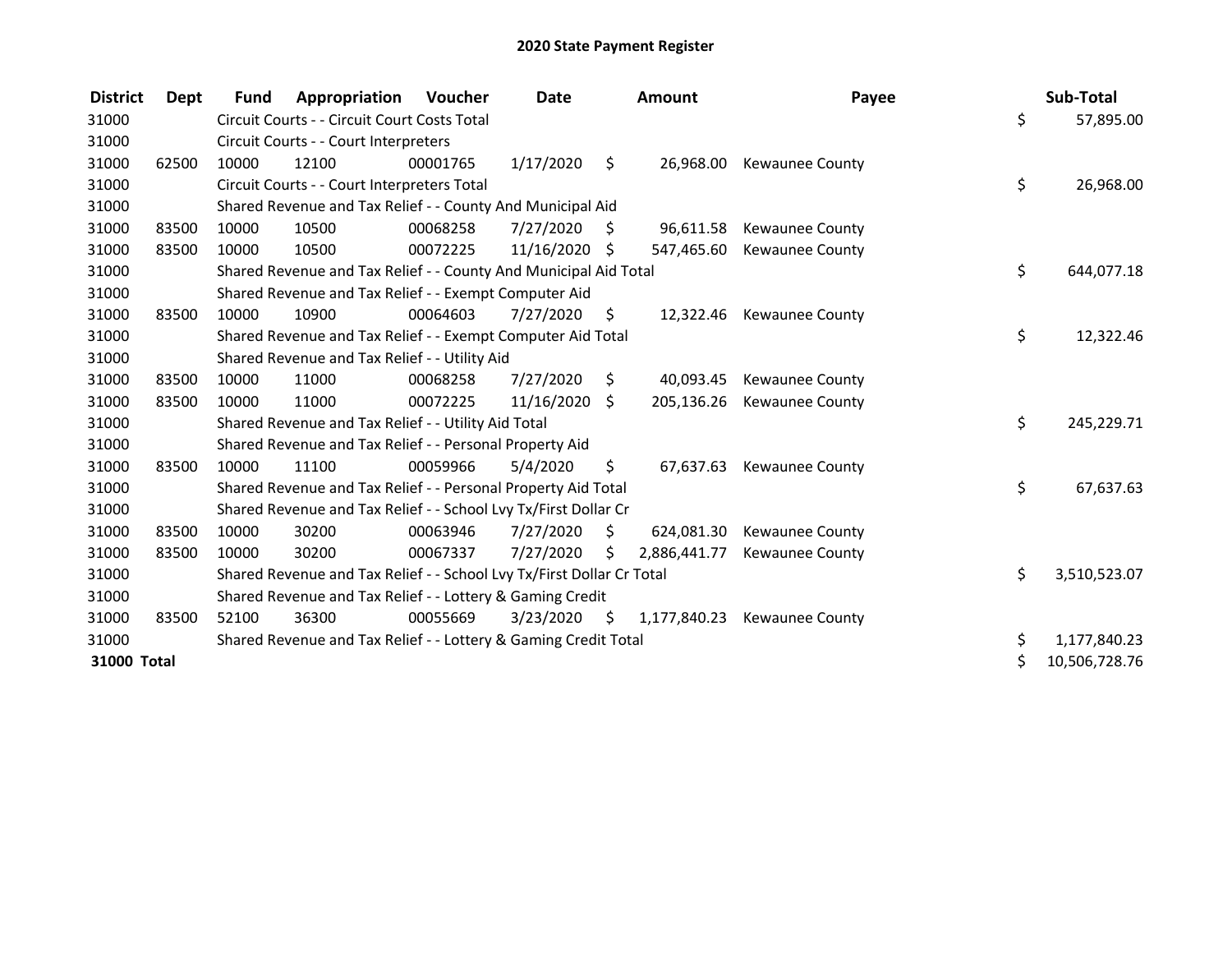## 2020 State Payment Register

| District | Dept | Fund | Appropriation | Voucher | Date | Amount | Payee | Sub-Total |
|---|---|---|---|---|---|---|---|---|
| 31000 | | Circuit Courts - - Circuit Court Costs Total | | | | | | $ 57,895.00 |
| 31000 | | Circuit Courts - - Court Interpreters | | | | | | |
| 31000 | 62500 | 10000 | 12100 | 00001765 | 1/17/2020 | $ 26,968.00 | Kewaunee County | |
| 31000 | | Circuit Courts - - Court Interpreters Total | | | | | | $ 26,968.00 |
| 31000 | | Shared Revenue and Tax Relief - - County And Municipal Aid | | | | | | |
| 31000 | 83500 | 10000 | 10500 | 00068258 | 7/27/2020 | $ 96,611.58 | Kewaunee County | |
| 31000 | 83500 | 10000 | 10500 | 00072225 | 11/16/2020 | $ 547,465.60 | Kewaunee County | |
| 31000 | | Shared Revenue and Tax Relief - - County And Municipal Aid Total | | | | | | $ 644,077.18 |
| 31000 | | Shared Revenue and Tax Relief - - Exempt Computer Aid | | | | | | |
| 31000 | 83500 | 10000 | 10900 | 00064603 | 7/27/2020 | $ 12,322.46 | Kewaunee County | |
| 31000 | | Shared Revenue and Tax Relief - - Exempt Computer Aid Total | | | | | | $ 12,322.46 |
| 31000 | | Shared Revenue and Tax Relief - - Utility Aid | | | | | | |
| 31000 | 83500 | 10000 | 11000 | 00068258 | 7/27/2020 | $ 40,093.45 | Kewaunee County | |
| 31000 | 83500 | 10000 | 11000 | 00072225 | 11/16/2020 | $ 205,136.26 | Kewaunee County | |
| 31000 | | Shared Revenue and Tax Relief - - Utility Aid Total | | | | | | $ 245,229.71 |
| 31000 | | Shared Revenue and Tax Relief - - Personal Property Aid | | | | | | |
| 31000 | 83500 | 10000 | 11100 | 00059966 | 5/4/2020 | $ 67,637.63 | Kewaunee County | |
| 31000 | | Shared Revenue and Tax Relief - - Personal Property Aid Total | | | | | | $ 67,637.63 |
| 31000 | | Shared Revenue and Tax Relief - - School Lvy Tx/First Dollar Cr | | | | | | |
| 31000 | 83500 | 10000 | 30200 | 00063946 | 7/27/2020 | $ 624,081.30 | Kewaunee County | |
| 31000 | 83500 | 10000 | 30200 | 00067337 | 7/27/2020 | $ 2,886,441.77 | Kewaunee County | |
| 31000 | | Shared Revenue and Tax Relief - - School Lvy Tx/First Dollar Cr Total | | | | | | $ 3,510,523.07 |
| 31000 | | Shared Revenue and Tax Relief - - Lottery & Gaming Credit | | | | | | |
| 31000 | 83500 | 52100 | 36300 | 00055669 | 3/23/2020 | $ 1,177,840.23 | Kewaunee County | |
| 31000 | | Shared Revenue and Tax Relief - - Lottery & Gaming Credit Total | | | | | | $ 1,177,840.23 |
| **31000 Total** | | | | | | | | $ 10,506,728.76 |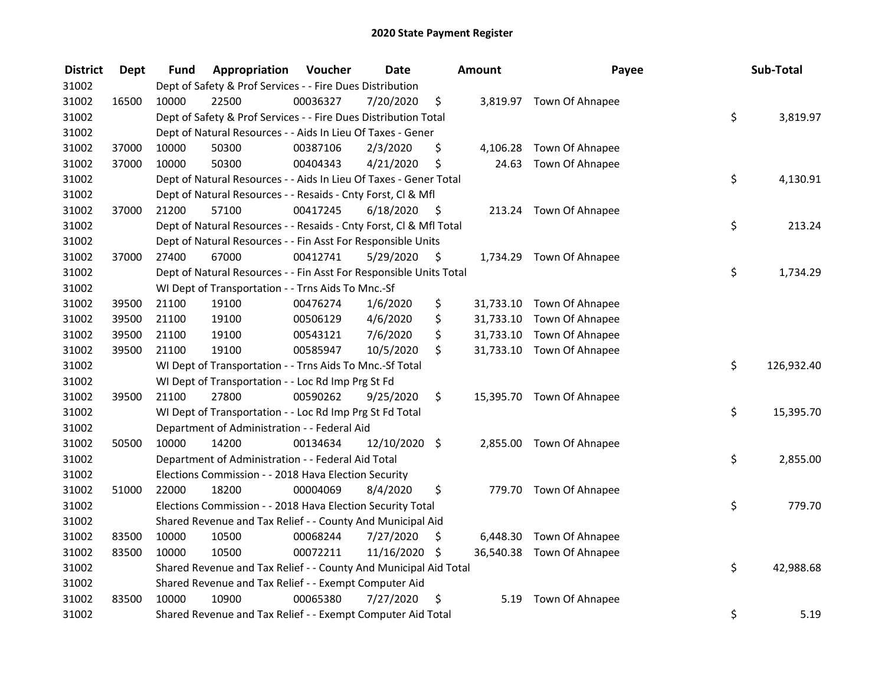# 2020 State Payment Register

| District | Dept | Fund | Appropriation | Voucher | Date | Amount | Payee | Sub-Total |
|---|---|---|---|---|---|---|---|---|
| 31002 | | Dept of Safety & Prof Services - - Fire Dues Distribution | | | | | | |
| 31002 | 16500 | 10000 | 22500 | 00036327 | 7/20/2020 | $ 3,819.97 | Town Of Ahnapee | |
| 31002 | | Dept of Safety & Prof Services - - Fire Dues Distribution Total | | | | | | $ 3,819.97 |
| 31002 | | Dept of Natural Resources - - Aids In Lieu Of Taxes - Gener | | | | | | |
| 31002 | 37000 | 10000 | 50300 | 00387106 | 2/3/2020 | $ 4,106.28 | Town Of Ahnapee | |
| 31002 | 37000 | 10000 | 50300 | 00404343 | 4/21/2020 | $ 24.63 | Town Of Ahnapee | |
| 31002 | | Dept of Natural Resources - - Aids In Lieu Of Taxes - Gener Total | | | | | | $ 4,130.91 |
| 31002 | | Dept of Natural Resources - - Resaids - Cnty Forst, Cl & Mfl | | | | | | |
| 31002 | 37000 | 21200 | 57100 | 00417245 | 6/18/2020 | $ 213.24 | Town Of Ahnapee | |
| 31002 | | Dept of Natural Resources - - Resaids - Cnty Forst, Cl & Mfl Total | | | | | | $ 213.24 |
| 31002 | | Dept of Natural Resources - - Fin Asst For Responsible Units | | | | | | |
| 31002 | 37000 | 27400 | 67000 | 00412741 | 5/29/2020 | $ 1,734.29 | Town Of Ahnapee | |
| 31002 | | Dept of Natural Resources - - Fin Asst For Responsible Units Total | | | | | | $ 1,734.29 |
| 31002 | | WI Dept of Transportation - - Trns Aids To Mnc.-Sf | | | | | | |
| 31002 | 39500 | 21100 | 19100 | 00476274 | 1/6/2020 | $ 31,733.10 | Town Of Ahnapee | |
| 31002 | 39500 | 21100 | 19100 | 00506129 | 4/6/2020 | $ 31,733.10 | Town Of Ahnapee | |
| 31002 | 39500 | 21100 | 19100 | 00543121 | 7/6/2020 | $ 31,733.10 | Town Of Ahnapee | |
| 31002 | 39500 | 21100 | 19100 | 00585947 | 10/5/2020 | $ 31,733.10 | Town Of Ahnapee | |
| 31002 | | WI Dept of Transportation - - Trns Aids To Mnc.-Sf Total | | | | | | $ 126,932.40 |
| 31002 | | WI Dept of Transportation - - Loc Rd Imp Prg St Fd | | | | | | |
| 31002 | 39500 | 21100 | 27800 | 00590262 | 9/25/2020 | $ 15,395.70 | Town Of Ahnapee | |
| 31002 | | WI Dept of Transportation - - Loc Rd Imp Prg St Fd Total | | | | | | $ 15,395.70 |
| 31002 | | Department of Administration - - Federal Aid | | | | | | |
| 31002 | 50500 | 10000 | 14200 | 00134634 | 12/10/2020 | $ 2,855.00 | Town Of Ahnapee | |
| 31002 | | Department of Administration - - Federal Aid Total | | | | | | $ 2,855.00 |
| 31002 | | Elections Commission - - 2018 Hava Election Security | | | | | | |
| 31002 | 51000 | 22000 | 18200 | 00004069 | 8/4/2020 | $ 779.70 | Town Of Ahnapee | |
| 31002 | | Elections Commission - - 2018 Hava Election Security Total | | | | | | $ 779.70 |
| 31002 | | Shared Revenue and Tax Relief - - County And Municipal Aid | | | | | | |
| 31002 | 83500 | 10000 | 10500 | 00068244 | 7/27/2020 | $ 6,448.30 | Town Of Ahnapee | |
| 31002 | 83500 | 10000 | 10500 | 00072211 | 11/16/2020 | $ 36,540.38 | Town Of Ahnapee | |
| 31002 | | Shared Revenue and Tax Relief - - County And Municipal Aid Total | | | | | | $ 42,988.68 |
| 31002 | | Shared Revenue and Tax Relief - - Exempt Computer Aid | | | | | | |
| 31002 | 83500 | 10000 | 10900 | 00065380 | 7/27/2020 | $ 5.19 | Town Of Ahnapee | |
| 31002 | | Shared Revenue and Tax Relief - - Exempt Computer Aid Total | | | | | | $ 5.19 |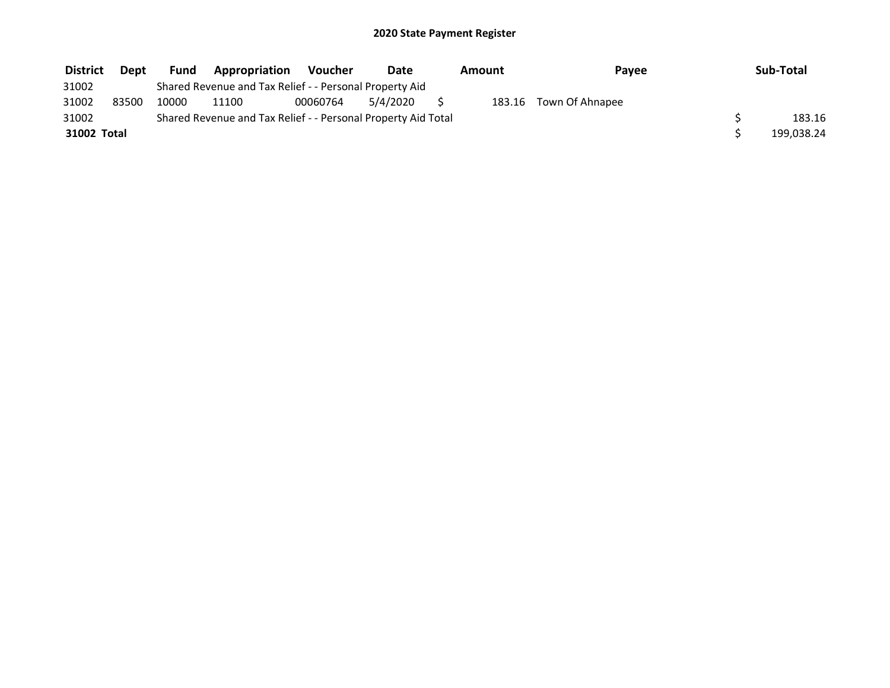# 2020 State Payment Register

| District | Dept | Fund | Appropriation | Voucher | Date | Amount | Payee | Sub-Total |
|---|---|---|---|---|---|---|---|---|
| 31002 | | Shared Revenue and Tax Relief - - Personal Property Aid | | | | | | |
| 31002 | 83500 | 10000 | 11100 | 00060764 | 5/4/2020 | $ 183.16 | Town Of Ahnapee | |
| 31002 | | Shared Revenue and Tax Relief - - Personal Property Aid Total | | | | | | $ 183.16 |
| **31002 Total** | | | | | | | | $ 199,038.24 |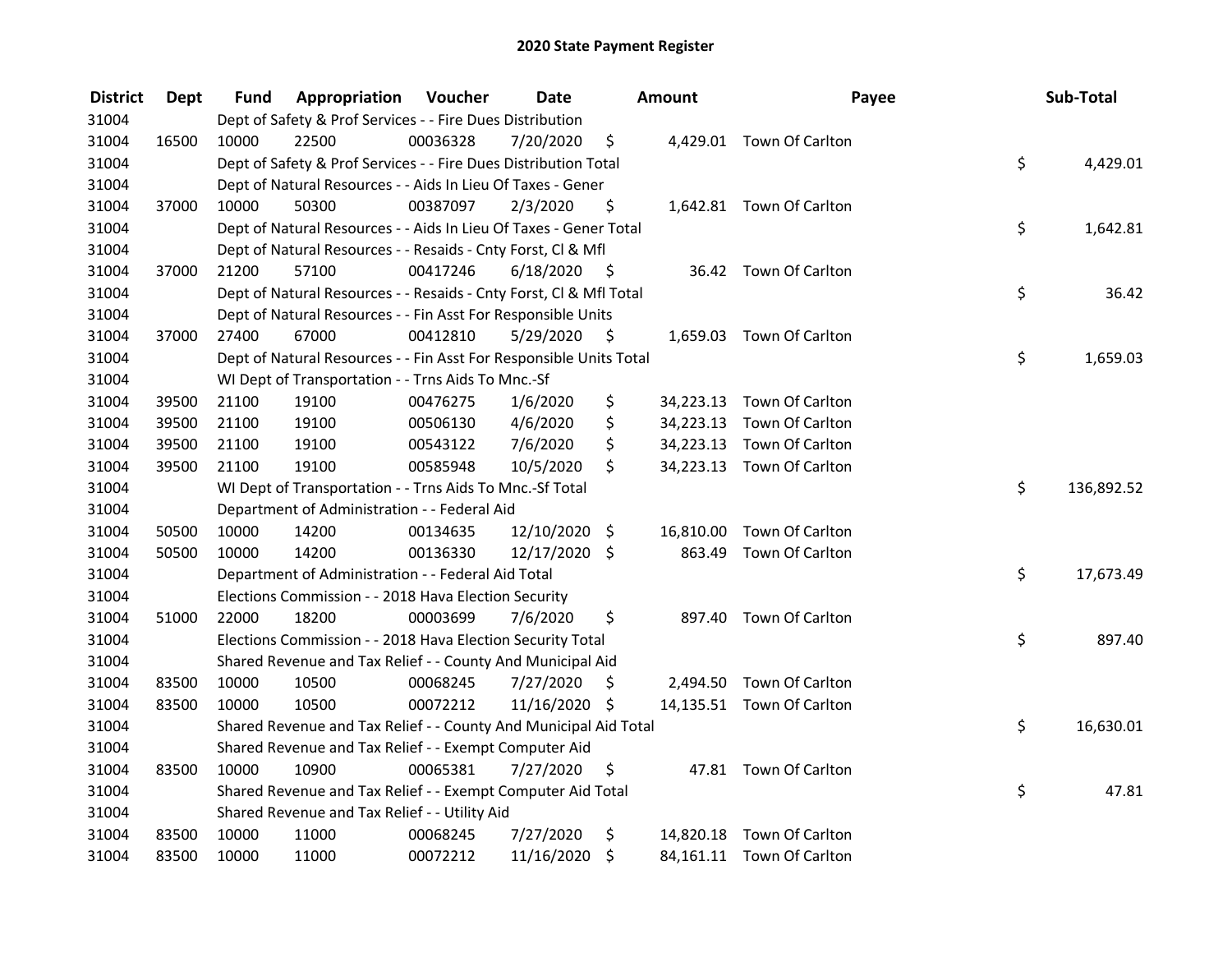# 2020 State Payment Register

| District | Dept | Fund | Appropriation | Voucher | Date | Amount | Payee | Sub-Total |
|---|---|---|---|---|---|---|---|---|
| 31004 | | Dept of Safety & Prof Services - - Fire Dues Distribution | | | | | | |
| 31004 | 16500 | 10000 | 22500 | 00036328 | 7/20/2020 | $ 4,429.01 | Town Of Carlton | |
| 31004 | | Dept of Safety & Prof Services - - Fire Dues Distribution Total | | | | | | $ 4,429.01 |
| 31004 | | Dept of Natural Resources - - Aids In Lieu Of Taxes - Gener | | | | | | |
| 31004 | 37000 | 10000 | 50300 | 00387097 | 2/3/2020 | $ 1,642.81 | Town Of Carlton | |
| 31004 | | Dept of Natural Resources - - Aids In Lieu Of Taxes - Gener Total | | | | | | $ 1,642.81 |
| 31004 | | Dept of Natural Resources - - Resaids - Cnty Forst, Cl & Mfl | | | | | | |
| 31004 | 37000 | 21200 | 57100 | 00417246 | 6/18/2020 | $ 36.42 | Town Of Carlton | |
| 31004 | | Dept of Natural Resources - - Resaids - Cnty Forst, Cl & Mfl Total | | | | | | $ 36.42 |
| 31004 | | Dept of Natural Resources - - Fin Asst For Responsible Units | | | | | | |
| 31004 | 37000 | 27400 | 67000 | 00412810 | 5/29/2020 | $ 1,659.03 | Town Of Carlton | |
| 31004 | | Dept of Natural Resources - - Fin Asst For Responsible Units Total | | | | | | $ 1,659.03 |
| 31004 | | WI Dept of Transportation - - Trns Aids To Mnc.-Sf | | | | | | |
| 31004 | 39500 | 21100 | 19100 | 00476275 | 1/6/2020 | $ 34,223.13 | Town Of Carlton | |
| 31004 | 39500 | 21100 | 19100 | 00506130 | 4/6/2020 | $ 34,223.13 | Town Of Carlton | |
| 31004 | 39500 | 21100 | 19100 | 00543122 | 7/6/2020 | $ 34,223.13 | Town Of Carlton | |
| 31004 | 39500 | 21100 | 19100 | 00585948 | 10/5/2020 | $ 34,223.13 | Town Of Carlton | |
| 31004 | | WI Dept of Transportation - - Trns Aids To Mnc.-Sf Total | | | | | | $ 136,892.52 |
| 31004 | | Department of Administration - - Federal Aid | | | | | | |
| 31004 | 50500 | 10000 | 14200 | 00134635 | 12/10/2020 | $ 16,810.00 | Town Of Carlton | |
| 31004 | 50500 | 10000 | 14200 | 00136330 | 12/17/2020 | $ 863.49 | Town Of Carlton | |
| 31004 | | Department of Administration - - Federal Aid Total | | | | | | $ 17,673.49 |
| 31004 | | Elections Commission - - 2018 Hava Election Security | | | | | | |
| 31004 | 51000 | 22000 | 18200 | 00003699 | 7/6/2020 | $ 897.40 | Town Of Carlton | |
| 31004 | | Elections Commission - - 2018 Hava Election Security Total | | | | | | $ 897.40 |
| 31004 | | Shared Revenue and Tax Relief - - County And Municipal Aid | | | | | | |
| 31004 | 83500 | 10000 | 10500 | 00068245 | 7/27/2020 | $ 2,494.50 | Town Of Carlton | |
| 31004 | 83500 | 10000 | 10500 | 00072212 | 11/16/2020 | $ 14,135.51 | Town Of Carlton | |
| 31004 | | Shared Revenue and Tax Relief - - County And Municipal Aid Total | | | | | | $ 16,630.01 |
| 31004 | | Shared Revenue and Tax Relief - - Exempt Computer Aid | | | | | | |
| 31004 | 83500 | 10000 | 10900 | 00065381 | 7/27/2020 | $ 47.81 | Town Of Carlton | |
| 31004 | | Shared Revenue and Tax Relief - - Exempt Computer Aid Total | | | | | | $ 47.81 |
| 31004 | | Shared Revenue and Tax Relief - - Utility Aid | | | | | | |
| 31004 | 83500 | 10000 | 11000 | 00068245 | 7/27/2020 | $ 14,820.18 | Town Of Carlton | |
| 31004 | 83500 | 10000 | 11000 | 00072212 | 11/16/2020 | $ 84,161.11 | Town Of Carlton | |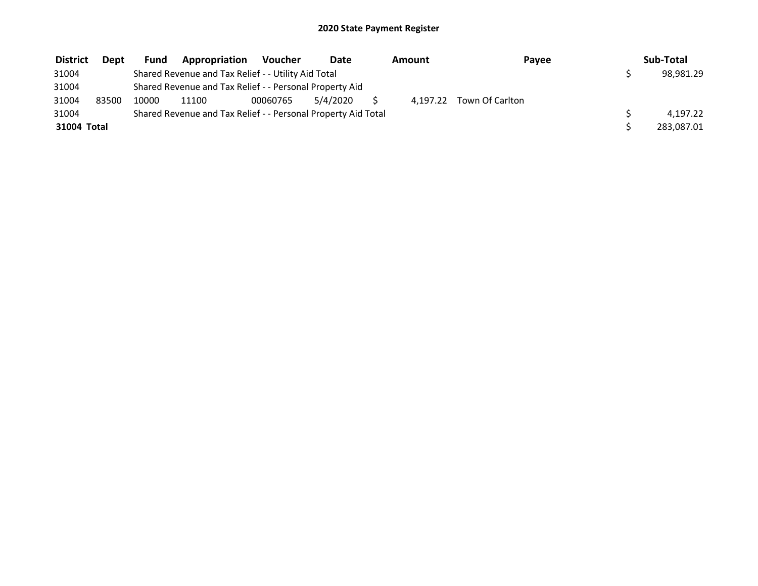# 2020 State Payment Register

| District | Dept | Fund | Appropriation | Voucher | Date | Amount | Payee | Sub-Total |
|---|---|---|---|---|---|---|---|---|
| 31004 | | Shared Revenue and Tax Relief - - Utility Aid Total | | | | | | $ 98,981.29 |
| 31004 | | Shared Revenue and Tax Relief - - Personal Property Aid | | | | | | |
| 31004 | 83500 | 10000 | 11100 | 00060765 | 5/4/2020 | $ 4,197.22 | Town Of Carlton | |
| 31004 | | Shared Revenue and Tax Relief - - Personal Property Aid Total | | | | | | $ 4,197.22 |
| **31004 Total** | | | | | | | | $ 283,087.01 |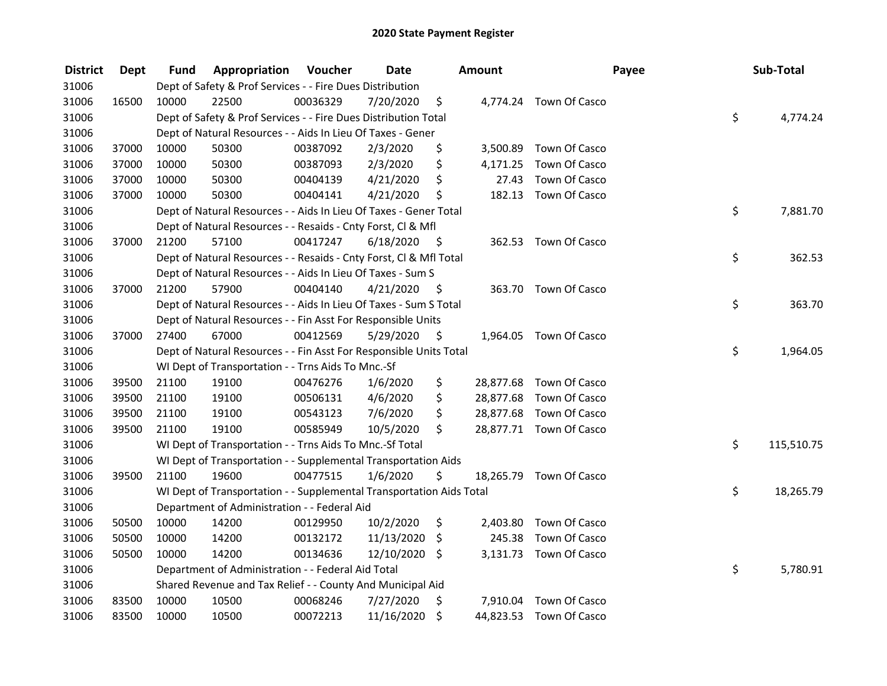# 2020 State Payment Register

| District | Dept | Fund | Appropriation | Voucher | Date | Amount | Payee | Sub-Total |
|---|---|---|---|---|---|---|---|---|
| 31006 | | | Dept of Safety & Prof Services - - Fire Dues Distribution | | | | | |
| 31006 | 16500 | 10000 | 22500 | 00036329 | 7/20/2020 | $ 4,774.24 | Town Of Casco | |
| 31006 | | | Dept of Safety & Prof Services - - Fire Dues Distribution Total | | | | | $ 4,774.24 |
| 31006 | | | Dept of Natural Resources - - Aids In Lieu Of Taxes - Gener | | | | | |
| 31006 | 37000 | 10000 | 50300 | 00387092 | 2/3/2020 | $ 3,500.89 | Town Of Casco | |
| 31006 | 37000 | 10000 | 50300 | 00387093 | 2/3/2020 | $ 4,171.25 | Town Of Casco | |
| 31006 | 37000 | 10000 | 50300 | 00404139 | 4/21/2020 | $ 27.43 | Town Of Casco | |
| 31006 | 37000 | 10000 | 50300 | 00404141 | 4/21/2020 | $ 182.13 | Town Of Casco | |
| 31006 | | | Dept of Natural Resources - - Aids In Lieu Of Taxes - Gener Total | | | | | $ 7,881.70 |
| 31006 | | | Dept of Natural Resources - - Resaids - Cnty Forst, Cl & Mfl | | | | | |
| 31006 | 37000 | 21200 | 57100 | 00417247 | 6/18/2020 | $ 362.53 | Town Of Casco | |
| 31006 | | | Dept of Natural Resources - - Resaids - Cnty Forst, Cl & Mfl Total | | | | | $ 362.53 |
| 31006 | | | Dept of Natural Resources - - Aids In Lieu Of Taxes - Sum S | | | | | |
| 31006 | 37000 | 21200 | 57900 | 00404140 | 4/21/2020 | $ 363.70 | Town Of Casco | |
| 31006 | | | Dept of Natural Resources - - Aids In Lieu Of Taxes - Sum S Total | | | | | $ 363.70 |
| 31006 | | | Dept of Natural Resources - - Fin Asst For Responsible Units | | | | | |
| 31006 | 37000 | 27400 | 67000 | 00412569 | 5/29/2020 | $ 1,964.05 | Town Of Casco | |
| 31006 | | | Dept of Natural Resources - - Fin Asst For Responsible Units Total | | | | | $ 1,964.05 |
| 31006 | | | WI Dept of Transportation - - Trns Aids To Mnc.-Sf | | | | | |
| 31006 | 39500 | 21100 | 19100 | 00476276 | 1/6/2020 | $ 28,877.68 | Town Of Casco | |
| 31006 | 39500 | 21100 | 19100 | 00506131 | 4/6/2020 | $ 28,877.68 | Town Of Casco | |
| 31006 | 39500 | 21100 | 19100 | 00543123 | 7/6/2020 | $ 28,877.68 | Town Of Casco | |
| 31006 | 39500 | 21100 | 19100 | 00585949 | 10/5/2020 | $ 28,877.71 | Town Of Casco | |
| 31006 | | | WI Dept of Transportation - - Trns Aids To Mnc.-Sf Total | | | | | $ 115,510.75 |
| 31006 | | | WI Dept of Transportation - - Supplemental Transportation Aids | | | | | |
| 31006 | 39500 | 21100 | 19600 | 00477515 | 1/6/2020 | $ 18,265.79 | Town Of Casco | |
| 31006 | | | WI Dept of Transportation - - Supplemental Transportation Aids Total | | | | | $ 18,265.79 |
| 31006 | | | Department of Administration - - Federal Aid | | | | | |
| 31006 | 50500 | 10000 | 14200 | 00129950 | 10/2/2020 | $ 2,403.80 | Town Of Casco | |
| 31006 | 50500 | 10000 | 14200 | 00132172 | 11/13/2020 | $ 245.38 | Town Of Casco | |
| 31006 | 50500 | 10000 | 14200 | 00134636 | 12/10/2020 | $ 3,131.73 | Town Of Casco | |
| 31006 | | | Department of Administration - - Federal Aid Total | | | | | $ 5,780.91 |
| 31006 | | | Shared Revenue and Tax Relief - - County And Municipal Aid | | | | | |
| 31006 | 83500 | 10000 | 10500 | 00068246 | 7/27/2020 | $ 7,910.04 | Town Of Casco | |
| 31006 | 83500 | 10000 | 10500 | 00072213 | 11/16/2020 | $ 44,823.53 | Town Of Casco | |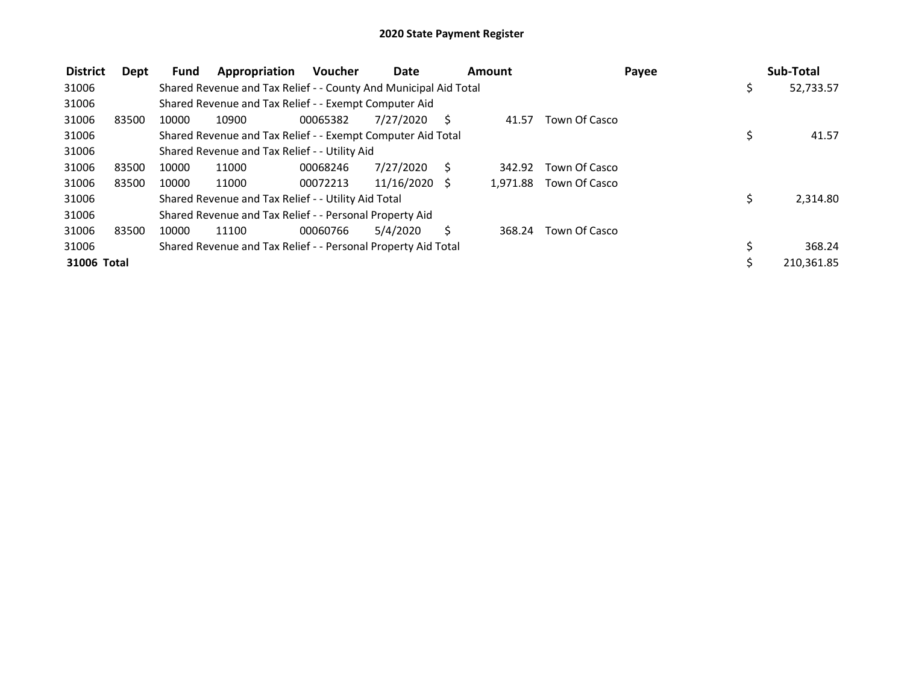# 2020 State Payment Register

| District | Dept | Fund | Appropriation | Voucher | Date | Amount | Payee | Sub-Total |
|---|---|---|---|---|---|---|---|---|
| 31006 | | Shared Revenue and Tax Relief - - County And Municipal Aid Total | | | | | | $ 52,733.57 |
| 31006 | | Shared Revenue and Tax Relief - - Exempt Computer Aid | | | | | | |
| 31006 | 83500 | 10000 | 10900 | 00065382 | 7/27/2020 | $ 41.57 | Town Of Casco | |
| 31006 | | Shared Revenue and Tax Relief - - Exempt Computer Aid Total | | | | | | $ 41.57 |
| 31006 | | Shared Revenue and Tax Relief - - Utility Aid | | | | | | |
| 31006 | 83500 | 10000 | 11000 | 00068246 | 7/27/2020 | $ 342.92 | Town Of Casco | |
| 31006 | 83500 | 10000 | 11000 | 00072213 | 11/16/2020 | $ 1,971.88 | Town Of Casco | |
| 31006 | | Shared Revenue and Tax Relief - - Utility Aid Total | | | | | | $ 2,314.80 |
| 31006 | | Shared Revenue and Tax Relief - - Personal Property Aid | | | | | | |
| 31006 | 83500 | 10000 | 11100 | 00060766 | 5/4/2020 | $ 368.24 | Town Of Casco | |
| 31006 | | Shared Revenue and Tax Relief - - Personal Property Aid Total | | | | | | $ 368.24 |
| **31006 Total** | | | | | | | | $ 210,361.85 |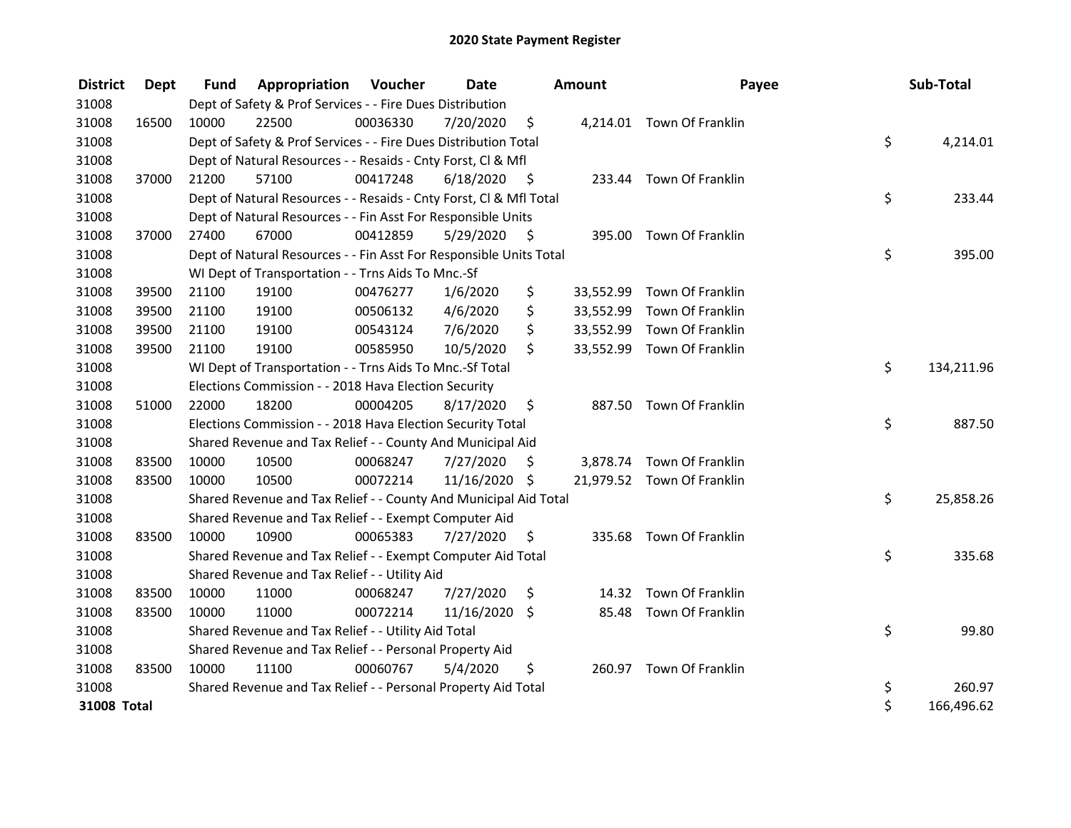# 2020 State Payment Register

| District | Dept | Fund | Appropriation | Voucher | Date | Amount | Payee | Sub-Total |
|---|---|---|---|---|---|---|---|---|
| 31008 | | Dept of Safety & Prof Services - - Fire Dues Distribution | | | | | | |
| 31008 | 16500 | 10000 | 22500 | 00036330 | 7/20/2020 | $ 4,214.01 | Town Of Franklin | |
| 31008 | | Dept of Safety & Prof Services - - Fire Dues Distribution Total | | | | | | $ 4,214.01 |
| 31008 | | Dept of Natural Resources - - Resaids - Cnty Forst, Cl & Mfl | | | | | | |
| 31008 | 37000 | 21200 | 57100 | 00417248 | 6/18/2020 | $ 233.44 | Town Of Franklin | |
| 31008 | | Dept of Natural Resources - - Resaids - Cnty Forst, Cl & Mfl Total | | | | | | $ 233.44 |
| 31008 | | Dept of Natural Resources - - Fin Asst For Responsible Units | | | | | | |
| 31008 | 37000 | 27400 | 67000 | 00412859 | 5/29/2020 | $ 395.00 | Town Of Franklin | |
| 31008 | | Dept of Natural Resources - - Fin Asst For Responsible Units Total | | | | | | $ 395.00 |
| 31008 | | WI Dept of Transportation - - Trns Aids To Mnc.-Sf | | | | | | |
| 31008 | 39500 | 21100 | 19100 | 00476277 | 1/6/2020 | $ 33,552.99 | Town Of Franklin | |
| 31008 | 39500 | 21100 | 19100 | 00506132 | 4/6/2020 | $ 33,552.99 | Town Of Franklin | |
| 31008 | 39500 | 21100 | 19100 | 00543124 | 7/6/2020 | $ 33,552.99 | Town Of Franklin | |
| 31008 | 39500 | 21100 | 19100 | 00585950 | 10/5/2020 | $ 33,552.99 | Town Of Franklin | |
| 31008 | | WI Dept of Transportation - - Trns Aids To Mnc.-Sf Total | | | | | | $ 134,211.96 |
| 31008 | | Elections Commission - - 2018 Hava Election Security | | | | | | |
| 31008 | 51000 | 22000 | 18200 | 00004205 | 8/17/2020 | $ 887.50 | Town Of Franklin | |
| 31008 | | Elections Commission - - 2018 Hava Election Security Total | | | | | | $ 887.50 |
| 31008 | | Shared Revenue and Tax Relief - - County And Municipal Aid | | | | | | |
| 31008 | 83500 | 10000 | 10500 | 00068247 | 7/27/2020 | $ 3,878.74 | Town Of Franklin | |
| 31008 | 83500 | 10000 | 10500 | 00072214 | 11/16/2020 | $ 21,979.52 | Town Of Franklin | |
| 31008 | | Shared Revenue and Tax Relief - - County And Municipal Aid Total | | | | | | $ 25,858.26 |
| 31008 | | Shared Revenue and Tax Relief - - Exempt Computer Aid | | | | | | |
| 31008 | 83500 | 10000 | 10900 | 00065383 | 7/27/2020 | $ 335.68 | Town Of Franklin | |
| 31008 | | Shared Revenue and Tax Relief - - Exempt Computer Aid Total | | | | | | $ 335.68 |
| 31008 | | Shared Revenue and Tax Relief - - Utility Aid | | | | | | |
| 31008 | 83500 | 10000 | 11000 | 00068247 | 7/27/2020 | $ 14.32 | Town Of Franklin | |
| 31008 | 83500 | 10000 | 11000 | 00072214 | 11/16/2020 | $ 85.48 | Town Of Franklin | |
| 31008 | | Shared Revenue and Tax Relief - - Utility Aid Total | | | | | | $ 99.80 |
| 31008 | | Shared Revenue and Tax Relief - - Personal Property Aid | | | | | | |
| 31008 | 83500 | 10000 | 11100 | 00060767 | 5/4/2020 | $ 260.97 | Town Of Franklin | |
| 31008 | | Shared Revenue and Tax Relief - - Personal Property Aid Total | | | | | | $ 260.97 |
| **31008 Total** | | | | | | | | $ 166,496.62 |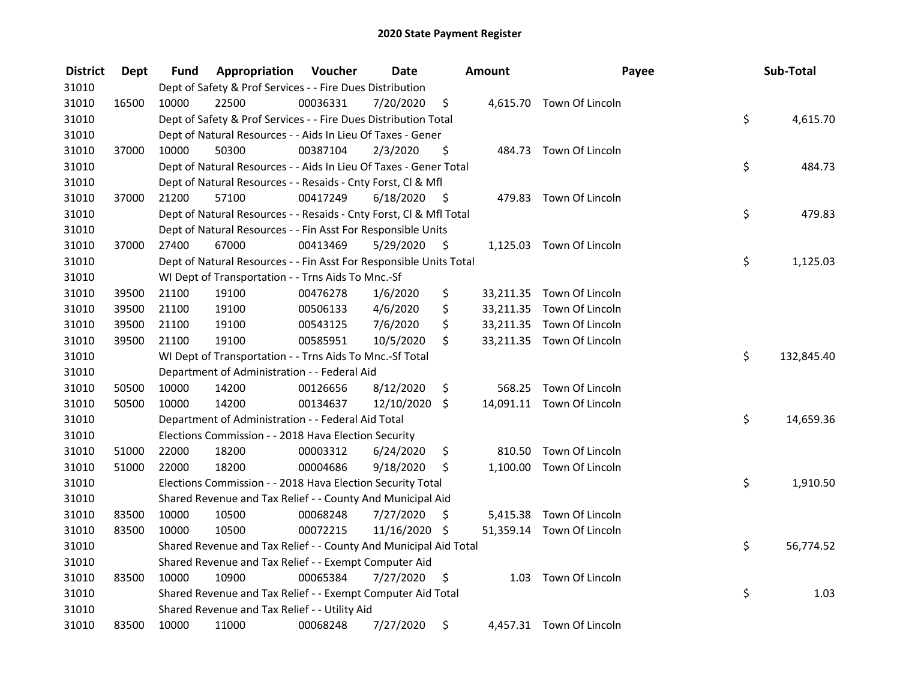## 2020 State Payment Register

| District | Dept | Fund | Appropriation | Voucher | Date | Amount | Payee | Sub-Total |
|---|---|---|---|---|---|---|---|---|
| 31010 | | Dept of Safety & Prof Services - - Fire Dues Distribution | | | | | | |
| 31010 | 16500 | 10000 | 22500 | 00036331 | 7/20/2020 | $ 4,615.70 | Town Of Lincoln | |
| 31010 | | Dept of Safety & Prof Services - - Fire Dues Distribution Total | | | | | | $ 4,615.70 |
| 31010 | | Dept of Natural Resources - - Aids In Lieu Of Taxes - Gener | | | | | | |
| 31010 | 37000 | 10000 | 50300 | 00387104 | 2/3/2020 | $ 484.73 | Town Of Lincoln | |
| 31010 | | Dept of Natural Resources - - Aids In Lieu Of Taxes - Gener Total | | | | | | $ 484.73 |
| 31010 | | Dept of Natural Resources - - Resaids - Cnty Forst, Cl & Mfl | | | | | | |
| 31010 | 37000 | 21200 | 57100 | 00417249 | 6/18/2020 | $ 479.83 | Town Of Lincoln | |
| 31010 | | Dept of Natural Resources - - Resaids - Cnty Forst, Cl & Mfl Total | | | | | | $ 479.83 |
| 31010 | | Dept of Natural Resources - - Fin Asst For Responsible Units | | | | | | |
| 31010 | 37000 | 27400 | 67000 | 00413469 | 5/29/2020 | $ 1,125.03 | Town Of Lincoln | |
| 31010 | | Dept of Natural Resources - - Fin Asst For Responsible Units Total | | | | | | $ 1,125.03 |
| 31010 | | WI Dept of Transportation - - Trns Aids To Mnc.-Sf | | | | | | |
| 31010 | 39500 | 21100 | 19100 | 00476278 | 1/6/2020 | $ 33,211.35 | Town Of Lincoln | |
| 31010 | 39500 | 21100 | 19100 | 00506133 | 4/6/2020 | $ 33,211.35 | Town Of Lincoln | |
| 31010 | 39500 | 21100 | 19100 | 00543125 | 7/6/2020 | $ 33,211.35 | Town Of Lincoln | |
| 31010 | 39500 | 21100 | 19100 | 00585951 | 10/5/2020 | $ 33,211.35 | Town Of Lincoln | |
| 31010 | | WI Dept of Transportation - - Trns Aids To Mnc.-Sf Total | | | | | | $ 132,845.40 |
| 31010 | | Department of Administration - - Federal Aid | | | | | | |
| 31010 | 50500 | 10000 | 14200 | 00126656 | 8/12/2020 | $ 568.25 | Town Of Lincoln | |
| 31010 | 50500 | 10000 | 14200 | 00134637 | 12/10/2020 | $ 14,091.11 | Town Of Lincoln | |
| 31010 | | Department of Administration - - Federal Aid Total | | | | | | $ 14,659.36 |
| 31010 | | Elections Commission - - 2018 Hava Election Security | | | | | | |
| 31010 | 51000 | 22000 | 18200 | 00003312 | 6/24/2020 | $ 810.50 | Town Of Lincoln | |
| 31010 | 51000 | 22000 | 18200 | 00004686 | 9/18/2020 | $ 1,100.00 | Town Of Lincoln | |
| 31010 | | Elections Commission - - 2018 Hava Election Security Total | | | | | | $ 1,910.50 |
| 31010 | | Shared Revenue and Tax Relief - - County And Municipal Aid | | | | | | |
| 31010 | 83500 | 10000 | 10500 | 00068248 | 7/27/2020 | $ 5,415.38 | Town Of Lincoln | |
| 31010 | 83500 | 10000 | 10500 | 00072215 | 11/16/2020 | $ 51,359.14 | Town Of Lincoln | |
| 31010 | | Shared Revenue and Tax Relief - - County And Municipal Aid Total | | | | | | $ 56,774.52 |
| 31010 | | Shared Revenue and Tax Relief - - Exempt Computer Aid | | | | | | |
| 31010 | 83500 | 10000 | 10900 | 00065384 | 7/27/2020 | $ 1.03 | Town Of Lincoln | |
| 31010 | | Shared Revenue and Tax Relief - - Exempt Computer Aid Total | | | | | | $ 1.03 |
| 31010 | | Shared Revenue and Tax Relief - - Utility Aid | | | | | | |
| 31010 | 83500 | 10000 | 11000 | 00068248 | 7/27/2020 | $ 4,457.31 | Town Of Lincoln | |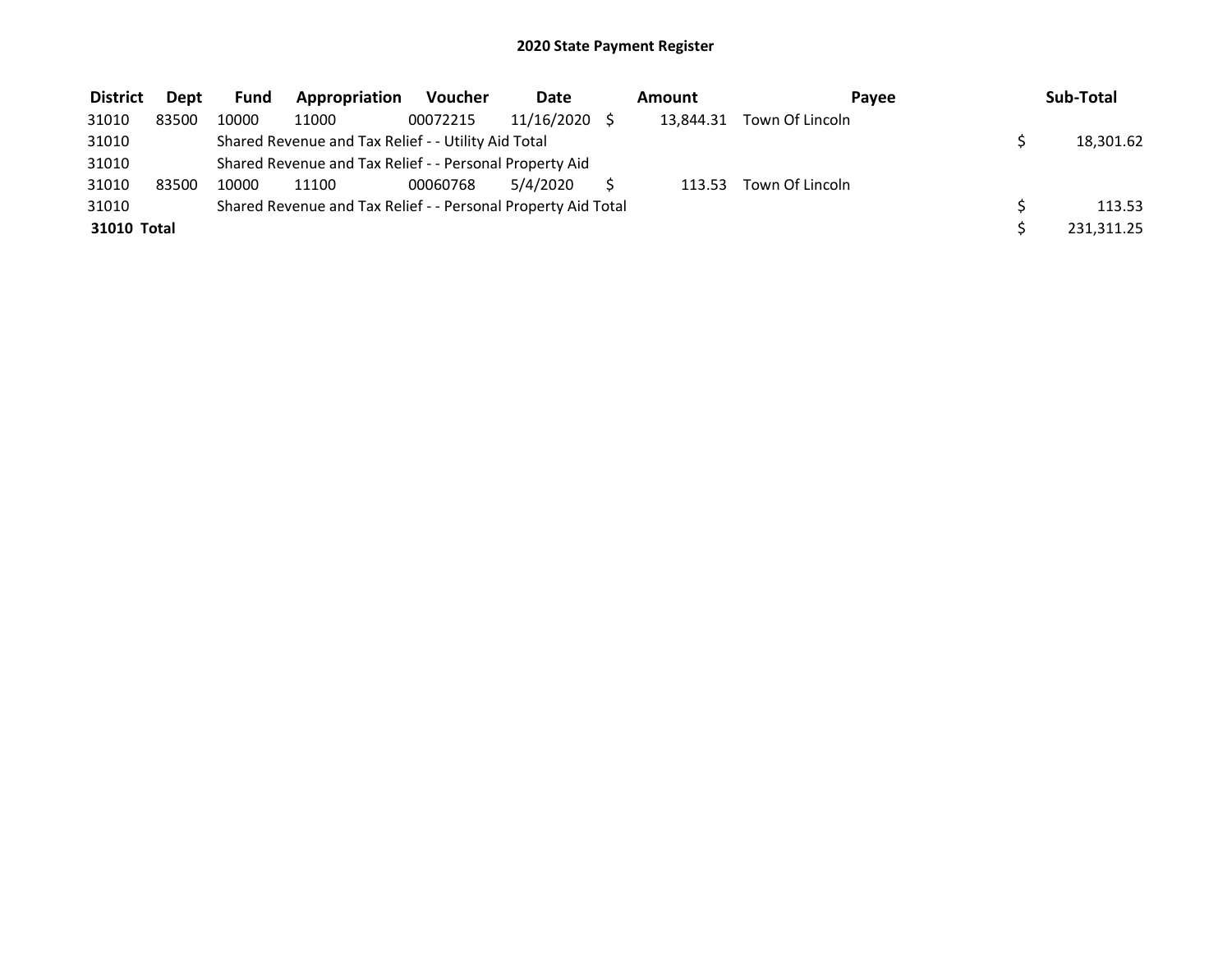## 2020 State Payment Register

| District | Dept | Fund | Appropriation | Voucher | Date | Amount | Payee | Sub-Total |
|---|---|---|---|---|---|---|---|---|
| 31010 | 83500 | 10000 | 11000 | 00072215 | 11/16/2020 | $ 13,844.31 | Town Of Lincoln | |
| 31010 | | Shared Revenue and Tax Relief - - Utility Aid Total | | | | | | $ 18,301.62 |
| 31010 | | Shared Revenue and Tax Relief - - Personal Property Aid | | | | | | |
| 31010 | 83500 | 10000 | 11100 | 00060768 | 5/4/2020 | $ 113.53 | Town Of Lincoln | |
| 31010 | | Shared Revenue and Tax Relief - - Personal Property Aid Total | | | | | | $ 113.53 |
| **31010 Total** | | | | | | | | $ 231,311.25 |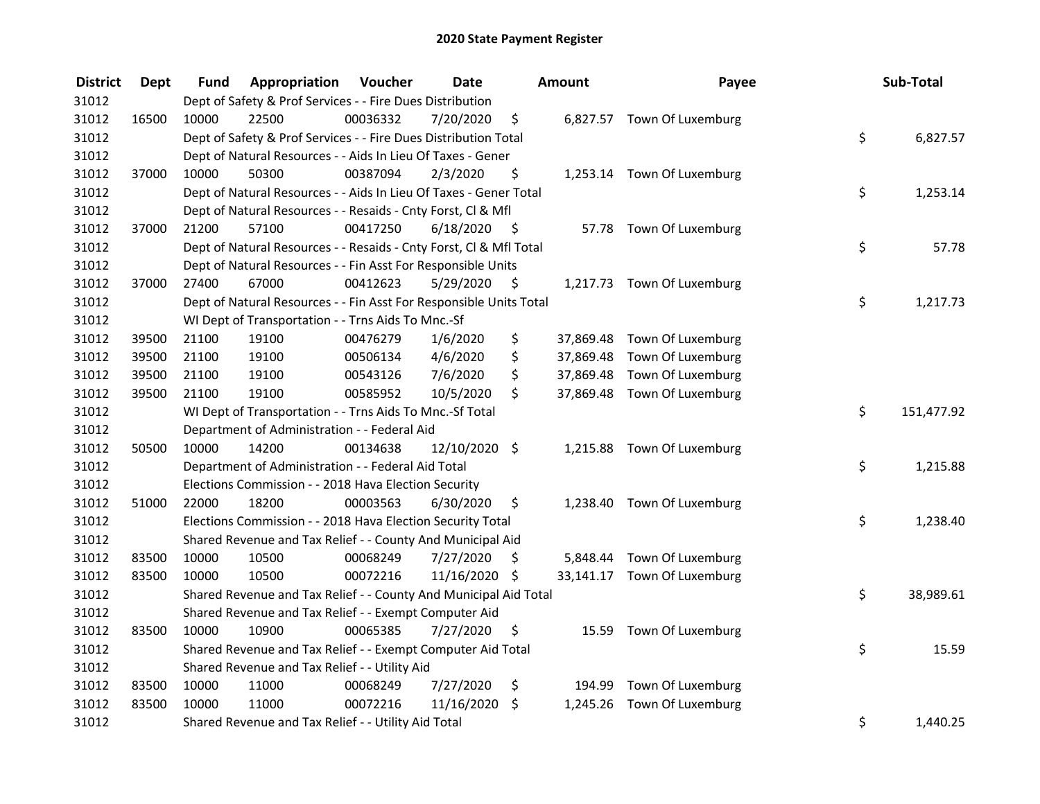# 2020 State Payment Register

| District | Dept | Fund | Appropriation | Voucher | Date | Amount | Payee | Sub-Total |
|---|---|---|---|---|---|---|---|---|
| 31012 | | Dept of Safety & Prof Services - - Fire Dues Distribution | | | | | | |
| 31012 | 16500 | 10000 | 22500 | 00036332 | 7/20/2020 | $ 6,827.57 | Town Of Luxemburg | |
| 31012 | | Dept of Safety & Prof Services - - Fire Dues Distribution Total | | | | | | $ 6,827.57 |
| 31012 | | Dept of Natural Resources - - Aids In Lieu Of Taxes - Gener | | | | | | |
| 31012 | 37000 | 10000 | 50300 | 00387094 | 2/3/2020 | $ 1,253.14 | Town Of Luxemburg | |
| 31012 | | Dept of Natural Resources - - Aids In Lieu Of Taxes - Gener Total | | | | | | $ 1,253.14 |
| 31012 | | Dept of Natural Resources - - Resaids - Cnty Forst, Cl & Mfl | | | | | | |
| 31012 | 37000 | 21200 | 57100 | 00417250 | 6/18/2020 | $ 57.78 | Town Of Luxemburg | |
| 31012 | | Dept of Natural Resources - - Resaids - Cnty Forst, Cl & Mfl Total | | | | | | $ 57.78 |
| 31012 | | Dept of Natural Resources - - Fin Asst For Responsible Units | | | | | | |
| 31012 | 37000 | 27400 | 67000 | 00412623 | 5/29/2020 | $ 1,217.73 | Town Of Luxemburg | |
| 31012 | | Dept of Natural Resources - - Fin Asst For Responsible Units Total | | | | | | $ 1,217.73 |
| 31012 | | WI Dept of Transportation - - Trns Aids To Mnc.-Sf | | | | | | |
| 31012 | 39500 | 21100 | 19100 | 00476279 | 1/6/2020 | $ 37,869.48 | Town Of Luxemburg | |
| 31012 | 39500 | 21100 | 19100 | 00506134 | 4/6/2020 | $ 37,869.48 | Town Of Luxemburg | |
| 31012 | 39500 | 21100 | 19100 | 00543126 | 7/6/2020 | $ 37,869.48 | Town Of Luxemburg | |
| 31012 | 39500 | 21100 | 19100 | 00585952 | 10/5/2020 | $ 37,869.48 | Town Of Luxemburg | |
| 31012 | | WI Dept of Transportation - - Trns Aids To Mnc.-Sf Total | | | | | | $ 151,477.92 |
| 31012 | | Department of Administration - - Federal Aid | | | | | | |
| 31012 | 50500 | 10000 | 14200 | 00134638 | 12/10/2020 | $ 1,215.88 | Town Of Luxemburg | |
| 31012 | | Department of Administration - - Federal Aid Total | | | | | | $ 1,215.88 |
| 31012 | | Elections Commission - - 2018 Hava Election Security | | | | | | |
| 31012 | 51000 | 22000 | 18200 | 00003563 | 6/30/2020 | $ 1,238.40 | Town Of Luxemburg | |
| 31012 | | Elections Commission - - 2018 Hava Election Security Total | | | | | | $ 1,238.40 |
| 31012 | | Shared Revenue and Tax Relief - - County And Municipal Aid | | | | | | |
| 31012 | 83500 | 10000 | 10500 | 00068249 | 7/27/2020 | $ 5,848.44 | Town Of Luxemburg | |
| 31012 | 83500 | 10000 | 10500 | 00072216 | 11/16/2020 | $ 33,141.17 | Town Of Luxemburg | |
| 31012 | | Shared Revenue and Tax Relief - - County And Municipal Aid Total | | | | | | $ 38,989.61 |
| 31012 | | Shared Revenue and Tax Relief - - Exempt Computer Aid | | | | | | |
| 31012 | 83500 | 10000 | 10900 | 00065385 | 7/27/2020 | $ 15.59 | Town Of Luxemburg | |
| 31012 | | Shared Revenue and Tax Relief - - Exempt Computer Aid Total | | | | | | $ 15.59 |
| 31012 | | Shared Revenue and Tax Relief - - Utility Aid | | | | | | |
| 31012 | 83500 | 10000 | 11000 | 00068249 | 7/27/2020 | $ 194.99 | Town Of Luxemburg | |
| 31012 | 83500 | 10000 | 11000 | 00072216 | 11/16/2020 | $ 1,245.26 | Town Of Luxemburg | |
| 31012 | | Shared Revenue and Tax Relief - - Utility Aid Total | | | | | | $ 1,440.25 |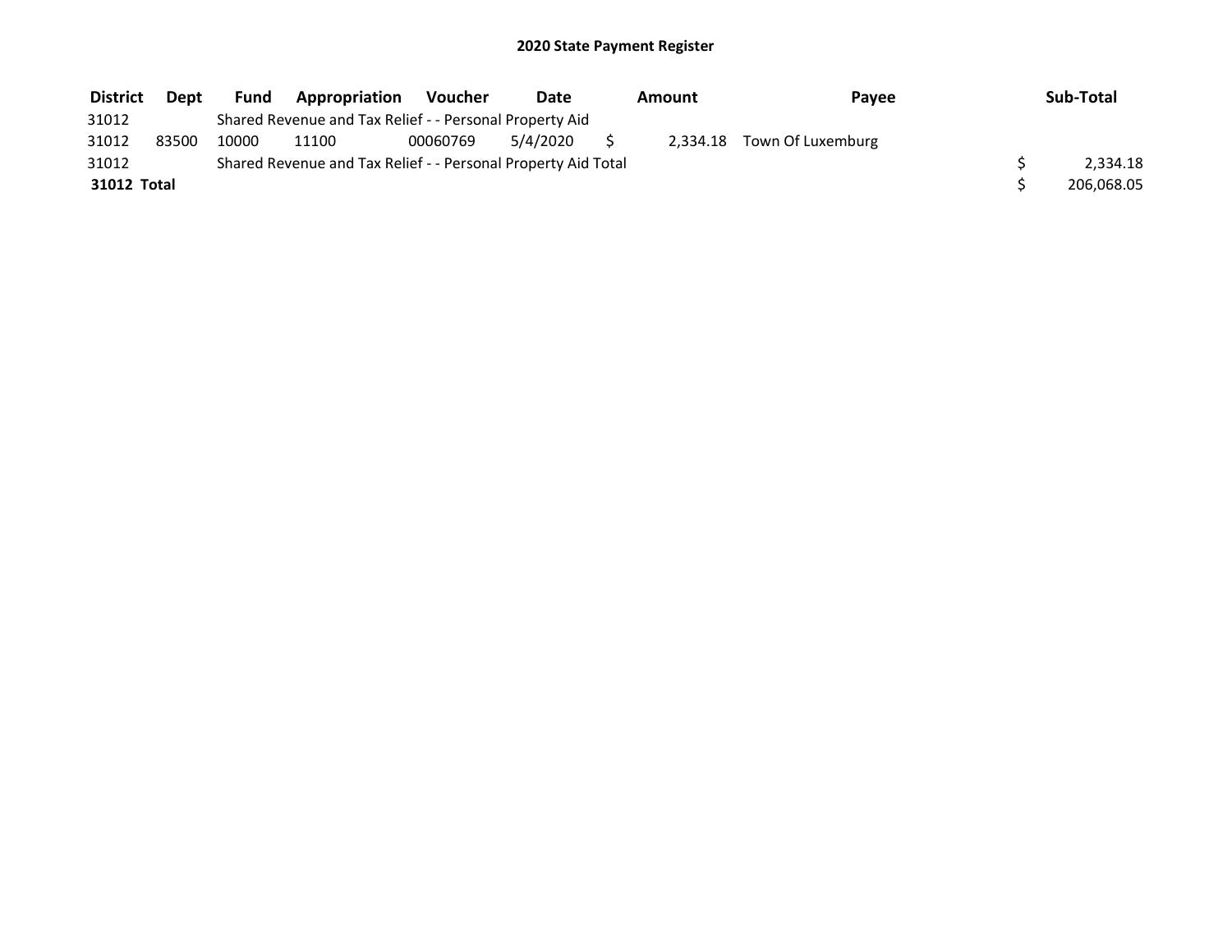## 2020 State Payment Register

| District | Dept | Fund | Appropriation | Voucher | Date | Amount | Payee | Sub-Total |
|---|---|---|---|---|---|---|---|---|
| 31012 | | Shared Revenue and Tax Relief - - Personal Property Aid | | | | | | |
| 31012 | 83500 | 10000 | 11100 | 00060769 | 5/4/2020 | $ 2,334.18 | Town Of Luxemburg | |
| 31012 | | Shared Revenue and Tax Relief - - Personal Property Aid Total | | | | | | $ 2,334.18 |
| **31012 Total** | | | | | | | | $ 206,068.05 |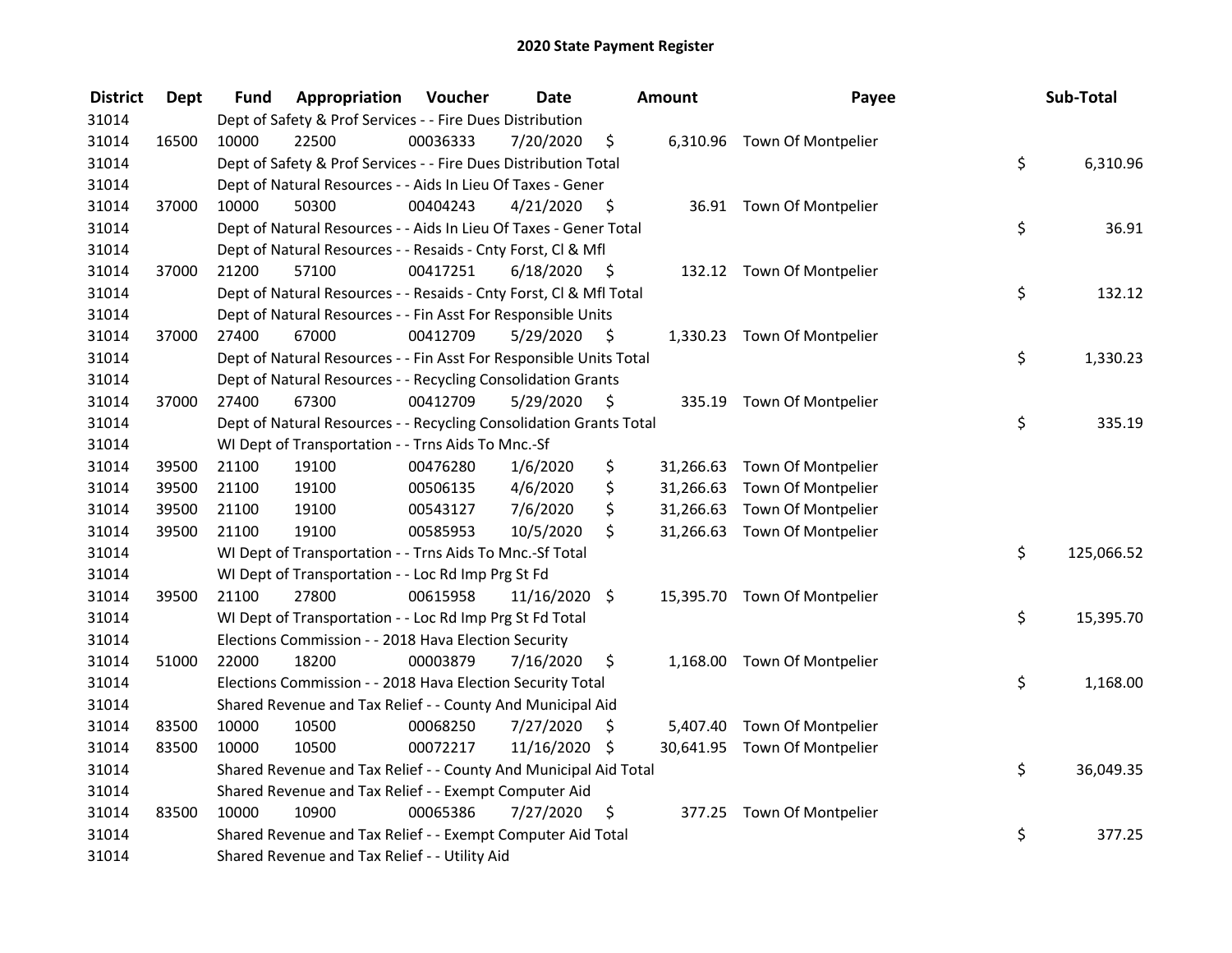# 2020 State Payment Register

| District | Dept | Fund | Appropriation | Voucher | Date | Amount | Payee | Sub-Total |
|---|---|---|---|---|---|---|---|---|
| 31014 | | Dept of Safety & Prof Services - - Fire Dues Distribution | | | | | | |
| 31014 | 16500 | 10000 | 22500 | 00036333 | 7/20/2020 | $ 6,310.96 | Town Of Montpelier | |
| 31014 | | Dept of Safety & Prof Services - - Fire Dues Distribution Total | | | | | | $ 6,310.96 |
| 31014 | | Dept of Natural Resources - - Aids In Lieu Of Taxes - Gener | | | | | | |
| 31014 | 37000 | 10000 | 50300 | 00404243 | 4/21/2020 | $ 36.91 | Town Of Montpelier | |
| 31014 | | Dept of Natural Resources - - Aids In Lieu Of Taxes - Gener Total | | | | | | $ 36.91 |
| 31014 | | Dept of Natural Resources - - Resaids - Cnty Forst, Cl & Mfl | | | | | | |
| 31014 | 37000 | 21200 | 57100 | 00417251 | 6/18/2020 | $ 132.12 | Town Of Montpelier | |
| 31014 | | Dept of Natural Resources - - Resaids - Cnty Forst, Cl & Mfl Total | | | | | | $ 132.12 |
| 31014 | | Dept of Natural Resources - - Fin Asst For Responsible Units | | | | | | |
| 31014 | 37000 | 27400 | 67000 | 00412709 | 5/29/2020 | $ 1,330.23 | Town Of Montpelier | |
| 31014 | | Dept of Natural Resources - - Fin Asst For Responsible Units Total | | | | | | $ 1,330.23 |
| 31014 | | Dept of Natural Resources - - Recycling Consolidation Grants | | | | | | |
| 31014 | 37000 | 27400 | 67300 | 00412709 | 5/29/2020 | $ 335.19 | Town Of Montpelier | |
| 31014 | | Dept of Natural Resources - - Recycling Consolidation Grants Total | | | | | | $ 335.19 |
| 31014 | | WI Dept of Transportation - - Trns Aids To Mnc.-Sf | | | | | | |
| 31014 | 39500 | 21100 | 19100 | 00476280 | 1/6/2020 | $ 31,266.63 | Town Of Montpelier | |
| 31014 | 39500 | 21100 | 19100 | 00506135 | 4/6/2020 | $ 31,266.63 | Town Of Montpelier | |
| 31014 | 39500 | 21100 | 19100 | 00543127 | 7/6/2020 | $ 31,266.63 | Town Of Montpelier | |
| 31014 | 39500 | 21100 | 19100 | 00585953 | 10/5/2020 | $ 31,266.63 | Town Of Montpelier | |
| 31014 | | WI Dept of Transportation - - Trns Aids To Mnc.-Sf Total | | | | | | $ 125,066.52 |
| 31014 | | WI Dept of Transportation - - Loc Rd Imp Prg St Fd | | | | | | |
| 31014 | 39500 | 21100 | 27800 | 00615958 | 11/16/2020 | $ 15,395.70 | Town Of Montpelier | |
| 31014 | | WI Dept of Transportation - - Loc Rd Imp Prg St Fd Total | | | | | | $ 15,395.70 |
| 31014 | | Elections Commission - - 2018 Hava Election Security | | | | | | |
| 31014 | 51000 | 22000 | 18200 | 00003879 | 7/16/2020 | $ 1,168.00 | Town Of Montpelier | |
| 31014 | | Elections Commission - - 2018 Hava Election Security Total | | | | | | $ 1,168.00 |
| 31014 | | Shared Revenue and Tax Relief - - County And Municipal Aid | | | | | | |
| 31014 | 83500 | 10000 | 10500 | 00068250 | 7/27/2020 | $ 5,407.40 | Town Of Montpelier | |
| 31014 | 83500 | 10000 | 10500 | 00072217 | 11/16/2020 | $ 30,641.95 | Town Of Montpelier | |
| 31014 | | Shared Revenue and Tax Relief - - County And Municipal Aid Total | | | | | | $ 36,049.35 |
| 31014 | | Shared Revenue and Tax Relief - - Exempt Computer Aid | | | | | | |
| 31014 | 83500 | 10000 | 10900 | 00065386 | 7/27/2020 | $ 377.25 | Town Of Montpelier | |
| 31014 | | Shared Revenue and Tax Relief - - Exempt Computer Aid Total | | | | | | $ 377.25 |
| 31014 | | Shared Revenue and Tax Relief - - Utility Aid | | | | | | |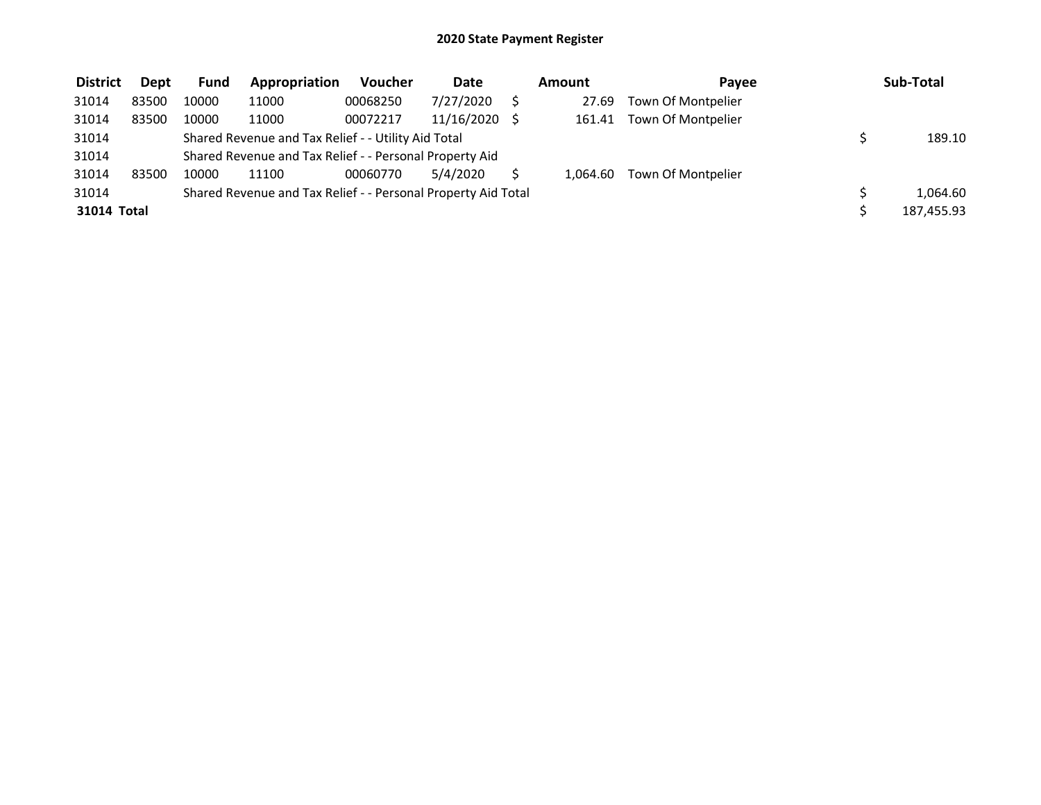# 2020 State Payment Register

| District | Dept | Fund | Appropriation | Voucher | Date | Amount | Payee | Sub-Total |
|---|---|---|---|---|---|---|---|---|
| 31014 | 83500 | 10000 | 11000 | 00068250 | 7/27/2020 | $ 27.69 | Town Of Montpelier | |
| 31014 | 83500 | 10000 | 11000 | 00072217 | 11/16/2020 | $ 161.41 | Town Of Montpelier | |
| 31014 | | Shared Revenue and Tax Relief - - Utility Aid Total | | | | | | $ 189.10 |
| 31014 | | Shared Revenue and Tax Relief - - Personal Property Aid | | | | | | |
| 31014 | 83500 | 10000 | 11100 | 00060770 | 5/4/2020 | $ 1,064.60 | Town Of Montpelier | |
| 31014 | | Shared Revenue and Tax Relief - - Personal Property Aid Total | | | | | | $ 1,064.60 |
| **31014 Total** | | | | | | | | $ 187,455.93 |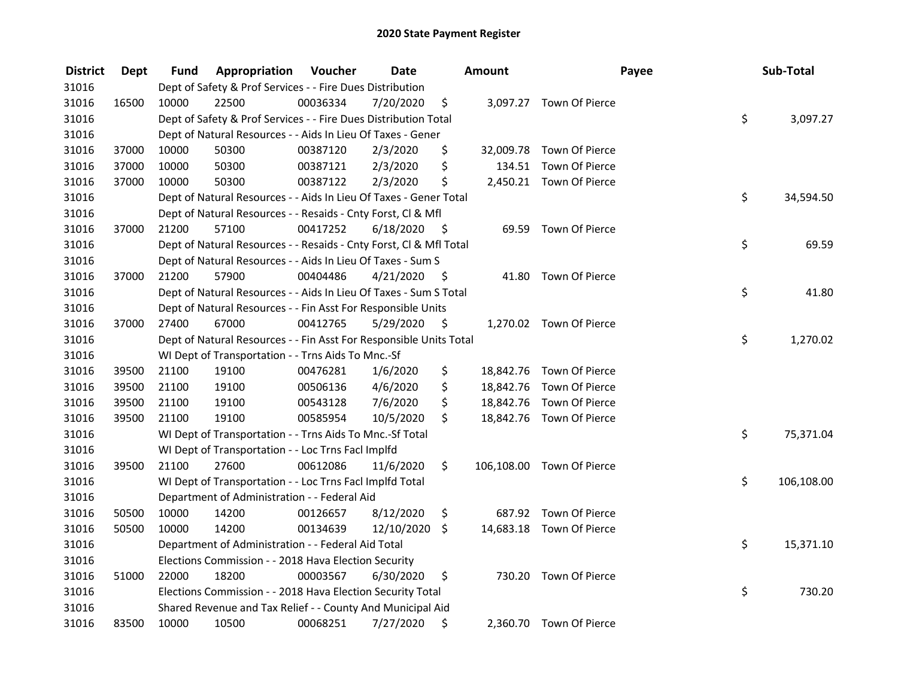# 2020 State Payment Register

| District | Dept | Fund | Appropriation | Voucher | Date | Amount | Payee | Sub-Total |
|---|---|---|---|---|---|---|---|---|
| 31016 | | Dept of Safety & Prof Services - - Fire Dues Distribution | | | | | | |
| 31016 | 16500 | 10000 | 22500 | 00036334 | 7/20/2020 | $ 3,097.27 | Town Of Pierce | |
| 31016 | | Dept of Safety & Prof Services - - Fire Dues Distribution Total | | | | | | $ 3,097.27 |
| 31016 | | Dept of Natural Resources - - Aids In Lieu Of Taxes - Gener | | | | | | |
| 31016 | 37000 | 10000 | 50300 | 00387120 | 2/3/2020 | $ 32,009.78 | Town Of Pierce | |
| 31016 | 37000 | 10000 | 50300 | 00387121 | 2/3/2020 | $ 134.51 | Town Of Pierce | |
| 31016 | 37000 | 10000 | 50300 | 00387122 | 2/3/2020 | $ 2,450.21 | Town Of Pierce | |
| 31016 | | Dept of Natural Resources - - Aids In Lieu Of Taxes - Gener Total | | | | | | $ 34,594.50 |
| 31016 | | Dept of Natural Resources - - Resaids - Cnty Forst, Cl & Mfl | | | | | | |
| 31016 | 37000 | 21200 | 57100 | 00417252 | 6/18/2020 | $ 69.59 | Town Of Pierce | |
| 31016 | | Dept of Natural Resources - - Resaids - Cnty Forst, Cl & Mfl Total | | | | | | $ 69.59 |
| 31016 | | Dept of Natural Resources - - Aids In Lieu Of Taxes - Sum S | | | | | | |
| 31016 | 37000 | 21200 | 57900 | 00404486 | 4/21/2020 | $ 41.80 | Town Of Pierce | |
| 31016 | | Dept of Natural Resources - - Aids In Lieu Of Taxes - Sum S Total | | | | | | $ 41.80 |
| 31016 | | Dept of Natural Resources - - Fin Asst For Responsible Units | | | | | | |
| 31016 | 37000 | 27400 | 67000 | 00412765 | 5/29/2020 | $ 1,270.02 | Town Of Pierce | |
| 31016 | | Dept of Natural Resources - - Fin Asst For Responsible Units Total | | | | | | $ 1,270.02 |
| 31016 | | WI Dept of Transportation - - Trns Aids To Mnc.-Sf | | | | | | |
| 31016 | 39500 | 21100 | 19100 | 00476281 | 1/6/2020 | $ 18,842.76 | Town Of Pierce | |
| 31016 | 39500 | 21100 | 19100 | 00506136 | 4/6/2020 | $ 18,842.76 | Town Of Pierce | |
| 31016 | 39500 | 21100 | 19100 | 00543128 | 7/6/2020 | $ 18,842.76 | Town Of Pierce | |
| 31016 | 39500 | 21100 | 19100 | 00585954 | 10/5/2020 | $ 18,842.76 | Town Of Pierce | |
| 31016 | | WI Dept of Transportation - - Trns Aids To Mnc.-Sf Total | | | | | | $ 75,371.04 |
| 31016 | | WI Dept of Transportation - - Loc Trns Facl Implfd | | | | | | |
| 31016 | 39500 | 21100 | 27600 | 00612086 | 11/6/2020 | $ 106,108.00 | Town Of Pierce | |
| 31016 | | WI Dept of Transportation - - Loc Trns Facl Implfd Total | | | | | | $ 106,108.00 |
| 31016 | | Department of Administration - - Federal Aid | | | | | | |
| 31016 | 50500 | 10000 | 14200 | 00126657 | 8/12/2020 | $ 687.92 | Town Of Pierce | |
| 31016 | 50500 | 10000 | 14200 | 00134639 | 12/10/2020 | $ 14,683.18 | Town Of Pierce | |
| 31016 | | Department of Administration - - Federal Aid Total | | | | | | $ 15,371.10 |
| 31016 | | Elections Commission - - 2018 Hava Election Security | | | | | | |
| 31016 | 51000 | 22000 | 18200 | 00003567 | 6/30/2020 | $ 730.20 | Town Of Pierce | |
| 31016 | | Elections Commission - - 2018 Hava Election Security Total | | | | | | $ 730.20 |
| 31016 | | Shared Revenue and Tax Relief - - County And Municipal Aid | | | | | | |
| 31016 | 83500 | 10000 | 10500 | 00068251 | 7/27/2020 | $ 2,360.70 | Town Of Pierce | |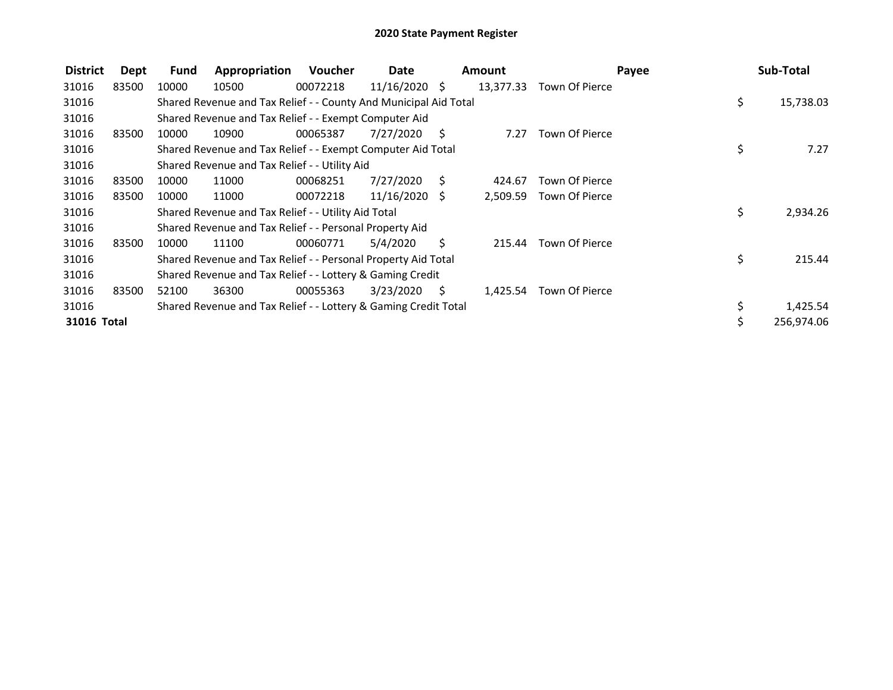# 2020 State Payment Register

| District | Dept | Fund | Appropriation | Voucher | Date | Amount | Payee | Sub-Total |
|---|---|---|---|---|---|---|---|---|
| 31016 | 83500 | 10000 | 10500 | 00072218 | 11/16/2020 | $ 13,377.33 | Town Of Pierce | |
| 31016 | | Shared Revenue and Tax Relief - - County And Municipal Aid Total | | | | | | $ 15,738.03 |
| 31016 | | Shared Revenue and Tax Relief - - Exempt Computer Aid | | | | | | |
| 31016 | 83500 | 10000 | 10900 | 00065387 | 7/27/2020 | $ 7.27 | Town Of Pierce | |
| 31016 | | Shared Revenue and Tax Relief - - Exempt Computer Aid Total | | | | | | $ 7.27 |
| 31016 | | Shared Revenue and Tax Relief - - Utility Aid | | | | | | |
| 31016 | 83500 | 10000 | 11000 | 00068251 | 7/27/2020 | $ 424.67 | Town Of Pierce | |
| 31016 | 83500 | 10000 | 11000 | 00072218 | 11/16/2020 | $ 2,509.59 | Town Of Pierce | |
| 31016 | | Shared Revenue and Tax Relief - - Utility Aid Total | | | | | | $ 2,934.26 |
| 31016 | | Shared Revenue and Tax Relief - - Personal Property Aid | | | | | | |
| 31016 | 83500 | 10000 | 11100 | 00060771 | 5/4/2020 | $ 215.44 | Town Of Pierce | |
| 31016 | | Shared Revenue and Tax Relief - - Personal Property Aid Total | | | | | | $ 215.44 |
| 31016 | | Shared Revenue and Tax Relief - - Lottery & Gaming Credit | | | | | | |
| 31016 | 83500 | 52100 | 36300 | 00055363 | 3/23/2020 | $ 1,425.54 | Town Of Pierce | |
| 31016 | | Shared Revenue and Tax Relief - - Lottery & Gaming Credit Total | | | | | | $ 1,425.54 |
| **31016 Total** | | | | | | | | $ 256,974.06 |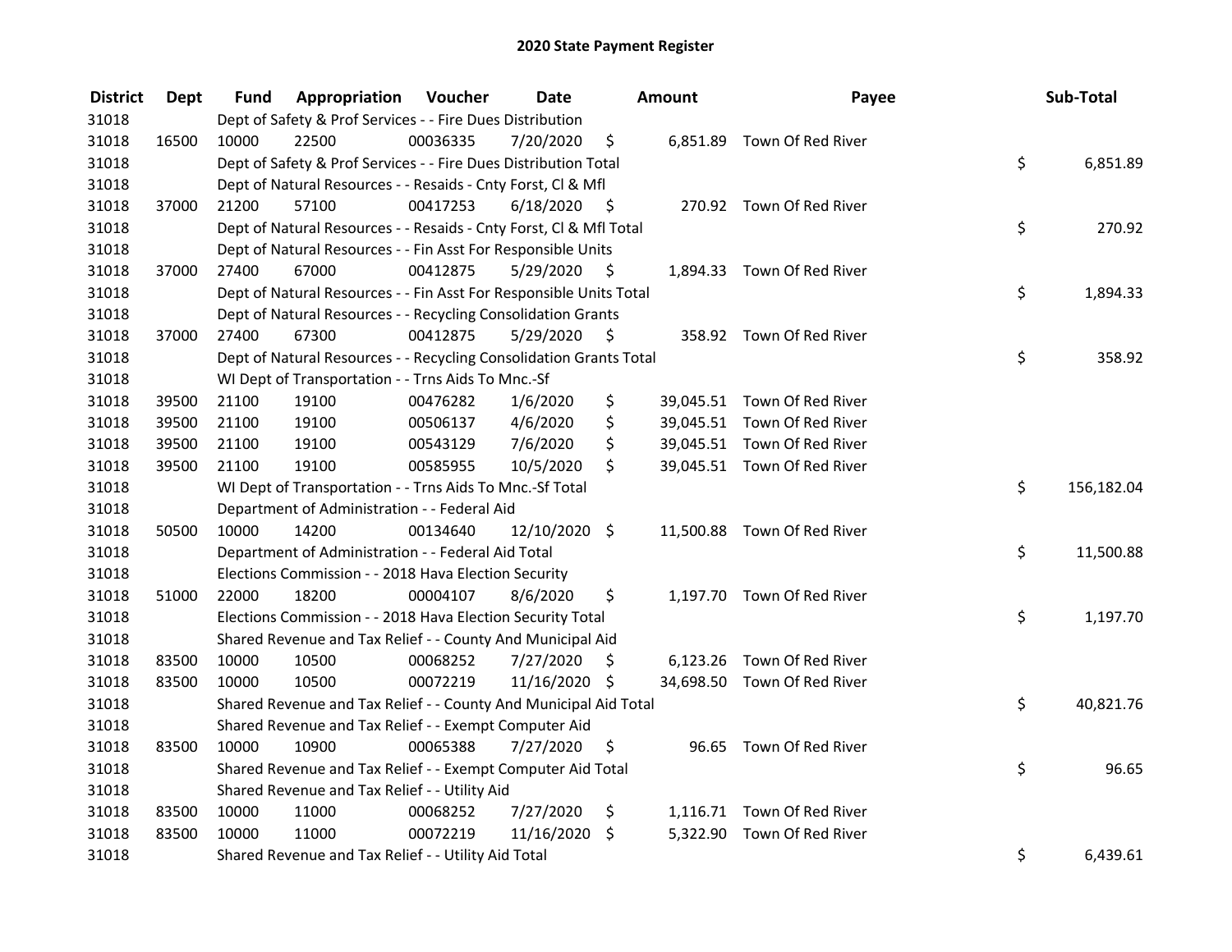# 2020 State Payment Register

| District | Dept | Fund | Appropriation | Voucher | Date | Amount | Payee | Sub-Total |
|---|---|---|---|---|---|---|---|---|
| 31018 | | Dept of Safety & Prof Services - - Fire Dues Distribution | | | | | | |
| 31018 | 16500 | 10000 | 22500 | 00036335 | 7/20/2020 | $ 6,851.89 | Town Of Red River | |
| 31018 | | Dept of Safety & Prof Services - - Fire Dues Distribution Total | | | | | | $ 6,851.89 |
| 31018 | | Dept of Natural Resources - - Resaids - Cnty Forst, Cl & Mfl | | | | | | |
| 31018 | 37000 | 21200 | 57100 | 00417253 | 6/18/2020 | $ 270.92 | Town Of Red River | |
| 31018 | | Dept of Natural Resources - - Resaids - Cnty Forst, Cl & Mfl Total | | | | | | $ 270.92 |
| 31018 | | Dept of Natural Resources - - Fin Asst For Responsible Units | | | | | | |
| 31018 | 37000 | 27400 | 67000 | 00412875 | 5/29/2020 | $ 1,894.33 | Town Of Red River | |
| 31018 | | Dept of Natural Resources - - Fin Asst For Responsible Units Total | | | | | | $ 1,894.33 |
| 31018 | | Dept of Natural Resources - - Recycling Consolidation Grants | | | | | | |
| 31018 | 37000 | 27400 | 67300 | 00412875 | 5/29/2020 | $ 358.92 | Town Of Red River | |
| 31018 | | Dept of Natural Resources - - Recycling Consolidation Grants Total | | | | | | $ 358.92 |
| 31018 | | WI Dept of Transportation - - Trns Aids To Mnc.-Sf | | | | | | |
| 31018 | 39500 | 21100 | 19100 | 00476282 | 1/6/2020 | $ 39,045.51 | Town Of Red River | |
| 31018 | 39500 | 21100 | 19100 | 00506137 | 4/6/2020 | $ 39,045.51 | Town Of Red River | |
| 31018 | 39500 | 21100 | 19100 | 00543129 | 7/6/2020 | $ 39,045.51 | Town Of Red River | |
| 31018 | 39500 | 21100 | 19100 | 00585955 | 10/5/2020 | $ 39,045.51 | Town Of Red River | |
| 31018 | | WI Dept of Transportation - - Trns Aids To Mnc.-Sf Total | | | | | | $ 156,182.04 |
| 31018 | | Department of Administration - - Federal Aid | | | | | | |
| 31018 | 50500 | 10000 | 14200 | 00134640 | 12/10/2020 | $ 11,500.88 | Town Of Red River | |
| 31018 | | Department of Administration - - Federal Aid Total | | | | | | $ 11,500.88 |
| 31018 | | Elections Commission - - 2018 Hava Election Security | | | | | | |
| 31018 | 51000 | 22000 | 18200 | 00004107 | 8/6/2020 | $ 1,197.70 | Town Of Red River | |
| 31018 | | Elections Commission - - 2018 Hava Election Security Total | | | | | | $ 1,197.70 |
| 31018 | | Shared Revenue and Tax Relief - - County And Municipal Aid | | | | | | |
| 31018 | 83500 | 10000 | 10500 | 00068252 | 7/27/2020 | $ 6,123.26 | Town Of Red River | |
| 31018 | 83500 | 10000 | 10500 | 00072219 | 11/16/2020 | $ 34,698.50 | Town Of Red River | |
| 31018 | | Shared Revenue and Tax Relief - - County And Municipal Aid Total | | | | | | $ 40,821.76 |
| 31018 | | Shared Revenue and Tax Relief - - Exempt Computer Aid | | | | | | |
| 31018 | 83500 | 10000 | 10900 | 00065388 | 7/27/2020 | $ 96.65 | Town Of Red River | |
| 31018 | | Shared Revenue and Tax Relief - - Exempt Computer Aid Total | | | | | | $ 96.65 |
| 31018 | | Shared Revenue and Tax Relief - - Utility Aid | | | | | | |
| 31018 | 83500 | 10000 | 11000 | 00068252 | 7/27/2020 | $ 1,116.71 | Town Of Red River | |
| 31018 | 83500 | 10000 | 11000 | 00072219 | 11/16/2020 | $ 5,322.90 | Town Of Red River | |
| 31018 | | Shared Revenue and Tax Relief - - Utility Aid Total | | | | | | $ 6,439.61 |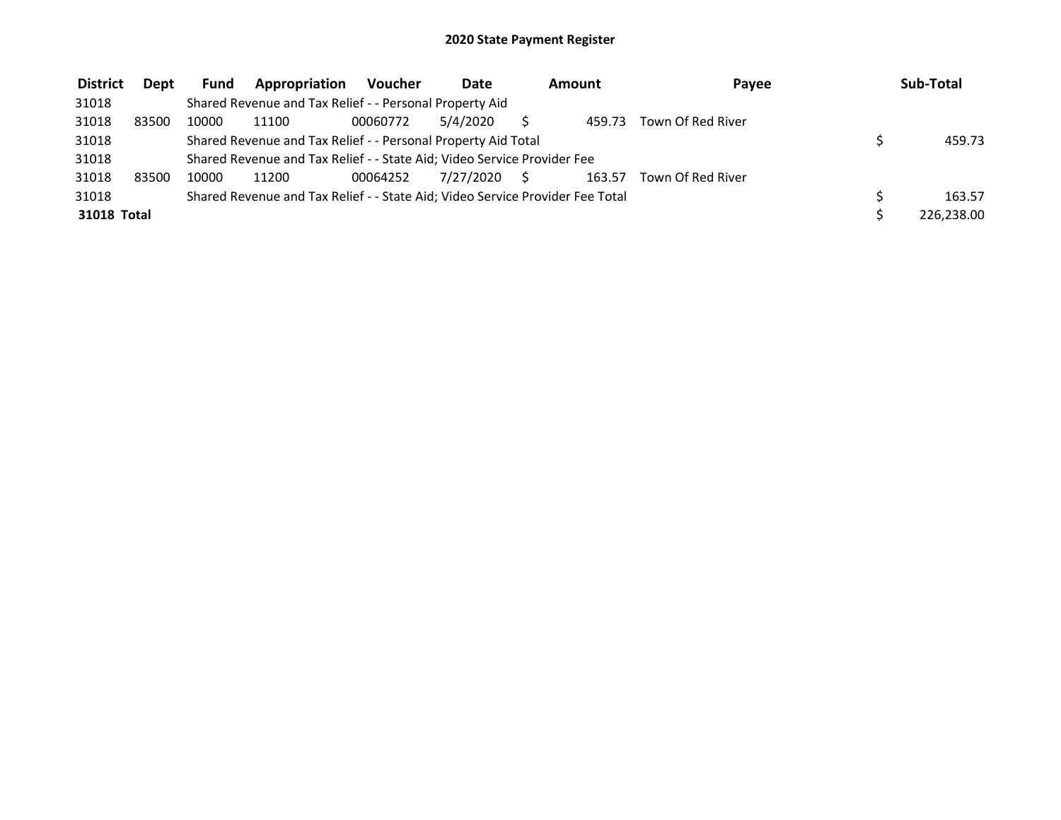# 2020 State Payment Register

| District | Dept | Fund | Appropriation | Voucher | Date | Amount | Payee | Sub-Total |
|---|---|---|---|---|---|---|---|---|
| 31018 | | Shared Revenue and Tax Relief - - Personal Property Aid | | | | | | |
| 31018 | 83500 | 10000 | 11100 | 00060772 | 5/4/2020 | $ 459.73 | Town Of Red River | |
| 31018 | | Shared Revenue and Tax Relief - - Personal Property Aid Total | | | | | | $ 459.73 |
| 31018 | | Shared Revenue and Tax Relief - - State Aid; Video Service Provider Fee | | | | | | |
| 31018 | 83500 | 10000 | 11200 | 00064252 | 7/27/2020 | $ 163.57 | Town Of Red River | |
| 31018 | | Shared Revenue and Tax Relief - - State Aid; Video Service Provider Fee Total | | | | | | $ 163.57 |
| **31018 Total** | | | | | | | | $ 226,238.00 |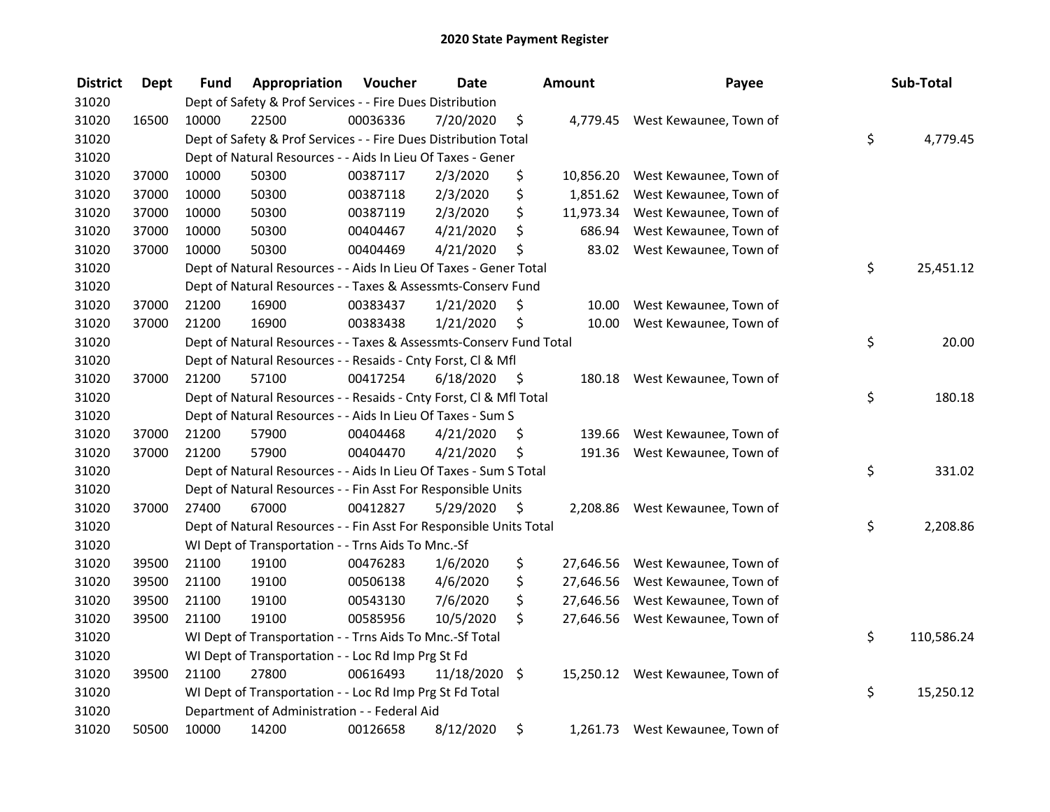# 2020 State Payment Register

| District | Dept | Fund | Appropriation | Voucher | Date | Amount | Payee | Sub-Total |
|---|---|---|---|---|---|---|---|---|
| 31020 | | Dept of Safety & Prof Services - - Fire Dues Distribution | | | | | | |
| 31020 | 16500 | 10000 | 22500 | 00036336 | 7/20/2020 | $ 4,779.45 | West Kewaunee, Town of | |
| 31020 | | Dept of Safety & Prof Services - - Fire Dues Distribution Total | | | | | | $ 4,779.45 |
| 31020 | | Dept of Natural Resources - - Aids In Lieu Of Taxes - Gener | | | | | | |
| 31020 | 37000 | 10000 | 50300 | 00387117 | 2/3/2020 | $ 10,856.20 | West Kewaunee, Town of | |
| 31020 | 37000 | 10000 | 50300 | 00387118 | 2/3/2020 | $ 1,851.62 | West Kewaunee, Town of | |
| 31020 | 37000 | 10000 | 50300 | 00387119 | 2/3/2020 | $ 11,973.34 | West Kewaunee, Town of | |
| 31020 | 37000 | 10000 | 50300 | 00404467 | 4/21/2020 | $ 686.94 | West Kewaunee, Town of | |
| 31020 | 37000 | 10000 | 50300 | 00404469 | 4/21/2020 | $ 83.02 | West Kewaunee, Town of | |
| 31020 | | Dept of Natural Resources - - Aids In Lieu Of Taxes - Gener Total | | | | | | $ 25,451.12 |
| 31020 | | Dept of Natural Resources - - Taxes & Assessmts-Conserv Fund | | | | | | |
| 31020 | 37000 | 21200 | 16900 | 00383437 | 1/21/2020 | $ 10.00 | West Kewaunee, Town of | |
| 31020 | 37000 | 21200 | 16900 | 00383438 | 1/21/2020 | $ 10.00 | West Kewaunee, Town of | |
| 31020 | | Dept of Natural Resources - - Taxes & Assessmts-Conserv Fund Total | | | | | | $ 20.00 |
| 31020 | | Dept of Natural Resources - - Resaids - Cnty Forst, Cl & Mfl | | | | | | |
| 31020 | 37000 | 21200 | 57100 | 00417254 | 6/18/2020 | $ 180.18 | West Kewaunee, Town of | |
| 31020 | | Dept of Natural Resources - - Resaids - Cnty Forst, Cl & Mfl Total | | | | | | $ 180.18 |
| 31020 | | Dept of Natural Resources - - Aids In Lieu Of Taxes - Sum S | | | | | | |
| 31020 | 37000 | 21200 | 57900 | 00404468 | 4/21/2020 | $ 139.66 | West Kewaunee, Town of | |
| 31020 | 37000 | 21200 | 57900 | 00404470 | 4/21/2020 | $ 191.36 | West Kewaunee, Town of | |
| 31020 | | Dept of Natural Resources - - Aids In Lieu Of Taxes - Sum S Total | | | | | | $ 331.02 |
| 31020 | | Dept of Natural Resources - - Fin Asst For Responsible Units | | | | | | |
| 31020 | 37000 | 27400 | 67000 | 00412827 | 5/29/2020 | $ 2,208.86 | West Kewaunee, Town of | |
| 31020 | | Dept of Natural Resources - - Fin Asst For Responsible Units Total | | | | | | $ 2,208.86 |
| 31020 | | WI Dept of Transportation - - Trns Aids To Mnc.-Sf | | | | | | |
| 31020 | 39500 | 21100 | 19100 | 00476283 | 1/6/2020 | $ 27,646.56 | West Kewaunee, Town of | |
| 31020 | 39500 | 21100 | 19100 | 00506138 | 4/6/2020 | $ 27,646.56 | West Kewaunee, Town of | |
| 31020 | 39500 | 21100 | 19100 | 00543130 | 7/6/2020 | $ 27,646.56 | West Kewaunee, Town of | |
| 31020 | 39500 | 21100 | 19100 | 00585956 | 10/5/2020 | $ 27,646.56 | West Kewaunee, Town of | |
| 31020 | | WI Dept of Transportation - - Trns Aids To Mnc.-Sf Total | | | | | | $ 110,586.24 |
| 31020 | | WI Dept of Transportation - - Loc Rd Imp Prg St Fd | | | | | | |
| 31020 | 39500 | 21100 | 27800 | 00616493 | 11/18/2020 | $ 15,250.12 | West Kewaunee, Town of | |
| 31020 | | WI Dept of Transportation - - Loc Rd Imp Prg St Fd Total | | | | | | $ 15,250.12 |
| 31020 | | Department of Administration - - Federal Aid | | | | | | |
| 31020 | 50500 | 10000 | 14200 | 00126658 | 8/12/2020 | $ 1,261.73 | West Kewaunee, Town of | |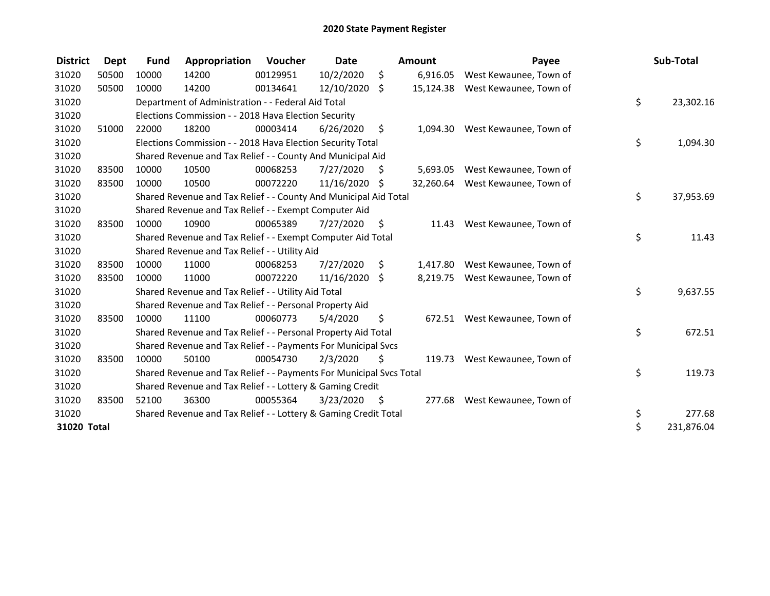## 2020 State Payment Register

| District | Dept | Fund | Appropriation | Voucher | Date | Amount | Payee | Sub-Total |
|---|---|---|---|---|---|---|---|---|
| 31020 | 50500 | 10000 | 14200 | 00129951 | 10/2/2020 | $ 6,916.05 | West Kewaunee, Town of | |
| 31020 | 50500 | 10000 | 14200 | 00134641 | 12/10/2020 | $ 15,124.38 | West Kewaunee, Town of | |
| 31020 | | Department of Administration - - Federal Aid Total | | | | | | $ 23,302.16 |
| 31020 | | Elections Commission - - 2018 Hava Election Security | | | | | | |
| 31020 | 51000 | 22000 | 18200 | 00003414 | 6/26/2020 | $ 1,094.30 | West Kewaunee, Town of | |
| 31020 | | Elections Commission - - 2018 Hava Election Security Total | | | | | | $ 1,094.30 |
| 31020 | | Shared Revenue and Tax Relief - - County And Municipal Aid | | | | | | |
| 31020 | 83500 | 10000 | 10500 | 00068253 | 7/27/2020 | $ 5,693.05 | West Kewaunee, Town of | |
| 31020 | 83500 | 10000 | 10500 | 00072220 | 11/16/2020 | $ 32,260.64 | West Kewaunee, Town of | |
| 31020 | | Shared Revenue and Tax Relief - - County And Municipal Aid Total | | | | | | $ 37,953.69 |
| 31020 | | Shared Revenue and Tax Relief - - Exempt Computer Aid | | | | | | |
| 31020 | 83500 | 10000 | 10900 | 00065389 | 7/27/2020 | $ 11.43 | West Kewaunee, Town of | |
| 31020 | | Shared Revenue and Tax Relief - - Exempt Computer Aid Total | | | | | | $ 11.43 |
| 31020 | | Shared Revenue and Tax Relief - - Utility Aid | | | | | | |
| 31020 | 83500 | 10000 | 11000 | 00068253 | 7/27/2020 | $ 1,417.80 | West Kewaunee, Town of | |
| 31020 | 83500 | 10000 | 11000 | 00072220 | 11/16/2020 | $ 8,219.75 | West Kewaunee, Town of | |
| 31020 | | Shared Revenue and Tax Relief - - Utility Aid Total | | | | | | $ 9,637.55 |
| 31020 | | Shared Revenue and Tax Relief - - Personal Property Aid | | | | | | |
| 31020 | 83500 | 10000 | 11100 | 00060773 | 5/4/2020 | $ 672.51 | West Kewaunee, Town of | |
| 31020 | | Shared Revenue and Tax Relief - - Personal Property Aid Total | | | | | | $ 672.51 |
| 31020 | | Shared Revenue and Tax Relief - - Payments For Municipal Svcs | | | | | | |
| 31020 | 83500 | 10000 | 50100 | 00054730 | 2/3/2020 | $ 119.73 | West Kewaunee, Town of | |
| 31020 | | Shared Revenue and Tax Relief - - Payments For Municipal Svcs Total | | | | | | $ 119.73 |
| 31020 | | Shared Revenue and Tax Relief - - Lottery & Gaming Credit | | | | | | |
| 31020 | 83500 | 52100 | 36300 | 00055364 | 3/23/2020 | $ 277.68 | West Kewaunee, Town of | |
| 31020 | | Shared Revenue and Tax Relief - - Lottery & Gaming Credit Total | | | | | | $ 277.68 |
| **31020 Total** | | | | | | | | $ 231,876.04 |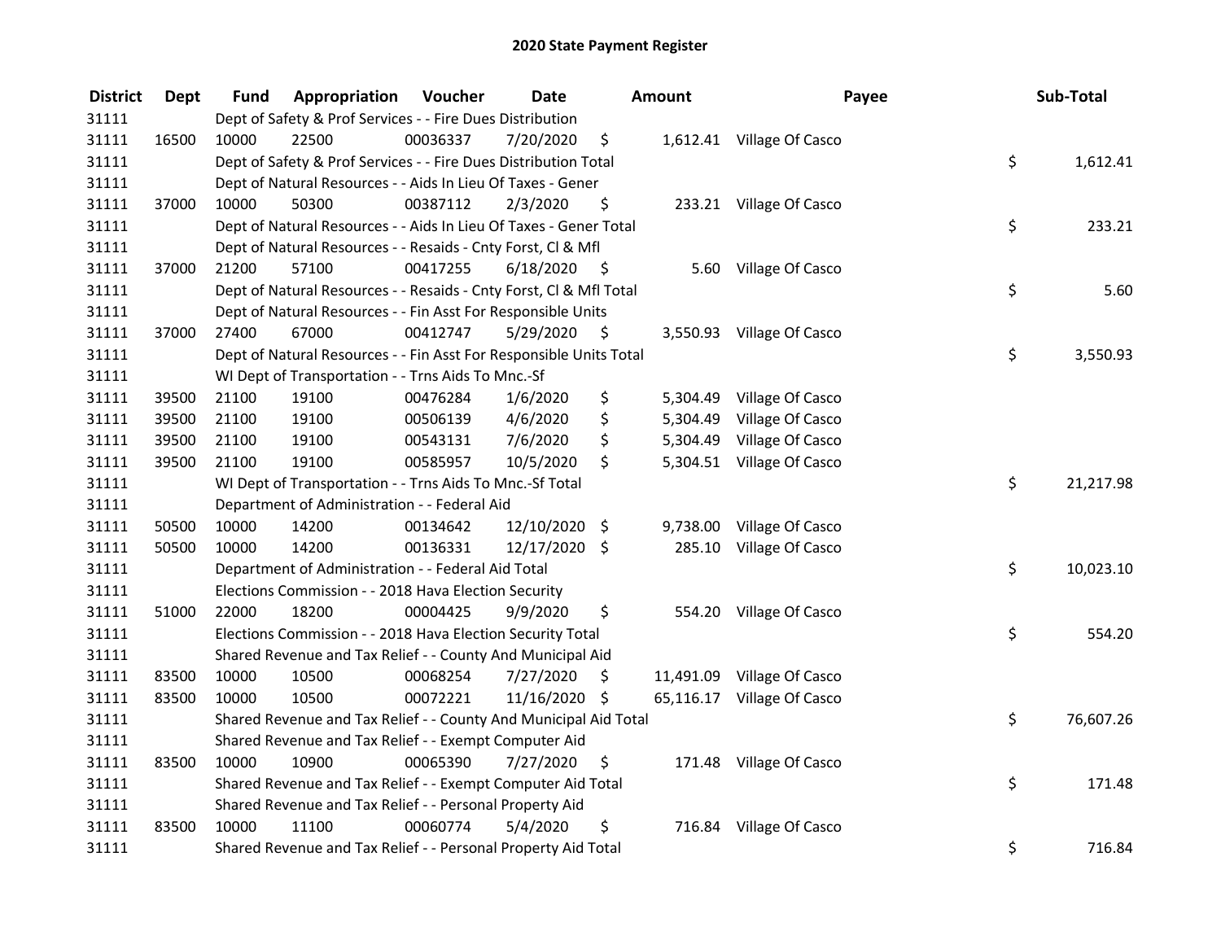# 2020 State Payment Register

| District | Dept | Fund | Appropriation | Voucher | Date | Amount | Payee | Sub-Total |
|---|---|---|---|---|---|---|---|---|
| 31111 | | Dept of Safety & Prof Services - - Fire Dues Distribution | | | | | | |
| 31111 | 16500 | 10000 | 22500 | 00036337 | 7/20/2020 | $ 1,612.41 | Village Of Casco | |
| 31111 | | Dept of Safety & Prof Services - - Fire Dues Distribution Total | | | | | | $ 1,612.41 |
| 31111 | | Dept of Natural Resources - - Aids In Lieu Of Taxes - Gener | | | | | | |
| 31111 | 37000 | 10000 | 50300 | 00387112 | 2/3/2020 | $ 233.21 | Village Of Casco | |
| 31111 | | Dept of Natural Resources - - Aids In Lieu Of Taxes - Gener Total | | | | | | $ 233.21 |
| 31111 | | Dept of Natural Resources - - Resaids - Cnty Forst, Cl & Mfl | | | | | | |
| 31111 | 37000 | 21200 | 57100 | 00417255 | 6/18/2020 | $ 5.60 | Village Of Casco | |
| 31111 | | Dept of Natural Resources - - Resaids - Cnty Forst, Cl & Mfl Total | | | | | | $ 5.60 |
| 31111 | | Dept of Natural Resources - - Fin Asst For Responsible Units | | | | | | |
| 31111 | 37000 | 27400 | 67000 | 00412747 | 5/29/2020 | $ 3,550.93 | Village Of Casco | |
| 31111 | | Dept of Natural Resources - - Fin Asst For Responsible Units Total | | | | | | $ 3,550.93 |
| 31111 | | WI Dept of Transportation - - Trns Aids To Mnc.-Sf | | | | | | |
| 31111 | 39500 | 21100 | 19100 | 00476284 | 1/6/2020 | $ 5,304.49 | Village Of Casco | |
| 31111 | 39500 | 21100 | 19100 | 00506139 | 4/6/2020 | $ 5,304.49 | Village Of Casco | |
| 31111 | 39500 | 21100 | 19100 | 00543131 | 7/6/2020 | $ 5,304.49 | Village Of Casco | |
| 31111 | 39500 | 21100 | 19100 | 00585957 | 10/5/2020 | $ 5,304.51 | Village Of Casco | |
| 31111 | | WI Dept of Transportation - - Trns Aids To Mnc.-Sf Total | | | | | | $ 21,217.98 |
| 31111 | | Department of Administration - - Federal Aid | | | | | | |
| 31111 | 50500 | 10000 | 14200 | 00134642 | 12/10/2020 | $ 9,738.00 | Village Of Casco | |
| 31111 | 50500 | 10000 | 14200 | 00136331 | 12/17/2020 | $ 285.10 | Village Of Casco | |
| 31111 | | Department of Administration - - Federal Aid Total | | | | | | $ 10,023.10 |
| 31111 | | Elections Commission - - 2018 Hava Election Security | | | | | | |
| 31111 | 51000 | 22000 | 18200 | 00004425 | 9/9/2020 | $ 554.20 | Village Of Casco | |
| 31111 | | Elections Commission - - 2018 Hava Election Security Total | | | | | | $ 554.20 |
| 31111 | | Shared Revenue and Tax Relief - - County And Municipal Aid | | | | | | |
| 31111 | 83500 | 10000 | 10500 | 00068254 | 7/27/2020 | $ 11,491.09 | Village Of Casco | |
| 31111 | 83500 | 10000 | 10500 | 00072221 | 11/16/2020 | $ 65,116.17 | Village Of Casco | |
| 31111 | | Shared Revenue and Tax Relief - - County And Municipal Aid Total | | | | | | $ 76,607.26 |
| 31111 | | Shared Revenue and Tax Relief - - Exempt Computer Aid | | | | | | |
| 31111 | 83500 | 10000 | 10900 | 00065390 | 7/27/2020 | $ 171.48 | Village Of Casco | |
| 31111 | | Shared Revenue and Tax Relief - - Exempt Computer Aid Total | | | | | | $ 171.48 |
| 31111 | | Shared Revenue and Tax Relief - - Personal Property Aid | | | | | | |
| 31111 | 83500 | 10000 | 11100 | 00060774 | 5/4/2020 | $ 716.84 | Village Of Casco | |
| 31111 | | Shared Revenue and Tax Relief - - Personal Property Aid Total | | | | | | $ 716.84 |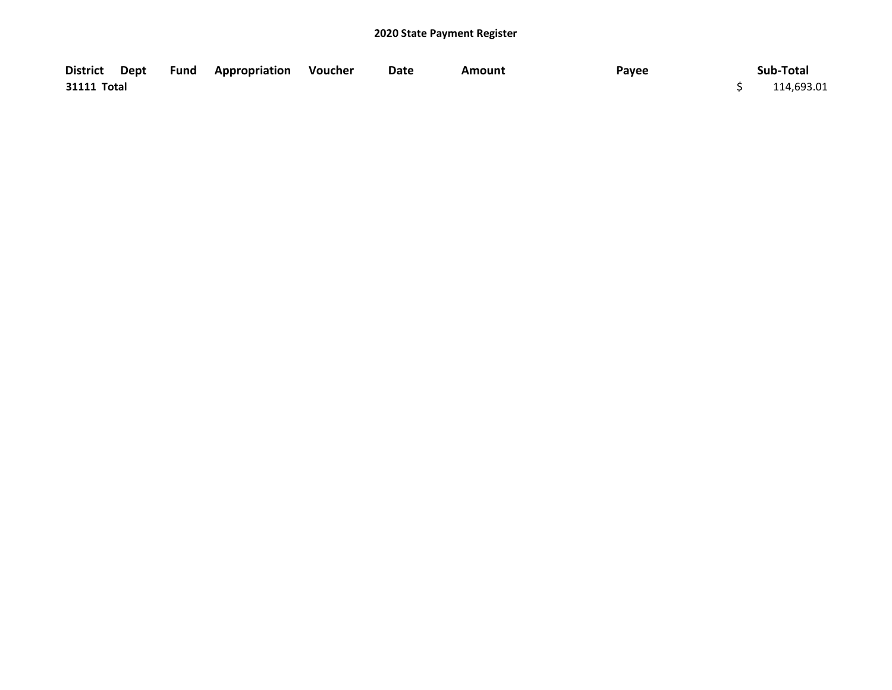# 2020 State Payment Register

| District | Dept | Fund | Appropriation | Voucher | Date | Amount | Payee | Sub-Total |
|---|---|---|---|---|---|---|---|---|
| 31111 Total | | | | | | | | $ 114,693.01 |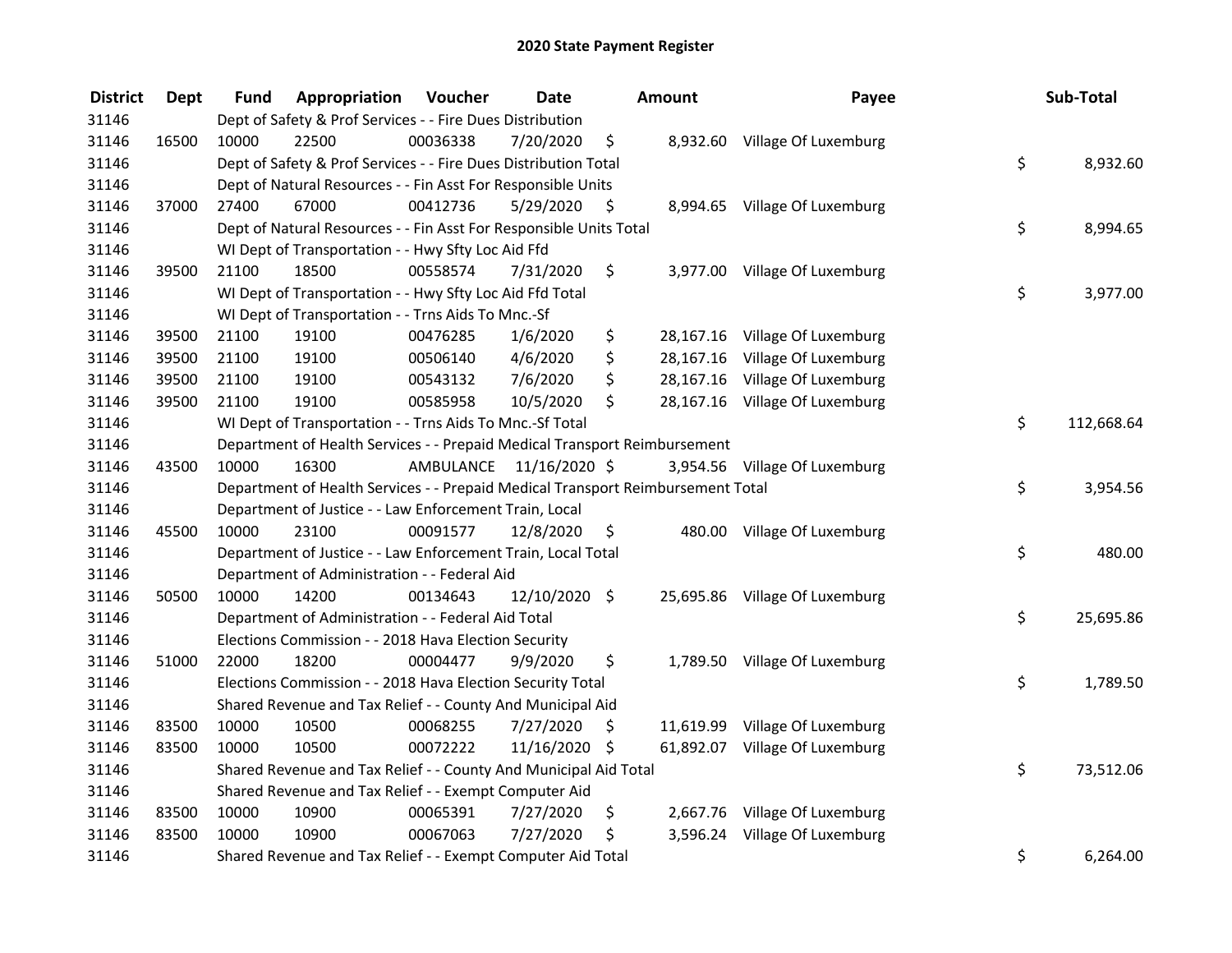# 2020 State Payment Register

| District | Dept | Fund | Appropriation | Voucher | Date | Amount | Payee | Sub-Total |
|---|---|---|---|---|---|---|---|---|
| 31146 | | Dept of Safety & Prof Services - - Fire Dues Distribution | | | | | | |
| 31146 | 16500 | 10000 | 22500 | 00036338 | 7/20/2020 | $ 8,932.60 | Village Of Luxemburg | |
| 31146 | | Dept of Safety & Prof Services - - Fire Dues Distribution Total | | | | | | $ 8,932.60 |
| 31146 | | Dept of Natural Resources - - Fin Asst For Responsible Units | | | | | | |
| 31146 | 37000 | 27400 | 67000 | 00412736 | 5/29/2020 | $ 8,994.65 | Village Of Luxemburg | |
| 31146 | | Dept of Natural Resources - - Fin Asst For Responsible Units Total | | | | | | $ 8,994.65 |
| 31146 | | WI Dept of Transportation - - Hwy Sfty Loc Aid Ffd | | | | | | |
| 31146 | 39500 | 21100 | 18500 | 00558574 | 7/31/2020 | $ 3,977.00 | Village Of Luxemburg | |
| 31146 | | WI Dept of Transportation - - Hwy Sfty Loc Aid Ffd Total | | | | | | $ 3,977.00 |
| 31146 | | WI Dept of Transportation - - Trns Aids To Mnc.-Sf | | | | | | |
| 31146 | 39500 | 21100 | 19100 | 00476285 | 1/6/2020 | $ 28,167.16 | Village Of Luxemburg | |
| 31146 | 39500 | 21100 | 19100 | 00506140 | 4/6/2020 | $ 28,167.16 | Village Of Luxemburg | |
| 31146 | 39500 | 21100 | 19100 | 00543132 | 7/6/2020 | $ 28,167.16 | Village Of Luxemburg | |
| 31146 | 39500 | 21100 | 19100 | 00585958 | 10/5/2020 | $ 28,167.16 | Village Of Luxemburg | |
| 31146 | | WI Dept of Transportation - - Trns Aids To Mnc.-Sf Total | | | | | | $ 112,668.64 |
| 31146 | | Department of Health Services - - Prepaid Medical Transport Reimbursement | | | | | | |
| 31146 | 43500 | 10000 | 16300 | AMBULANCE | 11/16/2020 | $ 3,954.56 | Village Of Luxemburg | |
| 31146 | | Department of Health Services - - Prepaid Medical Transport Reimbursement Total | | | | | | $ 3,954.56 |
| 31146 | | Department of Justice - - Law Enforcement Train, Local | | | | | | |
| 31146 | 45500 | 10000 | 23100 | 00091577 | 12/8/2020 | $ 480.00 | Village Of Luxemburg | |
| 31146 | | Department of Justice - - Law Enforcement Train, Local Total | | | | | | $ 480.00 |
| 31146 | | Department of Administration - - Federal Aid | | | | | | |
| 31146 | 50500 | 10000 | 14200 | 00134643 | 12/10/2020 | $ 25,695.86 | Village Of Luxemburg | |
| 31146 | | Department of Administration - - Federal Aid Total | | | | | | $ 25,695.86 |
| 31146 | | Elections Commission - - 2018 Hava Election Security | | | | | | |
| 31146 | 51000 | 22000 | 18200 | 00004477 | 9/9/2020 | $ 1,789.50 | Village Of Luxemburg | |
| 31146 | | Elections Commission - - 2018 Hava Election Security Total | | | | | | $ 1,789.50 |
| 31146 | | Shared Revenue and Tax Relief - - County And Municipal Aid | | | | | | |
| 31146 | 83500 | 10000 | 10500 | 00068255 | 7/27/2020 | $ 11,619.99 | Village Of Luxemburg | |
| 31146 | 83500 | 10000 | 10500 | 00072222 | 11/16/2020 | $ 61,892.07 | Village Of Luxemburg | |
| 31146 | | Shared Revenue and Tax Relief - - County And Municipal Aid Total | | | | | | $ 73,512.06 |
| 31146 | | Shared Revenue and Tax Relief - - Exempt Computer Aid | | | | | | |
| 31146 | 83500 | 10000 | 10900 | 00065391 | 7/27/2020 | $ 2,667.76 | Village Of Luxemburg | |
| 31146 | 83500 | 10000 | 10900 | 00067063 | 7/27/2020 | $ 3,596.24 | Village Of Luxemburg | |
| 31146 | | Shared Revenue and Tax Relief - - Exempt Computer Aid Total | | | | | | $ 6,264.00 |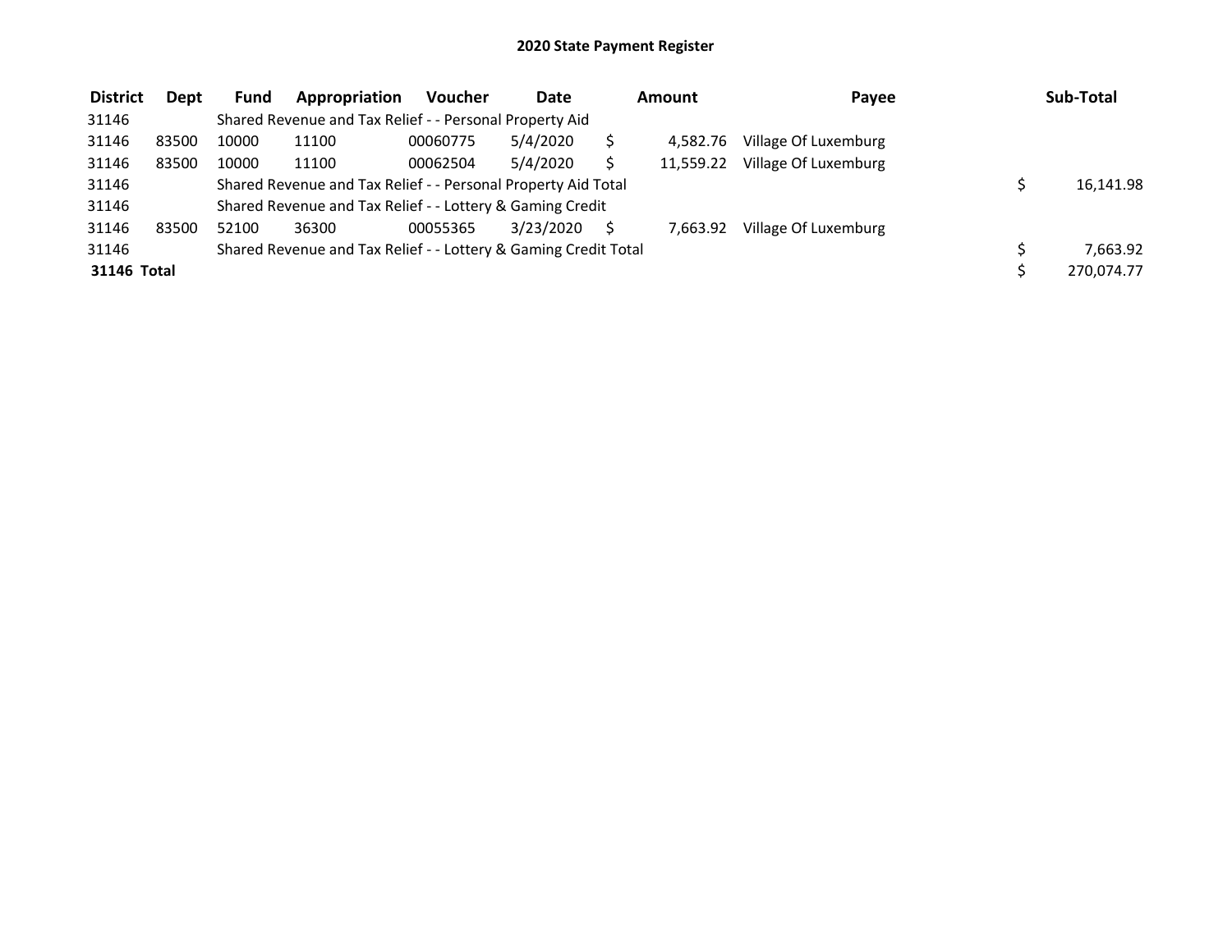# 2020 State Payment Register

| District | Dept | Fund | Appropriation | Voucher | Date | Amount | Payee | Sub-Total |
|---|---|---|---|---|---|---|---|---|
| 31146 | | Shared Revenue and Tax Relief - - Personal Property Aid | | | | | | |
| 31146 | 83500 | 10000 | 11100 | 00060775 | 5/4/2020 | $ 4,582.76 | Village Of Luxemburg | |
| 31146 | 83500 | 10000 | 11100 | 00062504 | 5/4/2020 | $ 11,559.22 | Village Of Luxemburg | |
| 31146 | | Shared Revenue and Tax Relief - - Personal Property Aid Total | | | | | | $ 16,141.98 |
| 31146 | | Shared Revenue and Tax Relief - - Lottery & Gaming Credit | | | | | | |
| 31146 | 83500 | 52100 | 36300 | 00055365 | 3/23/2020 | $ 7,663.92 | Village Of Luxemburg | |
| 31146 | | Shared Revenue and Tax Relief - - Lottery & Gaming Credit Total | | | | | | $ 7,663.92 |
| **31146 Total** | | | | | | | | $ 270,074.77 |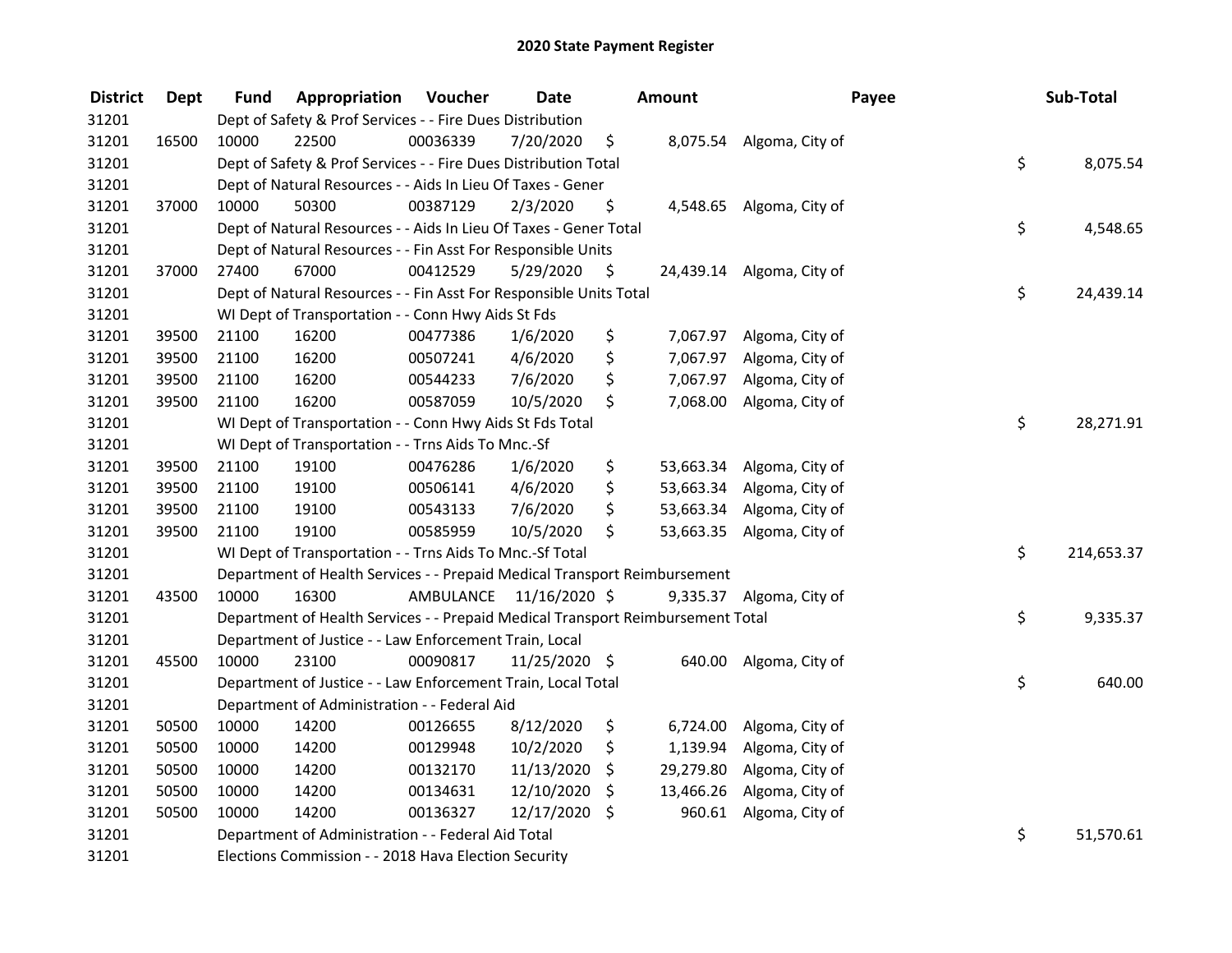# 2020 State Payment Register

| District | Dept | Fund | Appropriation | Voucher | Date | Amount | Payee | Sub-Total |
|---|---|---|---|---|---|---|---|---|
| 31201 | | Dept of Safety & Prof Services - - Fire Dues Distribution | | | | | | |
| 31201 | 16500 | 10000 | 22500 | 00036339 | 7/20/2020 | $ 8,075.54 | Algoma, City of | |
| 31201 | | Dept of Safety & Prof Services - - Fire Dues Distribution Total | | | | | | $ 8,075.54 |
| 31201 | | Dept of Natural Resources - - Aids In Lieu Of Taxes - Gener | | | | | | |
| 31201 | 37000 | 10000 | 50300 | 00387129 | 2/3/2020 | $ 4,548.65 | Algoma, City of | |
| 31201 | | Dept of Natural Resources - - Aids In Lieu Of Taxes - Gener Total | | | | | | $ 4,548.65 |
| 31201 | | Dept of Natural Resources - - Fin Asst For Responsible Units | | | | | | |
| 31201 | 37000 | 27400 | 67000 | 00412529 | 5/29/2020 | $ 24,439.14 | Algoma, City of | |
| 31201 | | Dept of Natural Resources - - Fin Asst For Responsible Units Total | | | | | | $ 24,439.14 |
| 31201 | | WI Dept of Transportation - - Conn Hwy Aids St Fds | | | | | | |
| 31201 | 39500 | 21100 | 16200 | 00477386 | 1/6/2020 | $ 7,067.97 | Algoma, City of | |
| 31201 | 39500 | 21100 | 16200 | 00507241 | 4/6/2020 | $ 7,067.97 | Algoma, City of | |
| 31201 | 39500 | 21100 | 16200 | 00544233 | 7/6/2020 | $ 7,067.97 | Algoma, City of | |
| 31201 | 39500 | 21100 | 16200 | 00587059 | 10/5/2020 | $ 7,068.00 | Algoma, City of | |
| 31201 | | WI Dept of Transportation - - Conn Hwy Aids St Fds Total | | | | | | $ 28,271.91 |
| 31201 | | WI Dept of Transportation - - Trns Aids To Mnc.-Sf | | | | | | |
| 31201 | 39500 | 21100 | 19100 | 00476286 | 1/6/2020 | $ 53,663.34 | Algoma, City of | |
| 31201 | 39500 | 21100 | 19100 | 00506141 | 4/6/2020 | $ 53,663.34 | Algoma, City of | |
| 31201 | 39500 | 21100 | 19100 | 00543133 | 7/6/2020 | $ 53,663.34 | Algoma, City of | |
| 31201 | 39500 | 21100 | 19100 | 00585959 | 10/5/2020 | $ 53,663.35 | Algoma, City of | |
| 31201 | | WI Dept of Transportation - - Trns Aids To Mnc.-Sf Total | | | | | | $ 214,653.37 |
| 31201 | | Department of Health Services - - Prepaid Medical Transport Reimbursement | | | | | | |
| 31201 | 43500 | 10000 | 16300 | AMBULANCE | 11/16/2020 | $ 9,335.37 | Algoma, City of | |
| 31201 | | Department of Health Services - - Prepaid Medical Transport Reimbursement Total | | | | | | $ 9,335.37 |
| 31201 | | Department of Justice - - Law Enforcement Train, Local | | | | | | |
| 31201 | 45500 | 10000 | 23100 | 00090817 | 11/25/2020 | $ 640.00 | Algoma, City of | |
| 31201 | | Department of Justice - - Law Enforcement Train, Local Total | | | | | | $ 640.00 |
| 31201 | | Department of Administration - - Federal Aid | | | | | | |
| 31201 | 50500 | 10000 | 14200 | 00126655 | 8/12/2020 | $ 6,724.00 | Algoma, City of | |
| 31201 | 50500 | 10000 | 14200 | 00129948 | 10/2/2020 | $ 1,139.94 | Algoma, City of | |
| 31201 | 50500 | 10000 | 14200 | 00132170 | 11/13/2020 | $ 29,279.80 | Algoma, City of | |
| 31201 | 50500 | 10000 | 14200 | 00134631 | 12/10/2020 | $ 13,466.26 | Algoma, City of | |
| 31201 | 50500 | 10000 | 14200 | 00136327 | 12/17/2020 | $ 960.61 | Algoma, City of | |
| 31201 | | Department of Administration - - Federal Aid Total | | | | | | $ 51,570.61 |
| 31201 | | Elections Commission - - 2018 Hava Election Security | | | | | | |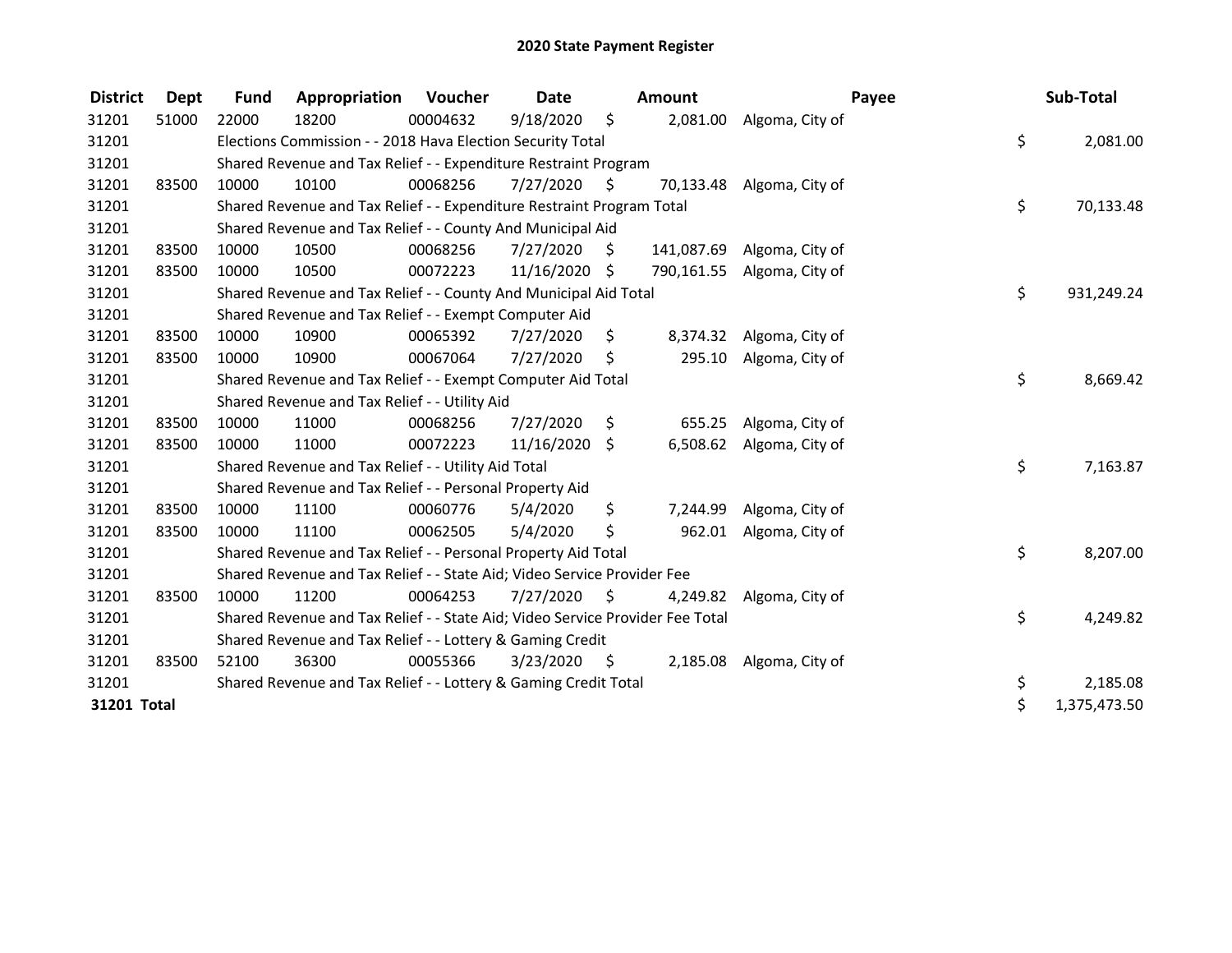# 2020 State Payment Register

| District | Dept | Fund | Appropriation | Voucher | Date | Amount | Payee | Sub-Total |
|---|---|---|---|---|---|---|---|---|
| 31201 | 51000 | 22000 | 18200 | 00004632 | 9/18/2020 | $ 2,081.00 | Algoma, City of | |
| 31201 | | Elections Commission - - 2018 Hava Election Security Total | | | | | | $ 2,081.00 |
| 31201 | | Shared Revenue and Tax Relief - - Expenditure Restraint Program | | | | | | |
| 31201 | 83500 | 10000 | 10100 | 00068256 | 7/27/2020 | $ 70,133.48 | Algoma, City of | |
| 31201 | | Shared Revenue and Tax Relief - - Expenditure Restraint Program Total | | | | | | $ 70,133.48 |
| 31201 | | Shared Revenue and Tax Relief - - County And Municipal Aid | | | | | | |
| 31201 | 83500 | 10000 | 10500 | 00068256 | 7/27/2020 | $ 141,087.69 | Algoma, City of | |
| 31201 | 83500 | 10000 | 10500 | 00072223 | 11/16/2020 | $ 790,161.55 | Algoma, City of | |
| 31201 | | Shared Revenue and Tax Relief - - County And Municipal Aid Total | | | | | | $ 931,249.24 |
| 31201 | | Shared Revenue and Tax Relief - - Exempt Computer Aid | | | | | | |
| 31201 | 83500 | 10000 | 10900 | 00065392 | 7/27/2020 | $ 8,374.32 | Algoma, City of | |
| 31201 | 83500 | 10000 | 10900 | 00067064 | 7/27/2020 | $ 295.10 | Algoma, City of | |
| 31201 | | Shared Revenue and Tax Relief - - Exempt Computer Aid Total | | | | | | $ 8,669.42 |
| 31201 | | Shared Revenue and Tax Relief - - Utility Aid | | | | | | |
| 31201 | 83500 | 10000 | 11000 | 00068256 | 7/27/2020 | $ 655.25 | Algoma, City of | |
| 31201 | 83500 | 10000 | 11000 | 00072223 | 11/16/2020 | $ 6,508.62 | Algoma, City of | |
| 31201 | | Shared Revenue and Tax Relief - - Utility Aid Total | | | | | | $ 7,163.87 |
| 31201 | | Shared Revenue and Tax Relief - - Personal Property Aid | | | | | | |
| 31201 | 83500 | 10000 | 11100 | 00060776 | 5/4/2020 | $ 7,244.99 | Algoma, City of | |
| 31201 | 83500 | 10000 | 11100 | 00062505 | 5/4/2020 | $ 962.01 | Algoma, City of | |
| 31201 | | Shared Revenue and Tax Relief - - Personal Property Aid Total | | | | | | $ 8,207.00 |
| 31201 | | Shared Revenue and Tax Relief - - State Aid; Video Service Provider Fee | | | | | | |
| 31201 | 83500 | 10000 | 11200 | 00064253 | 7/27/2020 | $ 4,249.82 | Algoma, City of | |
| 31201 | | Shared Revenue and Tax Relief - - State Aid; Video Service Provider Fee Total | | | | | | $ 4,249.82 |
| 31201 | | Shared Revenue and Tax Relief - - Lottery & Gaming Credit | | | | | | |
| 31201 | 83500 | 52100 | 36300 | 00055366 | 3/23/2020 | $ 2,185.08 | Algoma, City of | |
| 31201 | | Shared Revenue and Tax Relief - - Lottery & Gaming Credit Total | | | | | | $ 2,185.08 |
| **31201 Total** | | | | | | | | $ 1,375,473.50 |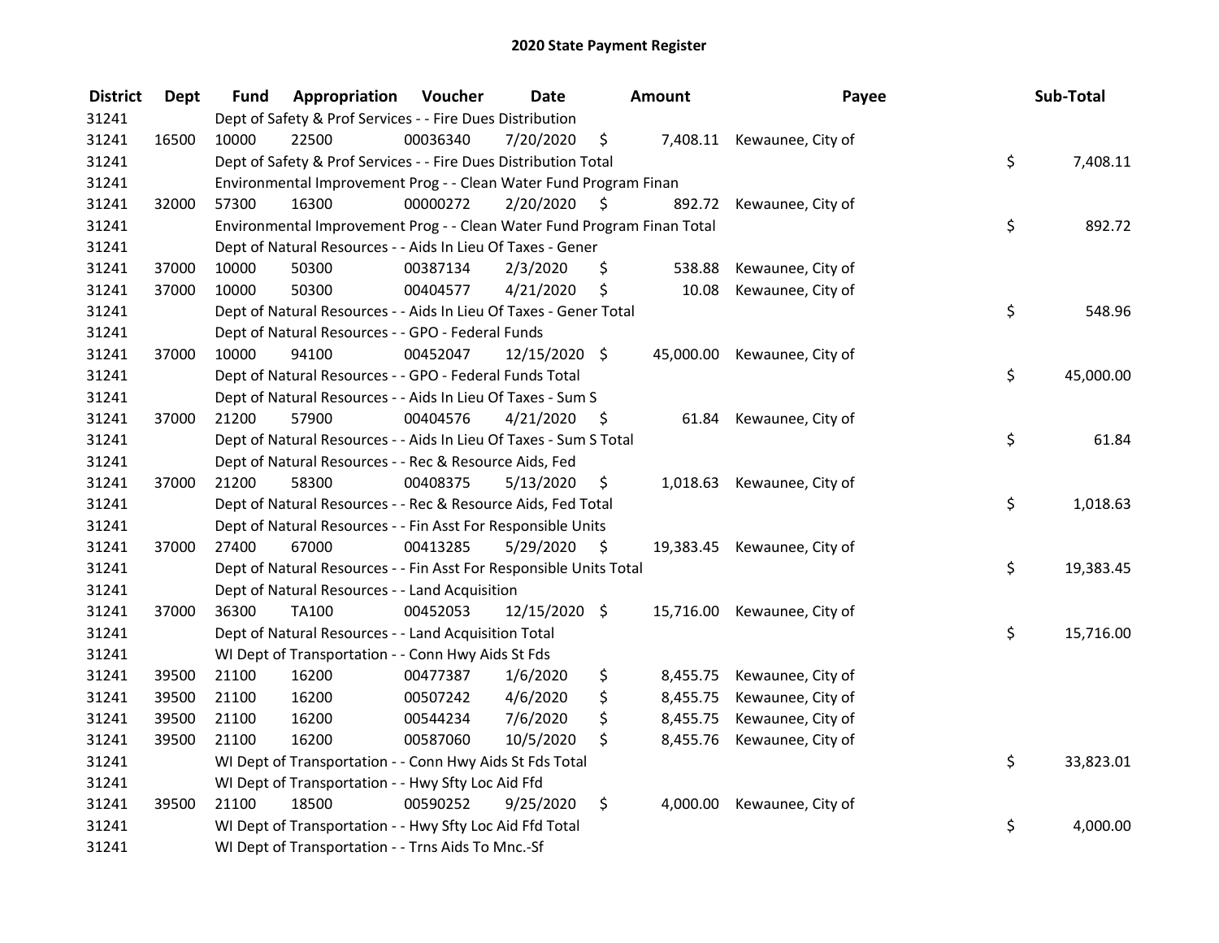# 2020 State Payment Register

| District | Dept | Fund | Appropriation | Voucher | Date | Amount | Payee | Sub-Total |
|---|---|---|---|---|---|---|---|---|
| 31241 | | Dept of Safety & Prof Services - - Fire Dues Distribution | | | | | | |
| 31241 | 16500 | 10000 | 22500 | 00036340 | 7/20/2020 | $ 7,408.11 | Kewaunee, City of | |
| 31241 | | Dept of Safety & Prof Services - - Fire Dues Distribution Total | | | | | | $ 7,408.11 |
| 31241 | | Environmental Improvement Prog - - Clean Water Fund Program Finan | | | | | | |
| 31241 | 32000 | 57300 | 16300 | 00000272 | 2/20/2020 | $ 892.72 | Kewaunee, City of | |
| 31241 | | Environmental Improvement Prog - - Clean Water Fund Program Finan Total | | | | | | $ 892.72 |
| 31241 | | Dept of Natural Resources - - Aids In Lieu Of Taxes - Gener | | | | | | |
| 31241 | 37000 | 10000 | 50300 | 00387134 | 2/3/2020 | $ 538.88 | Kewaunee, City of | |
| 31241 | 37000 | 10000 | 50300 | 00404577 | 4/21/2020 | $ 10.08 | Kewaunee, City of | |
| 31241 | | Dept of Natural Resources - - Aids In Lieu Of Taxes - Gener Total | | | | | | $ 548.96 |
| 31241 | | Dept of Natural Resources - - GPO - Federal Funds | | | | | | |
| 31241 | 37000 | 10000 | 94100 | 00452047 | 12/15/2020 | $ 45,000.00 | Kewaunee, City of | |
| 31241 | | Dept of Natural Resources - - GPO - Federal Funds Total | | | | | | $ 45,000.00 |
| 31241 | | Dept of Natural Resources - - Aids In Lieu Of Taxes - Sum S | | | | | | |
| 31241 | 37000 | 21200 | 57900 | 00404576 | 4/21/2020 | $ 61.84 | Kewaunee, City of | |
| 31241 | | Dept of Natural Resources - - Aids In Lieu Of Taxes - Sum S Total | | | | | | $ 61.84 |
| 31241 | | Dept of Natural Resources - - Rec & Resource Aids, Fed | | | | | | |
| 31241 | 37000 | 21200 | 58300 | 00408375 | 5/13/2020 | $ 1,018.63 | Kewaunee, City of | |
| 31241 | | Dept of Natural Resources - - Rec & Resource Aids, Fed Total | | | | | | $ 1,018.63 |
| 31241 | | Dept of Natural Resources - - Fin Asst For Responsible Units | | | | | | |
| 31241 | 37000 | 27400 | 67000 | 00413285 | 5/29/2020 | $ 19,383.45 | Kewaunee, City of | |
| 31241 | | Dept of Natural Resources - - Fin Asst For Responsible Units Total | | | | | | $ 19,383.45 |
| 31241 | | Dept of Natural Resources - - Land Acquisition | | | | | | |
| 31241 | 37000 | 36300 | TA100 | 00452053 | 12/15/2020 | $ 15,716.00 | Kewaunee, City of | |
| 31241 | | Dept of Natural Resources - - Land Acquisition Total | | | | | | $ 15,716.00 |
| 31241 | | WI Dept of Transportation - - Conn Hwy Aids St Fds | | | | | | |
| 31241 | 39500 | 21100 | 16200 | 00477387 | 1/6/2020 | $ 8,455.75 | Kewaunee, City of | |
| 31241 | 39500 | 21100 | 16200 | 00507242 | 4/6/2020 | $ 8,455.75 | Kewaunee, City of | |
| 31241 | 39500 | 21100 | 16200 | 00544234 | 7/6/2020 | $ 8,455.75 | Kewaunee, City of | |
| 31241 | 39500 | 21100 | 16200 | 00587060 | 10/5/2020 | $ 8,455.76 | Kewaunee, City of | |
| 31241 | | WI Dept of Transportation - - Conn Hwy Aids St Fds Total | | | | | | $ 33,823.01 |
| 31241 | | WI Dept of Transportation - - Hwy Sfty Loc Aid Ffd | | | | | | |
| 31241 | 39500 | 21100 | 18500 | 00590252 | 9/25/2020 | $ 4,000.00 | Kewaunee, City of | |
| 31241 | | WI Dept of Transportation - - Hwy Sfty Loc Aid Ffd Total | | | | | | $ 4,000.00 |
| 31241 | | WI Dept of Transportation - - Trns Aids To Mnc.-Sf | | | | | | |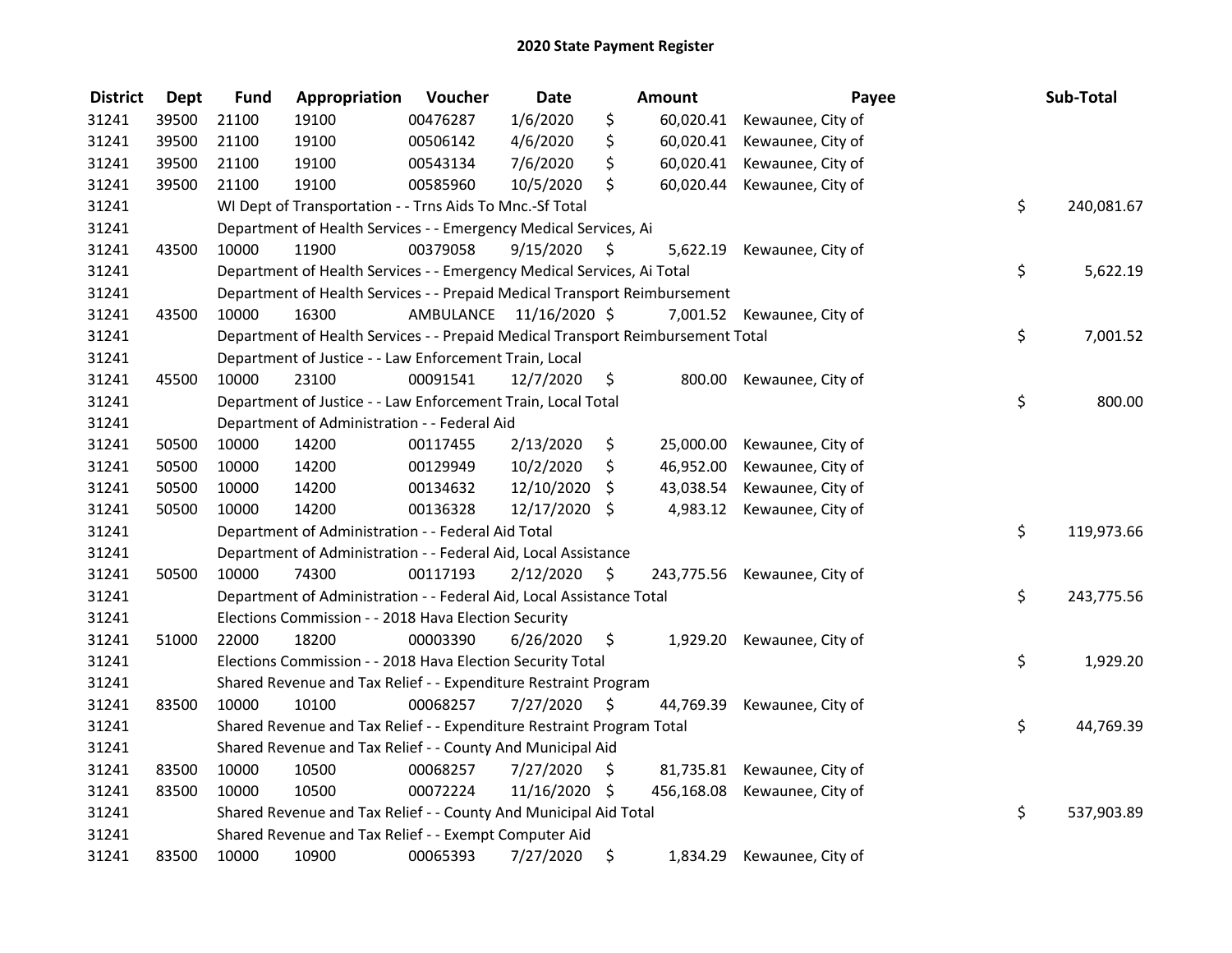# 2020 State Payment Register

| District | Dept | Fund | Appropriation | Voucher | Date | Amount | Payee | Sub-Total |
|---|---|---|---|---|---|---|---|---|
| 31241 | 39500 | 21100 | 19100 | 00476287 | 1/6/2020 | $ 60,020.41 | Kewaunee, City of | |
| 31241 | 39500 | 21100 | 19100 | 00506142 | 4/6/2020 | $ 60,020.41 | Kewaunee, City of | |
| 31241 | 39500 | 21100 | 19100 | 00543134 | 7/6/2020 | $ 60,020.41 | Kewaunee, City of | |
| 31241 | 39500 | 21100 | 19100 | 00585960 | 10/5/2020 | $ 60,020.44 | Kewaunee, City of | |
| 31241 | | WI Dept of Transportation - - Trns Aids To Mnc.-Sf Total | | | | | | $ 240,081.67 |
| 31241 | | Department of Health Services - - Emergency Medical Services, Ai | | | | | | |
| 31241 | 43500 | 10000 | 11900 | 00379058 | 9/15/2020 | $ 5,622.19 | Kewaunee, City of | |
| 31241 | | Department of Health Services - - Emergency Medical Services, Ai Total | | | | | | $ 5,622.19 |
| 31241 | | Department of Health Services - - Prepaid Medical Transport Reimbursement | | | | | | |
| 31241 | 43500 | 10000 | 16300 | AMBULANCE | 11/16/2020 | $ 7,001.52 | Kewaunee, City of | |
| 31241 | | Department of Health Services - - Prepaid Medical Transport Reimbursement Total | | | | | | $ 7,001.52 |
| 31241 | | Department of Justice - - Law Enforcement Train, Local | | | | | | |
| 31241 | 45500 | 10000 | 23100 | 00091541 | 12/7/2020 | $ 800.00 | Kewaunee, City of | |
| 31241 | | Department of Justice - - Law Enforcement Train, Local Total | | | | | | $ 800.00 |
| 31241 | | Department of Administration - - Federal Aid | | | | | | |
| 31241 | 50500 | 10000 | 14200 | 00117455 | 2/13/2020 | $ 25,000.00 | Kewaunee, City of | |
| 31241 | 50500 | 10000 | 14200 | 00129949 | 10/2/2020 | $ 46,952.00 | Kewaunee, City of | |
| 31241 | 50500 | 10000 | 14200 | 00134632 | 12/10/2020 | $ 43,038.54 | Kewaunee, City of | |
| 31241 | 50500 | 10000 | 14200 | 00136328 | 12/17/2020 | $ 4,983.12 | Kewaunee, City of | |
| 31241 | | Department of Administration - - Federal Aid Total | | | | | | $ 119,973.66 |
| 31241 | | Department of Administration - - Federal Aid, Local Assistance | | | | | | |
| 31241 | 50500 | 10000 | 74300 | 00117193 | 2/12/2020 | $ 243,775.56 | Kewaunee, City of | |
| 31241 | | Department of Administration - - Federal Aid, Local Assistance Total | | | | | | $ 243,775.56 |
| 31241 | | Elections Commission - - 2018 Hava Election Security | | | | | | |
| 31241 | 51000 | 22000 | 18200 | 00003390 | 6/26/2020 | $ 1,929.20 | Kewaunee, City of | |
| 31241 | | Elections Commission - - 2018 Hava Election Security Total | | | | | | $ 1,929.20 |
| 31241 | | Shared Revenue and Tax Relief - - Expenditure Restraint Program | | | | | | |
| 31241 | 83500 | 10000 | 10100 | 00068257 | 7/27/2020 | $ 44,769.39 | Kewaunee, City of | |
| 31241 | | Shared Revenue and Tax Relief - - Expenditure Restraint Program Total | | | | | | $ 44,769.39 |
| 31241 | | Shared Revenue and Tax Relief - - County And Municipal Aid | | | | | | |
| 31241 | 83500 | 10000 | 10500 | 00068257 | 7/27/2020 | $ 81,735.81 | Kewaunee, City of | |
| 31241 | 83500 | 10000 | 10500 | 00072224 | 11/16/2020 | $ 456,168.08 | Kewaunee, City of | |
| 31241 | | Shared Revenue and Tax Relief - - County And Municipal Aid Total | | | | | | $ 537,903.89 |
| 31241 | | Shared Revenue and Tax Relief - - Exempt Computer Aid | | | | | | |
| 31241 | 83500 | 10000 | 10900 | 00065393 | 7/27/2020 | $ 1,834.29 | Kewaunee, City of | |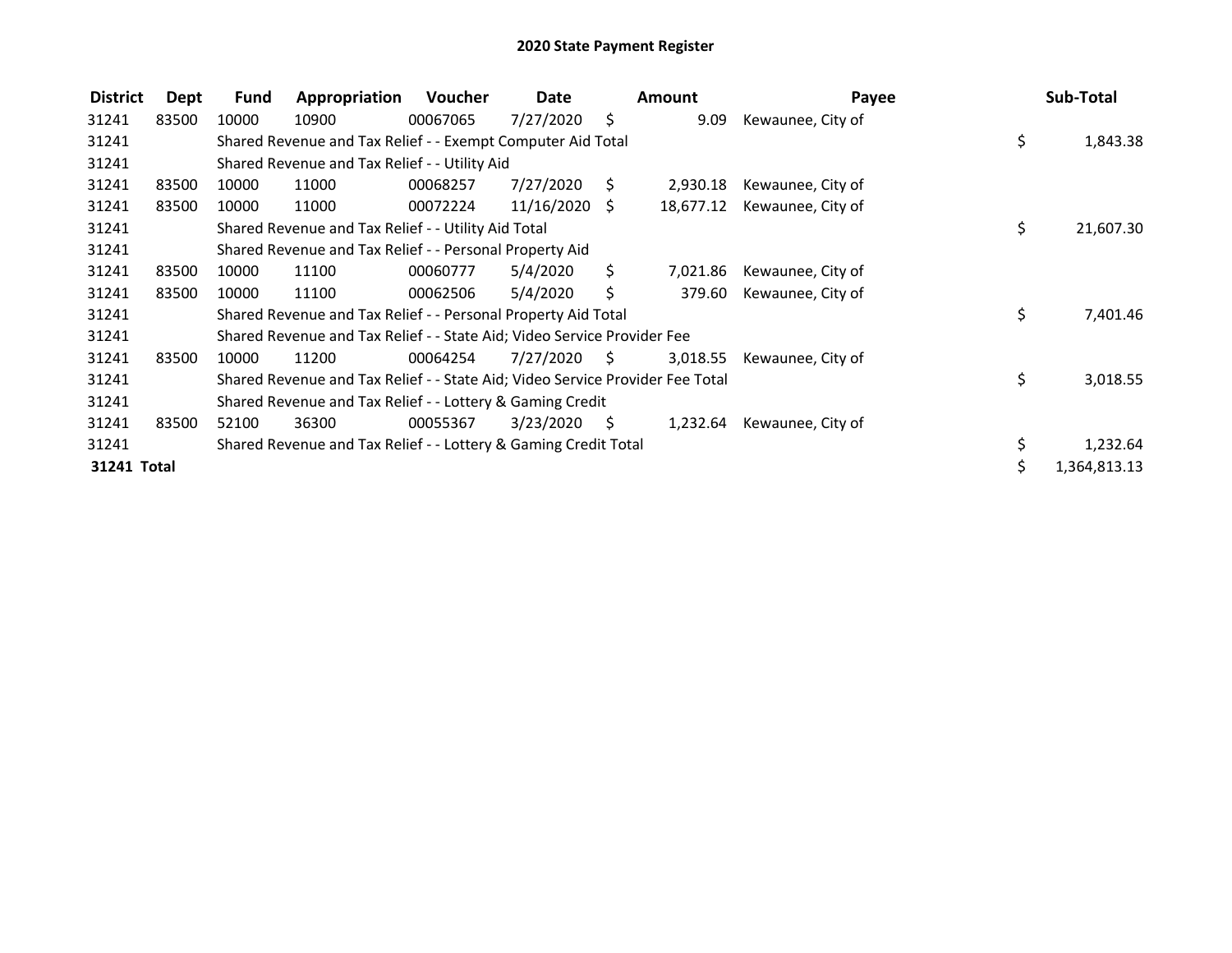# 2020 State Payment Register

| District | Dept | Fund | Appropriation | Voucher | Date | Amount | Payee | Sub-Total |
|---|---|---|---|---|---|---|---|---|
| 31241 | 83500 | 10000 | 10900 | 00067065 | 7/27/2020 | $ 9.09 | Kewaunee, City of | |
| 31241 | | Shared Revenue and Tax Relief - - Exempt Computer Aid Total | | | | | | $ 1,843.38 |
| 31241 | | Shared Revenue and Tax Relief - - Utility Aid | | | | | | |
| 31241 | 83500 | 10000 | 11000 | 00068257 | 7/27/2020 | $ 2,930.18 | Kewaunee, City of | |
| 31241 | 83500 | 10000 | 11000 | 00072224 | 11/16/2020 | $ 18,677.12 | Kewaunee, City of | |
| 31241 | | Shared Revenue and Tax Relief - - Utility Aid Total | | | | | | $ 21,607.30 |
| 31241 | | Shared Revenue and Tax Relief - - Personal Property Aid | | | | | | |
| 31241 | 83500 | 10000 | 11100 | 00060777 | 5/4/2020 | $ 7,021.86 | Kewaunee, City of | |
| 31241 | 83500 | 10000 | 11100 | 00062506 | 5/4/2020 | $ 379.60 | Kewaunee, City of | |
| 31241 | | Shared Revenue and Tax Relief - - Personal Property Aid Total | | | | | | $ 7,401.46 |
| 31241 | | Shared Revenue and Tax Relief - - State Aid; Video Service Provider Fee | | | | | | |
| 31241 | 83500 | 10000 | 11200 | 00064254 | 7/27/2020 | $ 3,018.55 | Kewaunee, City of | |
| 31241 | | Shared Revenue and Tax Relief - - State Aid; Video Service Provider Fee Total | | | | | | $ 3,018.55 |
| 31241 | | Shared Revenue and Tax Relief - - Lottery & Gaming Credit | | | | | | |
| 31241 | 83500 | 52100 | 36300 | 00055367 | 3/23/2020 | $ 1,232.64 | Kewaunee, City of | |
| 31241 | | Shared Revenue and Tax Relief - - Lottery & Gaming Credit Total | | | | | | $ 1,232.64 |
| **31241 Total** | | | | | | | | $ 1,364,813.13 |